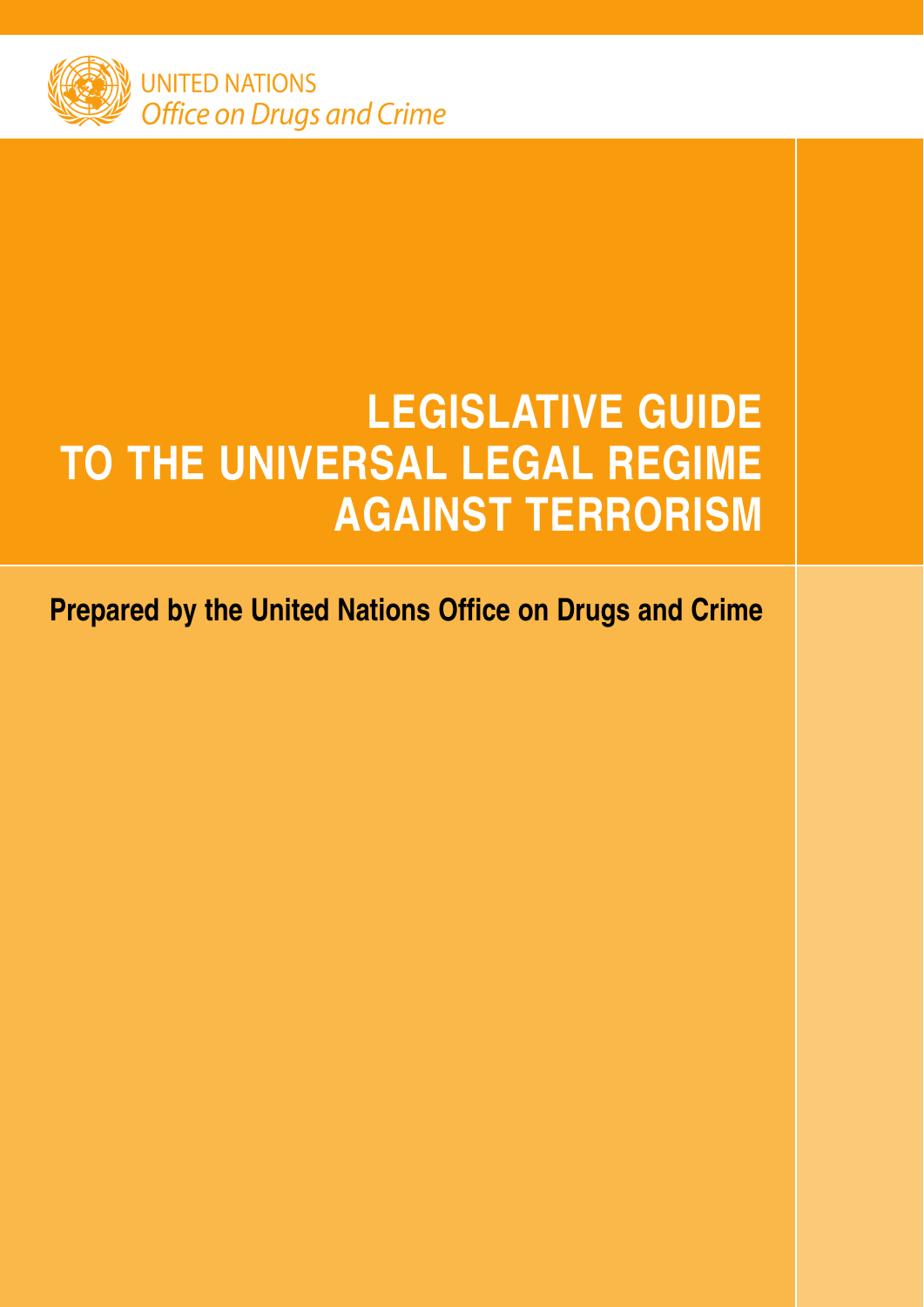UNITED NATIONS
*Office on Drugs and Crime*

# LEGISLATIVE GUIDE TO THE UNIVERSAL LEGAL REGIME AGAINST TERRORISM

**Prepared by the United Nations Office on Drugs and Crime**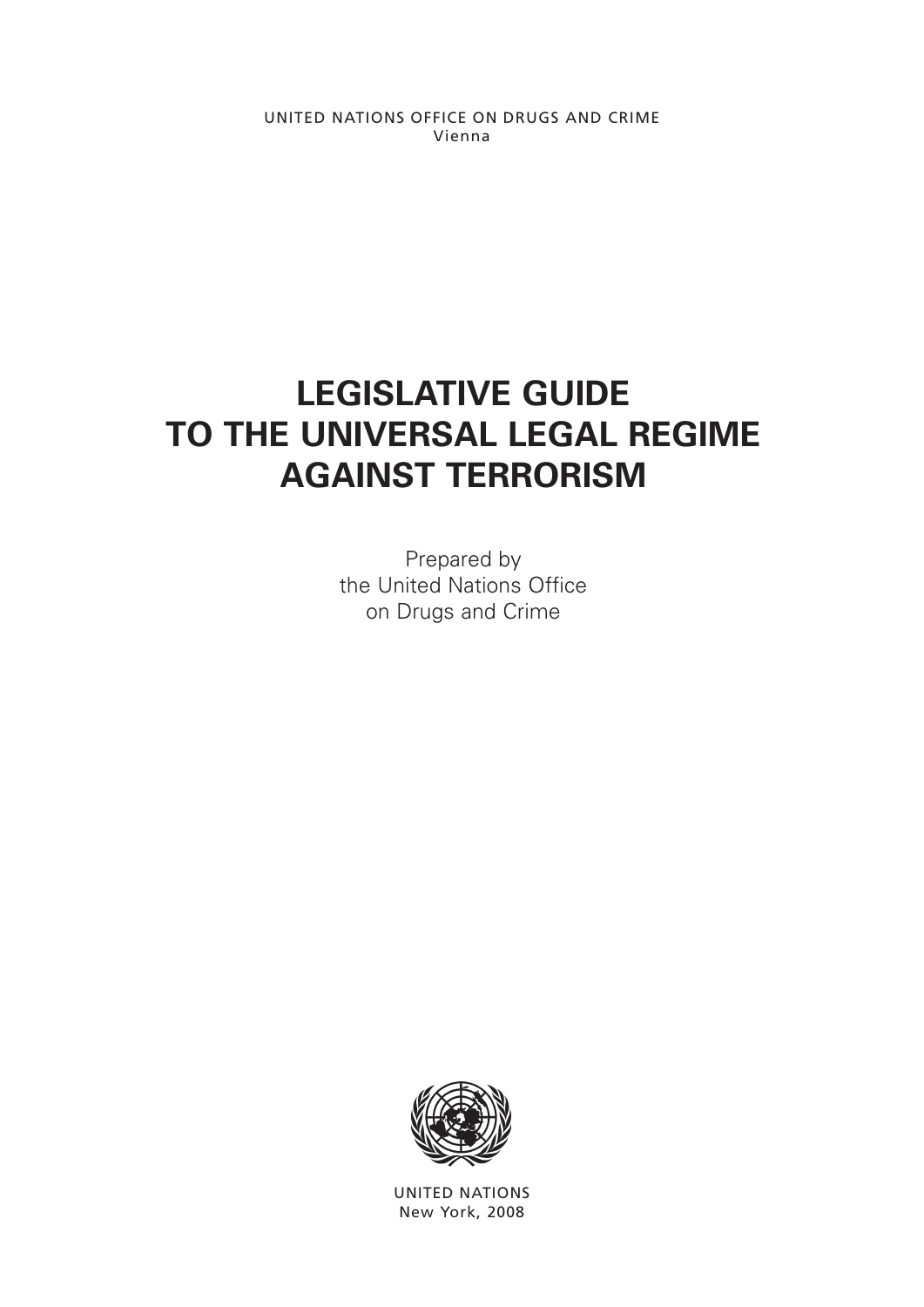UNITED NATIONS OFFICE ON DRUGS AND CRIME
Vienna

# LEGISLATIVE GUIDE TO THE UNIVERSAL LEGAL REGIME AGAINST TERRORISM

Prepared by
the United Nations Office
on Drugs and Crime

UNITED NATIONS
New York, 2008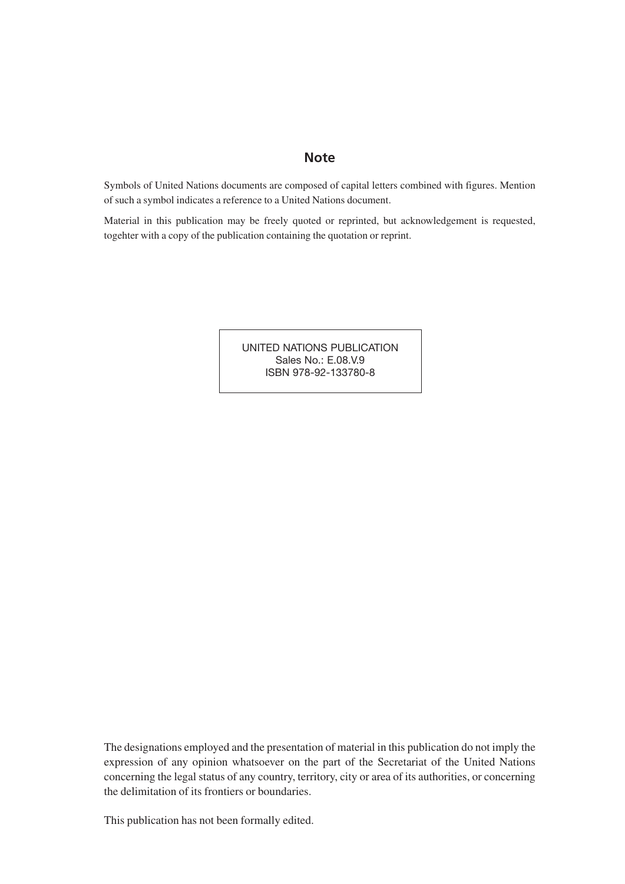## Note

Symbols of United Nations documents are composed of capital letters combined with figures. Mention of such a symbol indicates a reference to a United Nations document.

Material in this publication may be freely quoted or reprinted, but acknowledgement is requested, togehter with a copy of the publication containing the quotation or reprint.

UNITED NATIONS PUBLICATION
Sales No.: E.08.V.9
ISBN 978-92-133780-8

The designations employed and the presentation of material in this publication do not imply the expression of any opinion whatsoever on the part of the Secretariat of the United Nations concerning the legal status of any country, territory, city or area of its authorities, or concerning the delimitation of its frontiers or boundaries.

This publication has not been formally edited.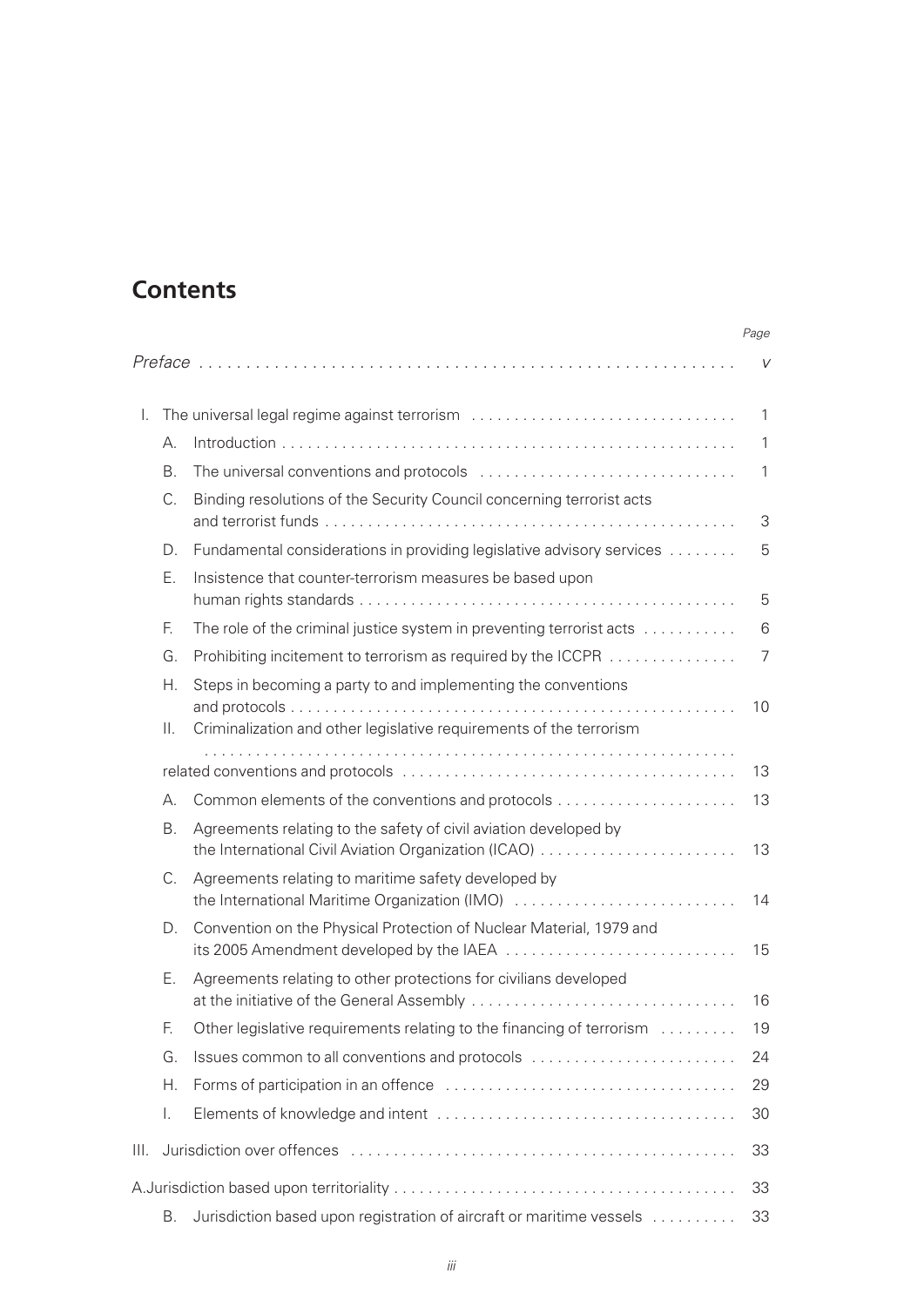## Contents

| | | | Page |
|---|---|---|---|
| *Preface* | | | v |
| I. | The universal legal regime against terrorism | | 1 |
| | A. | Introduction | 1 |
| | B. | The universal conventions and protocols | 1 |
| | C. | Binding resolutions of the Security Council concerning terrorist acts and terrorist funds | 3 |
| | D. | Fundamental considerations in providing legislative advisory services | 5 |
| | E. | Insistence that counter-terrorism measures be based upon human rights standards | 5 |
| | F. | The role of the criminal justice system in preventing terrorist acts | 6 |
| | G. | Prohibiting incitement to terrorism as required by the ICCPR | 7 |
| | H. | Steps in becoming a party to and implementing the conventions and protocols | 10 |
| II. | Criminalization and other legislative requirements of the terrorism related conventions and protocols | | 13 |
| | A. | Common elements of the conventions and protocols | 13 |
| | B. | Agreements relating to the safety of civil aviation developed by the International Civil Aviation Organization (ICAO) | 13 |
| | C. | Agreements relating to maritime safety developed by the International Maritime Organization (IMO) | 14 |
| | D. | Convention on the Physical Protection of Nuclear Material, 1979 and its 2005 Amendment developed by the IAEA | 15 |
| | E. | Agreements relating to other protections for civilians developed at the initiative of the General Assembly | 16 |
| | F. | Other legislative requirements relating to the financing of terrorism | 19 |
| | G. | Issues common to all conventions and protocols | 24 |
| | H. | Forms of participation in an offence | 29 |
| | I. | Elements of knowledge and intent | 30 |
| III. | Jurisdiction over offences | | 33 |
| | A. | Jurisdiction based upon territoriality | 33 |
| | B. | Jurisdiction based upon registration of aircraft or maritime vessels | 33 |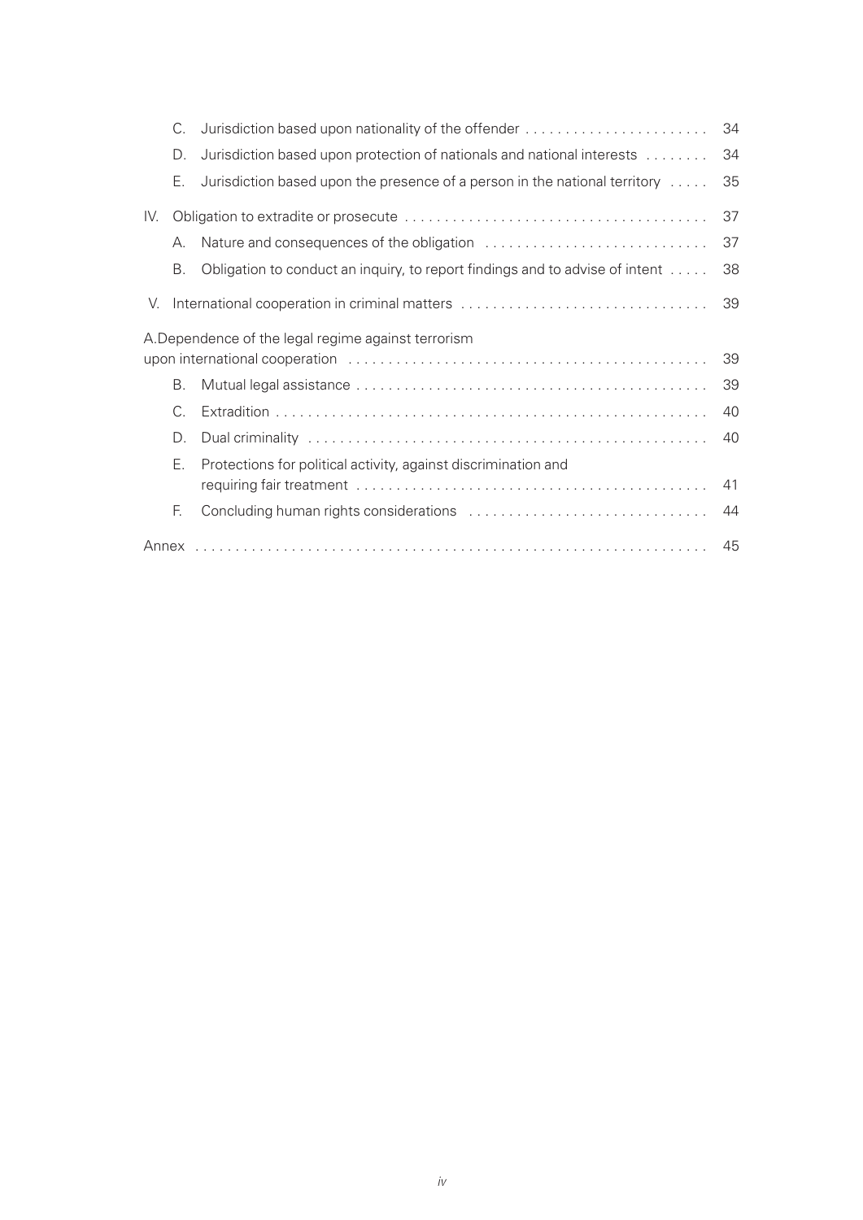C. Jurisdiction based upon nationality of the offender . . . . . . . . . . . . . . . . . . . . . . . 34

D. Jurisdiction based upon protection of nationals and national interests . . . . . . . . 34

E. Jurisdiction based upon the presence of a person in the national territory . . . . . 35

IV. Obligation to extradite or prosecute . . . . . . . . . . . . . . . . . . . . . . . . . . . . . . . . . . . . . . 37

A. Nature and consequences of the obligation . . . . . . . . . . . . . . . . . . . . . . . . . . . . 37

B. Obligation to conduct an inquiry, to report findings and to advise of intent . . . . . 38

V. International cooperation in criminal matters . . . . . . . . . . . . . . . . . . . . . . . . . . . . . . . 39

A. Dependence of the legal regime against terrorism upon international cooperation . . . . . . . . . . . . . . . . . . . . . . . . . . . . . . . . . . . . . . . . . . . . . 39

B. Mutual legal assistance . . . . . . . . . . . . . . . . . . . . . . . . . . . . . . . . . . . . . . . . . . . 39

C. Extradition . . . . . . . . . . . . . . . . . . . . . . . . . . . . . . . . . . . . . . . . . . . . . . . . . . . . . 40

D. Dual criminality . . . . . . . . . . . . . . . . . . . . . . . . . . . . . . . . . . . . . . . . . . . . . . . . . 40

E. Protections for political activity, against discrimination and requiring fair treatment . . . . . . . . . . . . . . . . . . . . . . . . . . . . . . . . . . . . . . . . . . . 41

F. Concluding human rights considerations . . . . . . . . . . . . . . . . . . . . . . . . . . . . . 44

Annex . . . . . . . . . . . . . . . . . . . . . . . . . . . . . . . . . . . . . . . . . . . . . . . . . . . . . . . . . . . . . . . . 45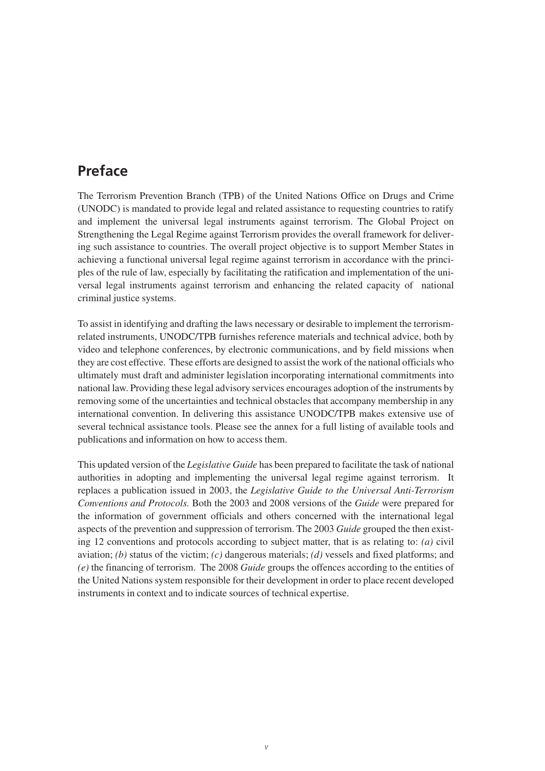## Preface

The Terrorism Prevention Branch (TPB) of the United Nations Office on Drugs and Crime (UNODC) is mandated to provide legal and related assistance to requesting countries to ratify and implement the universal legal instruments against terrorism. The Global Project on Strengthening the Legal Regime against Terrorism provides the overall framework for delivering such assistance to countries. The overall project objective is to support Member States in achieving a functional universal legal regime against terrorism in accordance with the principles of the rule of law, especially by facilitating the ratification and implementation of the universal legal instruments against terrorism and enhancing the related capacity of national criminal justice systems.

To assist in identifying and drafting the laws necessary or desirable to implement the terrorism-related instruments, UNODC/TPB furnishes reference materials and technical advice, both by video and telephone conferences, by electronic communications, and by field missions when they are cost effective. These efforts are designed to assist the work of the national officials who ultimately must draft and administer legislation incorporating international commitments into national law. Providing these legal advisory services encourages adoption of the instruments by removing some of the uncertainties and technical obstacles that accompany membership in any international convention. In delivering this assistance UNODC/TPB makes extensive use of several technical assistance tools. Please see the annex for a full listing of available tools and publications and information on how to access them.

This updated version of the *Legislative Guide* has been prepared to facilitate the task of national authorities in adopting and implementing the universal legal regime against terrorism. It replaces a publication issued in 2003, the *Legislative Guide to the Universal Anti-Terrorism Conventions and Protocols.* Both the 2003 and 2008 versions of the *Guide* were prepared for the information of government officials and others concerned with the international legal aspects of the prevention and suppression of terrorism. The 2003 *Guide* grouped the then existing 12 conventions and protocols according to subject matter, that is as relating to: *(a)* civil aviation; *(b)* status of the victim; *(c)* dangerous materials; *(d)* vessels and fixed platforms; and *(e)* the financing of terrorism. The 2008 *Guide* groups the offences according to the entities of the United Nations system responsible for their development in order to place recent developed instruments in context and to indicate sources of technical expertise.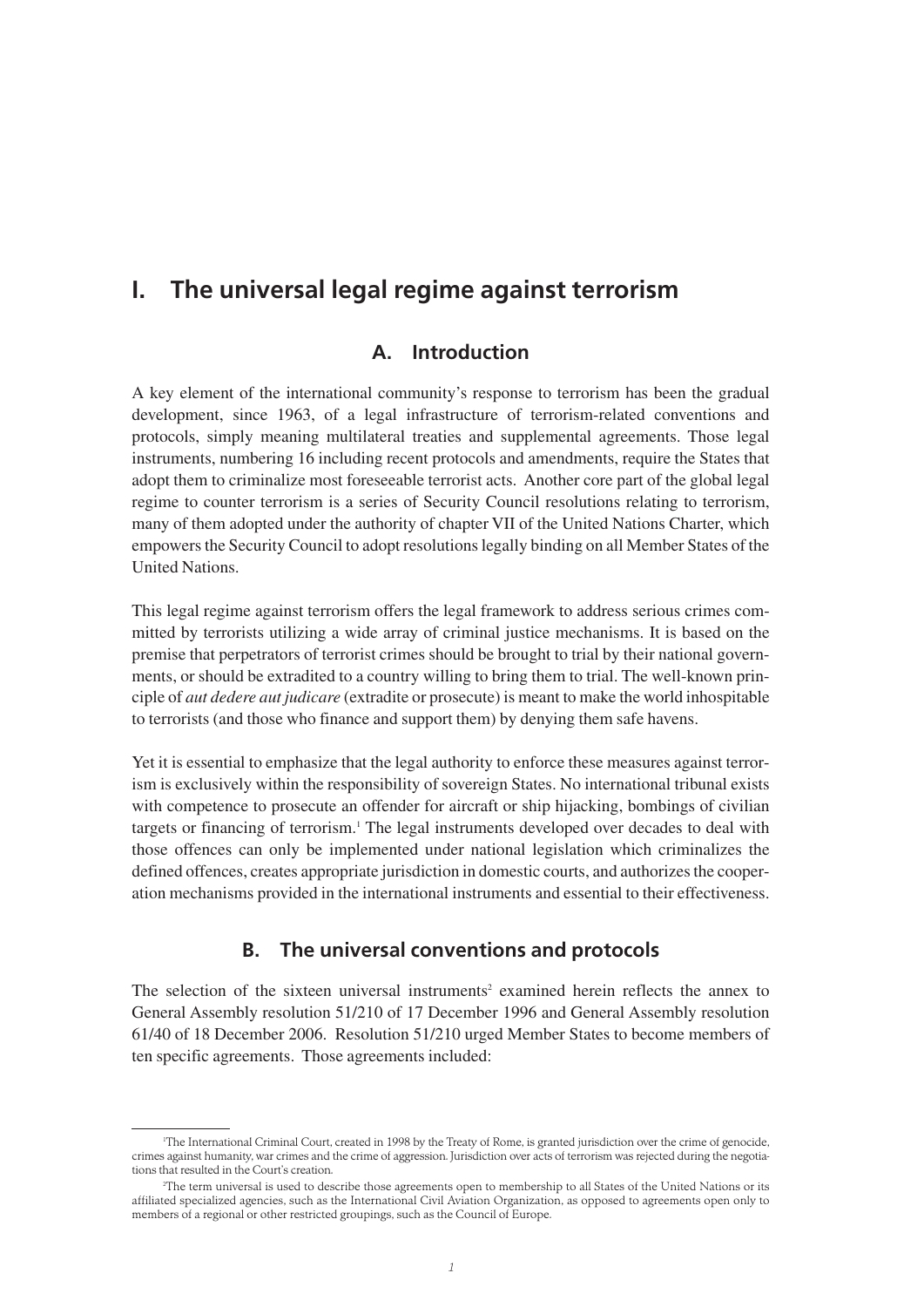# I. The universal legal regime against terrorism

## A. Introduction

A key element of the international community's response to terrorism has been the gradual development, since 1963, of a legal infrastructure of terrorism-related conventions and protocols, simply meaning multilateral treaties and supplemental agreements. Those legal instruments, numbering 16 including recent protocols and amendments, require the States that adopt them to criminalize most foreseeable terrorist acts. Another core part of the global legal regime to counter terrorism is a series of Security Council resolutions relating to terrorism, many of them adopted under the authority of chapter VII of the United Nations Charter, which empowers the Security Council to adopt resolutions legally binding on all Member States of the United Nations.

This legal regime against terrorism offers the legal framework to address serious crimes committed by terrorists utilizing a wide array of criminal justice mechanisms. It is based on the premise that perpetrators of terrorist crimes should be brought to trial by their national governments, or should be extradited to a country willing to bring them to trial. The well-known principle of *aut dedere aut judicare* (extradite or prosecute) is meant to make the world inhospitable to terrorists (and those who finance and support them) by denying them safe havens.

Yet it is essential to emphasize that the legal authority to enforce these measures against terrorism is exclusively within the responsibility of sovereign States. No international tribunal exists with competence to prosecute an offender for aircraft or ship hijacking, bombings of civilian targets or financing of terrorism.[1] The legal instruments developed over decades to deal with those offences can only be implemented under national legislation which criminalizes the defined offences, creates appropriate jurisdiction in domestic courts, and authorizes the cooperation mechanisms provided in the international instruments and essential to their effectiveness.

## B. The universal conventions and protocols

The selection of the sixteen universal instruments[2] examined herein reflects the annex to General Assembly resolution 51/210 of 17 December 1996 and General Assembly resolution 61/40 of 18 December 2006. Resolution 51/210 urged Member States to become members of ten specific agreements. Those agreements included:

---

[1] The International Criminal Court, created in 1998 by the Treaty of Rome, is granted jurisdiction over the crime of genocide, crimes against humanity, war crimes and the crime of aggression. Jurisdiction over acts of terrorism was rejected during the negotiations that resulted in the Court's creation.

[2] The term universal is used to describe those agreements open to membership to all States of the United Nations or its affiliated specialized agencies, such as the International Civil Aviation Organization, as opposed to agreements open only to members of a regional or other restricted groupings, such as the Council of Europe.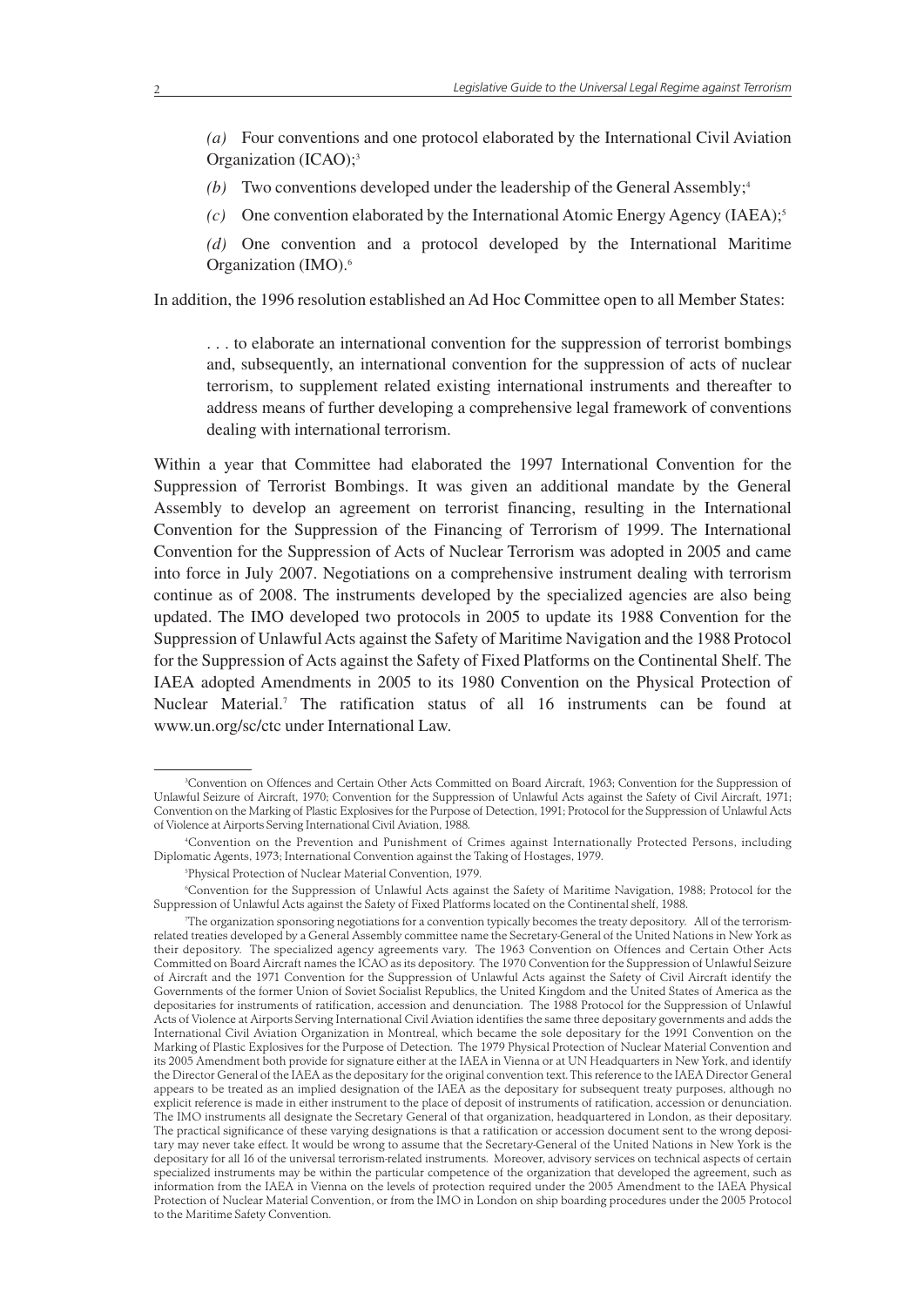*(a)* Four conventions and one protocol elaborated by the International Civil Aviation Organization (ICAO);[3]

*(b)* Two conventions developed under the leadership of the General Assembly;[4]

*(c)* One convention elaborated by the International Atomic Energy Agency (IAEA);[5]

*(d)* One convention and a protocol developed by the International Maritime Organization (IMO).[6]

In addition, the 1996 resolution established an Ad Hoc Committee open to all Member States:

> . . . to elaborate an international convention for the suppression of terrorist bombings and, subsequently, an international convention for the suppression of acts of nuclear terrorism, to supplement related existing international instruments and thereafter to address means of further developing a comprehensive legal framework of conventions dealing with international terrorism.

Within a year that Committee had elaborated the 1997 International Convention for the Suppression of Terrorist Bombings. It was given an additional mandate by the General Assembly to develop an agreement on terrorist financing, resulting in the International Convention for the Suppression of the Financing of Terrorism of 1999. The International Convention for the Suppression of Acts of Nuclear Terrorism was adopted in 2005 and came into force in July 2007. Negotiations on a comprehensive instrument dealing with terrorism continue as of 2008. The instruments developed by the specialized agencies are also being updated. The IMO developed two protocols in 2005 to update its 1988 Convention for the Suppression of Unlawful Acts against the Safety of Maritime Navigation and the 1988 Protocol for the Suppression of Acts against the Safety of Fixed Platforms on the Continental Shelf. The IAEA adopted Amendments in 2005 to its 1980 Convention on the Physical Protection of Nuclear Material.[7] The ratification status of all 16 instruments can be found at www.un.org/sc/ctc under International Law.

---

[3]Convention on Offences and Certain Other Acts Committed on Board Aircraft, 1963; Convention for the Suppression of Unlawful Seizure of Aircraft, 1970; Convention for the Suppression of Unlawful Acts against the Safety of Civil Aircraft, 1971; Convention on the Marking of Plastic Explosives for the Purpose of Detection, 1991; Protocol for the Suppression of Unlawful Acts of Violence at Airports Serving International Civil Aviation, 1988.

[4]Convention on the Prevention and Punishment of Crimes against Internationally Protected Persons, including Diplomatic Agents, 1973; International Convention against the Taking of Hostages, 1979.

[5]Physical Protection of Nuclear Material Convention, 1979.

[6]Convention for the Suppression of Unlawful Acts against the Safety of Maritime Navigation, 1988; Protocol for the Suppression of Unlawful Acts against the Safety of Fixed Platforms located on the Continental shelf, 1988.

[7]The organization sponsoring negotiations for a convention typically becomes the treaty depository. All of the terrorism-related treaties developed by a General Assembly committee name the Secretary-General of the United Nations in New York as their depository. The specialized agency agreements vary. The 1963 Convention on Offences and Certain Other Acts Committed on Board Aircraft names the ICAO as its depository. The 1970 Convention for the Suppression of Unlawful Seizure of Aircraft and the 1971 Convention for the Suppression of Unlawful Acts against the Safety of Civil Aircraft identify the Governments of the former Union of Soviet Socialist Republics, the United Kingdom and the United States of America as the depositaries for instruments of ratification, accession and denunciation. The 1988 Protocol for the Suppression of Unlawful Acts of Violence at Airports Serving International Civil Aviation identifies the same three depositary governments and adds the International Civil Aviation Organization in Montreal, which became the sole depositary for the 1991 Convention on the Marking of Plastic Explosives for the Purpose of Detection. The 1979 Physical Protection of Nuclear Material Convention and its 2005 Amendment both provide for signature either at the IAEA in Vienna or at UN Headquarters in New York, and identify the Director General of the IAEA as the depositary for the original convention text. This reference to the IAEA Director General appears to be treated as an implied designation of the IAEA as the depositary for subsequent treaty purposes, although no explicit reference is made in either instrument to the place of deposit of instruments of ratification, accession or denunciation. The IMO instruments all designate the Secretary General of that organization, headquartered in London, as their depositary. The practical significance of these varying designations is that a ratification or accession document sent to the wrong depositary may never take effect. It would be wrong to assume that the Secretary-General of the United Nations in New York is the depositary for all 16 of the universal terrorism-related instruments. Moreover, advisory services on technical aspects of certain specialized instruments may be within the particular competence of the organization that developed the agreement, such as information from the IAEA in Vienna on the levels of protection required under the 2005 Amendment to the IAEA Physical Protection of Nuclear Material Convention, or from the IMO in London on ship boarding procedures under the 2005 Protocol to the Maritime Safety Convention.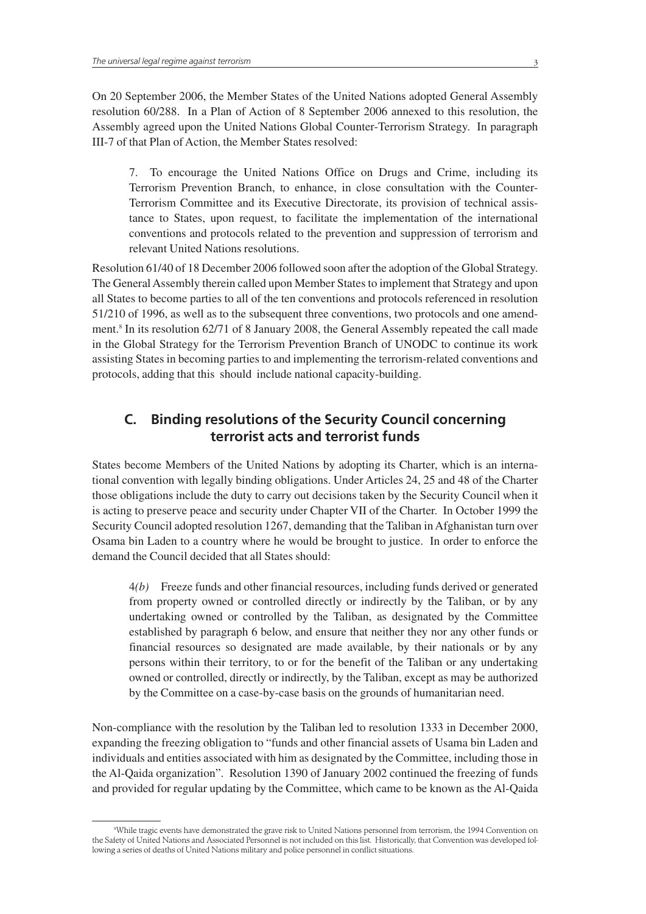On 20 September 2006, the Member States of the United Nations adopted General Assembly resolution 60/288. In a Plan of Action of 8 September 2006 annexed to this resolution, the Assembly agreed upon the United Nations Global Counter-Terrorism Strategy. In paragraph III-7 of that Plan of Action, the Member States resolved:

> 7. To encourage the United Nations Office on Drugs and Crime, including its Terrorism Prevention Branch, to enhance, in close consultation with the Counter-Terrorism Committee and its Executive Directorate, its provision of technical assistance to States, upon request, to facilitate the implementation of the international conventions and protocols related to the prevention and suppression of terrorism and relevant United Nations resolutions.

Resolution 61/40 of 18 December 2006 followed soon after the adoption of the Global Strategy. The General Assembly therein called upon Member States to implement that Strategy and upon all States to become parties to all of the ten conventions and protocols referenced in resolution 51/210 of 1996, as well as to the subsequent three conventions, two protocols and one amendment.[8] In its resolution 62/71 of 8 January 2008, the General Assembly repeated the call made in the Global Strategy for the Terrorism Prevention Branch of UNODC to continue its work assisting States in becoming parties to and implementing the terrorism-related conventions and protocols, adding that this should include national capacity-building.

## C. Binding resolutions of the Security Council concerning terrorist acts and terrorist funds

States become Members of the United Nations by adopting its Charter, which is an international convention with legally binding obligations. Under Articles 24, 25 and 48 of the Charter those obligations include the duty to carry out decisions taken by the Security Council when it is acting to preserve peace and security under Chapter VII of the Charter. In October 1999 the Security Council adopted resolution 1267, demanding that the Taliban in Afghanistan turn over Osama bin Laden to a country where he would be brought to justice. In order to enforce the demand the Council decided that all States should:

> 4*(b)* Freeze funds and other financial resources, including funds derived or generated from property owned or controlled directly or indirectly by the Taliban, or by any undertaking owned or controlled by the Taliban, as designated by the Committee established by paragraph 6 below, and ensure that neither they nor any other funds or financial resources so designated are made available, by their nationals or by any persons within their territory, to or for the benefit of the Taliban or any undertaking owned or controlled, directly or indirectly, by the Taliban, except as may be authorized by the Committee on a case-by-case basis on the grounds of humanitarian need.

Non-compliance with the resolution by the Taliban led to resolution 1333 in December 2000, expanding the freezing obligation to "funds and other financial assets of Usama bin Laden and individuals and entities associated with him as designated by the Committee, including those in the Al-Qaida organization". Resolution 1390 of January 2002 continued the freezing of funds and provided for regular updating by the Committee, which came to be known as the Al-Qaida

---

[8] While tragic events have demonstrated the grave risk to United Nations personnel from terrorism, the 1994 Convention on the Safety of United Nations and Associated Personnel is not included on this list. Historically, that Convention was developed following a series of deaths of United Nations military and police personnel in conflict situations.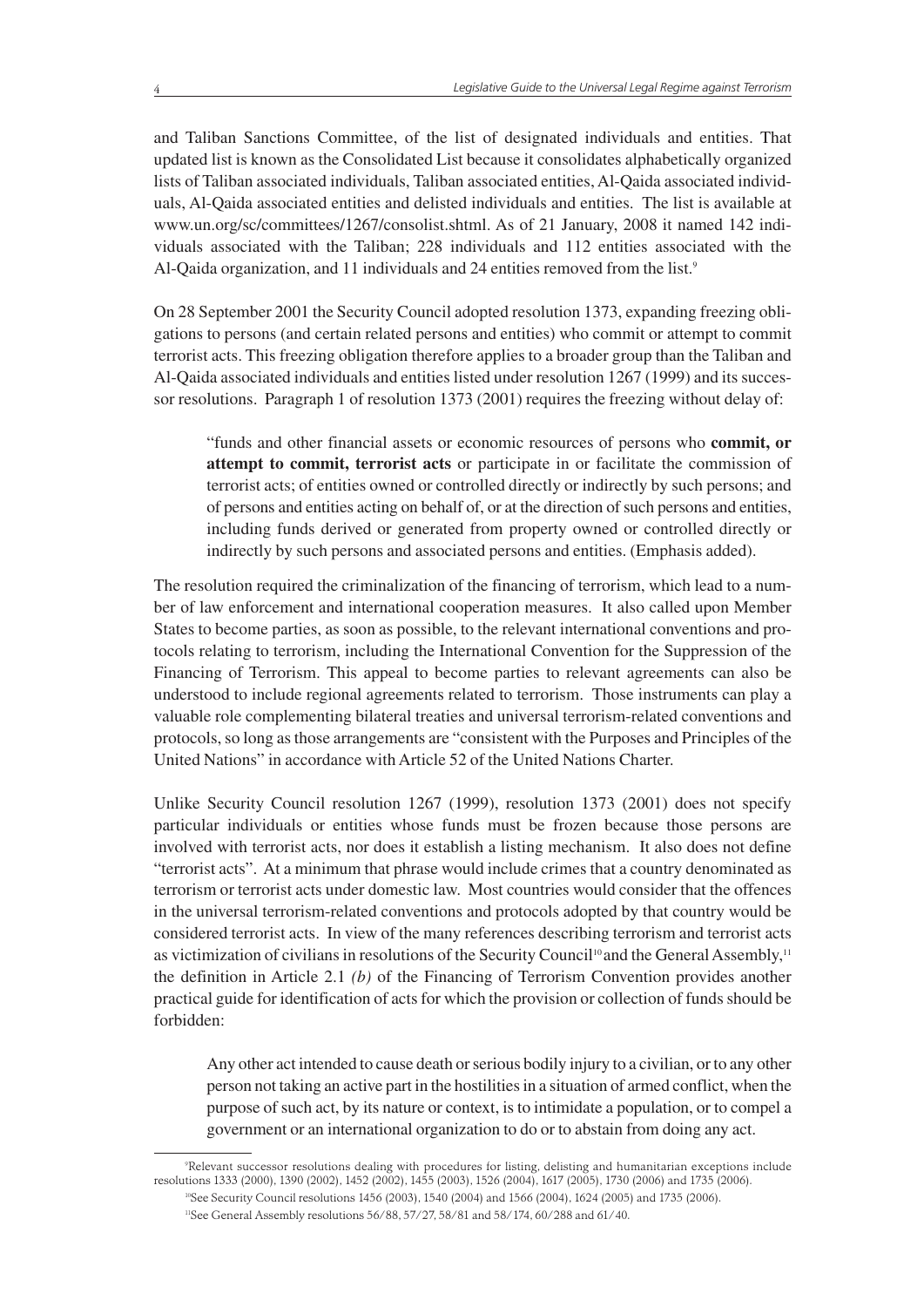and Taliban Sanctions Committee, of the list of designated individuals and entities. That updated list is known as the Consolidated List because it consolidates alphabetically organized lists of Taliban associated individuals, Taliban associated entities, Al-Qaida associated individuals, Al-Qaida associated entities and delisted individuals and entities. The list is available at www.un.org/sc/committees/1267/consolist.shtml. As of 21 January, 2008 it named 142 individuals associated with the Taliban; 228 individuals and 112 entities associated with the Al-Qaida organization, and 11 individuals and 24 entities removed from the list.[9]

On 28 September 2001 the Security Council adopted resolution 1373, expanding freezing obligations to persons (and certain related persons and entities) who commit or attempt to commit terrorist acts. This freezing obligation therefore applies to a broader group than the Taliban and Al-Qaida associated individuals and entities listed under resolution 1267 (1999) and its successor resolutions. Paragraph 1 of resolution 1373 (2001) requires the freezing without delay of:

> "funds and other financial assets or economic resources of persons who **commit, or attempt to commit, terrorist acts** or participate in or facilitate the commission of terrorist acts; of entities owned or controlled directly or indirectly by such persons; and of persons and entities acting on behalf of, or at the direction of such persons and entities, including funds derived or generated from property owned or controlled directly or indirectly by such persons and associated persons and entities. (Emphasis added).

The resolution required the criminalization of the financing of terrorism, which lead to a number of law enforcement and international cooperation measures. It also called upon Member States to become parties, as soon as possible, to the relevant international conventions and protocols relating to terrorism, including the International Convention for the Suppression of the Financing of Terrorism. This appeal to become parties to relevant agreements can also be understood to include regional agreements related to terrorism. Those instruments can play a valuable role complementing bilateral treaties and universal terrorism-related conventions and protocols, so long as those arrangements are "consistent with the Purposes and Principles of the United Nations" in accordance with Article 52 of the United Nations Charter.

Unlike Security Council resolution 1267 (1999), resolution 1373 (2001) does not specify particular individuals or entities whose funds must be frozen because those persons are involved with terrorist acts, nor does it establish a listing mechanism. It also does not define "terrorist acts". At a minimum that phrase would include crimes that a country denominated as terrorism or terrorist acts under domestic law. Most countries would consider that the offences in the universal terrorism-related conventions and protocols adopted by that country would be considered terrorist acts. In view of the many references describing terrorism and terrorist acts as victimization of civilians in resolutions of the Security Council[10] and the General Assembly,[11] the definition in Article 2.1 *(b)* of the Financing of Terrorism Convention provides another practical guide for identification of acts for which the provision or collection of funds should be forbidden:

> Any other act intended to cause death or serious bodily injury to a civilian, or to any other person not taking an active part in the hostilities in a situation of armed conflict, when the purpose of such act, by its nature or context, is to intimidate a population, or to compel a government or an international organization to do or to abstain from doing any act.

---

[9] Relevant successor resolutions dealing with procedures for listing, delisting and humanitarian exceptions include resolutions 1333 (2000), 1390 (2002), 1452 (2002), 1455 (2003), 1526 (2004), 1617 (2005), 1730 (2006) and 1735 (2006).

[10] See Security Council resolutions 1456 (2003), 1540 (2004) and 1566 (2004), 1624 (2005) and 1735 (2006).

[11] See General Assembly resolutions 56/88, 57/27, 58/81 and 58/174, 60/288 and 61/40.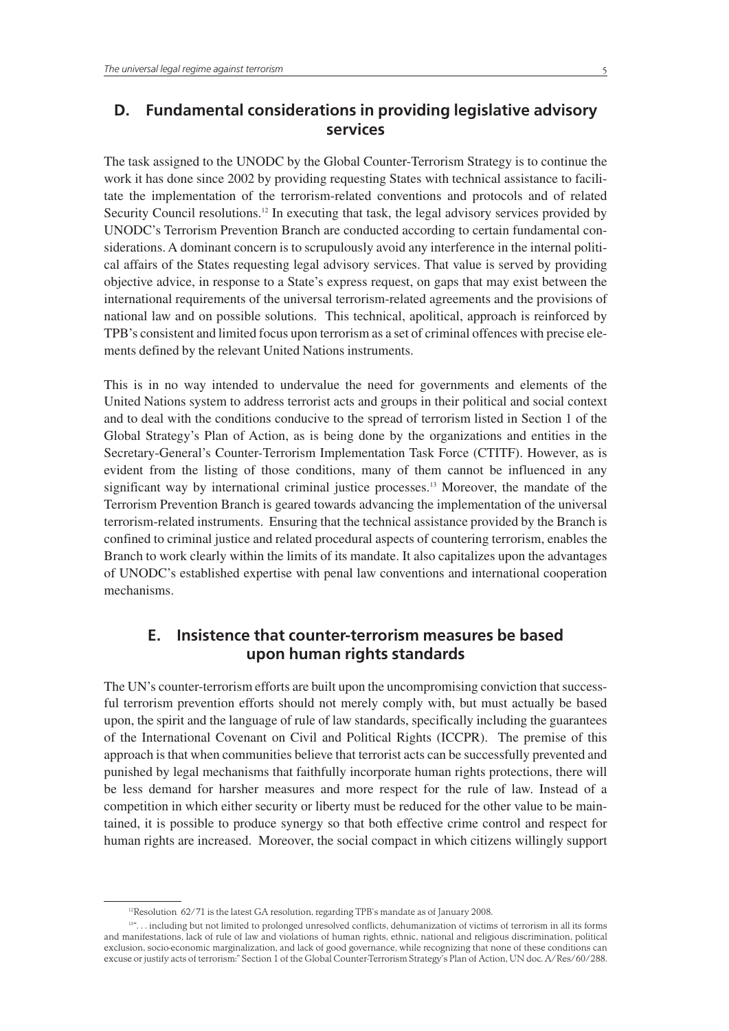## D. Fundamental considerations in providing legislative advisory services

The task assigned to the UNODC by the Global Counter-Terrorism Strategy is to continue the work it has done since 2002 by providing requesting States with technical assistance to facilitate the implementation of the terrorism-related conventions and protocols and of related Security Council resolutions.[12] In executing that task, the legal advisory services provided by UNODC's Terrorism Prevention Branch are conducted according to certain fundamental considerations. A dominant concern is to scrupulously avoid any interference in the internal political affairs of the States requesting legal advisory services. That value is served by providing objective advice, in response to a State's express request, on gaps that may exist between the international requirements of the universal terrorism-related agreements and the provisions of national law and on possible solutions. This technical, apolitical, approach is reinforced by TPB's consistent and limited focus upon terrorism as a set of criminal offences with precise elements defined by the relevant United Nations instruments.

This is in no way intended to undervalue the need for governments and elements of the United Nations system to address terrorist acts and groups in their political and social context and to deal with the conditions conducive to the spread of terrorism listed in Section 1 of the Global Strategy's Plan of Action, as is being done by the organizations and entities in the Secretary-General's Counter-Terrorism Implementation Task Force (CTITF). However, as is evident from the listing of those conditions, many of them cannot be influenced in any significant way by international criminal justice processes.[13] Moreover, the mandate of the Terrorism Prevention Branch is geared towards advancing the implementation of the universal terrorism-related instruments. Ensuring that the technical assistance provided by the Branch is confined to criminal justice and related procedural aspects of countering terrorism, enables the Branch to work clearly within the limits of its mandate. It also capitalizes upon the advantages of UNODC's established expertise with penal law conventions and international cooperation mechanisms.

## E. Insistence that counter-terrorism measures be based upon human rights standards

The UN's counter-terrorism efforts are built upon the uncompromising conviction that successful terrorism prevention efforts should not merely comply with, but must actually be based upon, the spirit and the language of rule of law standards, specifically including the guarantees of the International Covenant on Civil and Political Rights (ICCPR). The premise of this approach is that when communities believe that terrorist acts can be successfully prevented and punished by legal mechanisms that faithfully incorporate human rights protections, there will be less demand for harsher measures and more respect for the rule of law. Instead of a competition in which either security or liberty must be reduced for the other value to be maintained, it is possible to produce synergy so that both effective crime control and respect for human rights are increased. Moreover, the social compact in which citizens willingly support

---

[12] Resolution 62/71 is the latest GA resolution, regarding TPB's mandate as of January 2008.

[13] ". . . including but not limited to prolonged unresolved conflicts, dehumanization of victims of terrorism in all its forms and manifestations, lack of rule of law and violations of human rights, ethnic, national and religious discrimination, political exclusion, socio-economic marginalization, and lack of good governance, while recognizing that none of these conditions can excuse or justify acts of terrorism:" Section 1 of the Global Counter-Terrorism Strategy's Plan of Action, UN doc. A/Res/60/288.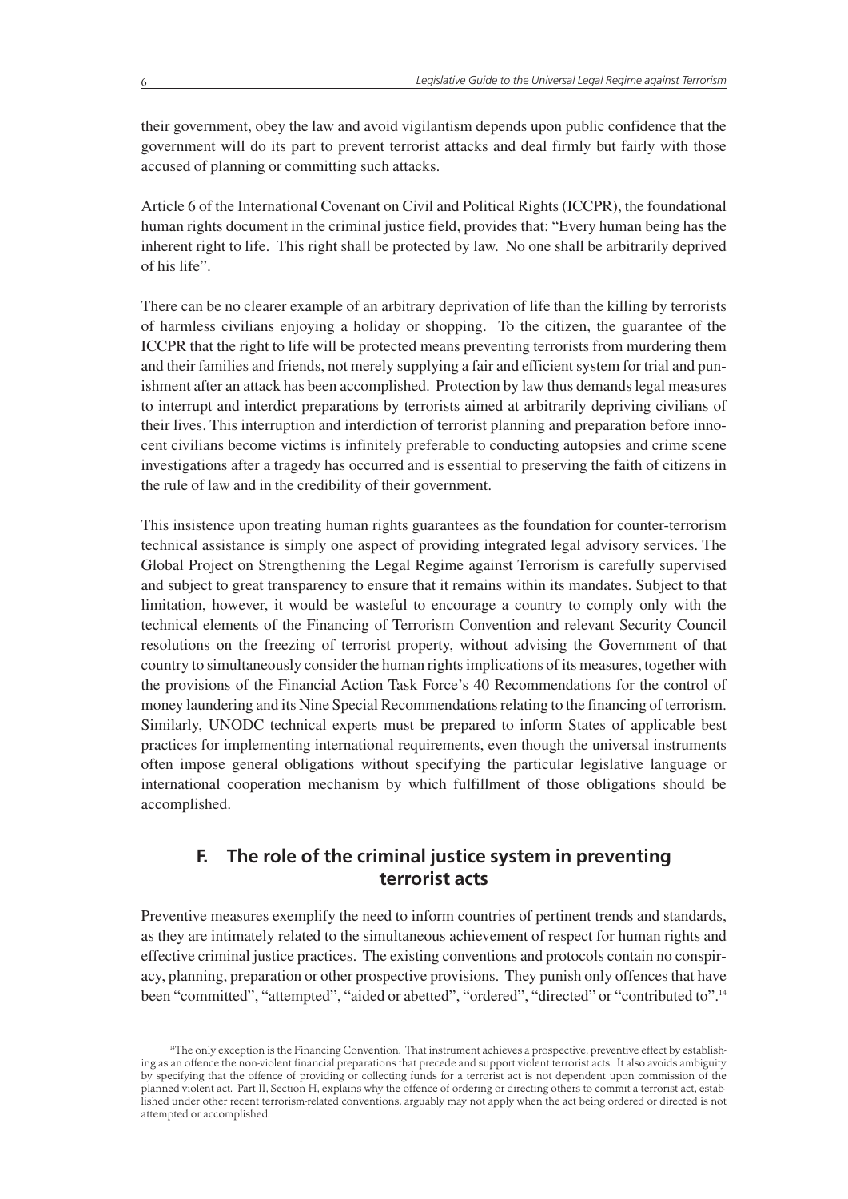their government, obey the law and avoid vigilantism depends upon public confidence that the government will do its part to prevent terrorist attacks and deal firmly but fairly with those accused of planning or committing such attacks.

Article 6 of the International Covenant on Civil and Political Rights (ICCPR), the foundational human rights document in the criminal justice field, provides that: "Every human being has the inherent right to life. This right shall be protected by law. No one shall be arbitrarily deprived of his life".

There can be no clearer example of an arbitrary deprivation of life than the killing by terrorists of harmless civilians enjoying a holiday or shopping. To the citizen, the guarantee of the ICCPR that the right to life will be protected means preventing terrorists from murdering them and their families and friends, not merely supplying a fair and efficient system for trial and punishment after an attack has been accomplished. Protection by law thus demands legal measures to interrupt and interdict preparations by terrorists aimed at arbitrarily depriving civilians of their lives. This interruption and interdiction of terrorist planning and preparation before innocent civilians become victims is infinitely preferable to conducting autopsies and crime scene investigations after a tragedy has occurred and is essential to preserving the faith of citizens in the rule of law and in the credibility of their government.

This insistence upon treating human rights guarantees as the foundation for counter-terrorism technical assistance is simply one aspect of providing integrated legal advisory services. The Global Project on Strengthening the Legal Regime against Terrorism is carefully supervised and subject to great transparency to ensure that it remains within its mandates. Subject to that limitation, however, it would be wasteful to encourage a country to comply only with the technical elements of the Financing of Terrorism Convention and relevant Security Council resolutions on the freezing of terrorist property, without advising the Government of that country to simultaneously consider the human rights implications of its measures, together with the provisions of the Financial Action Task Force's 40 Recommendations for the control of money laundering and its Nine Special Recommendations relating to the financing of terrorism. Similarly, UNODC technical experts must be prepared to inform States of applicable best practices for implementing international requirements, even though the universal instruments often impose general obligations without specifying the particular legislative language or international cooperation mechanism by which fulfillment of those obligations should be accomplished.

## F. The role of the criminal justice system in preventing terrorist acts

Preventive measures exemplify the need to inform countries of pertinent trends and standards, as they are intimately related to the simultaneous achievement of respect for human rights and effective criminal justice practices. The existing conventions and protocols contain no conspiracy, planning, preparation or other prospective provisions. They punish only offences that have been "committed", "attempted", "aided or abetted", "ordered", "directed" or "contributed to".[14]

---

[14]The only exception is the Financing Convention. That instrument achieves a prospective, preventive effect by establishing as an offence the non-violent financial preparations that precede and support violent terrorist acts. It also avoids ambiguity by specifying that the offence of providing or collecting funds for a terrorist act is not dependent upon commission of the planned violent act. Part II, Section H, explains why the offence of ordering or directing others to commit a terrorist act, established under other recent terrorism-related conventions, arguably may not apply when the act being ordered or directed is not attempted or accomplished.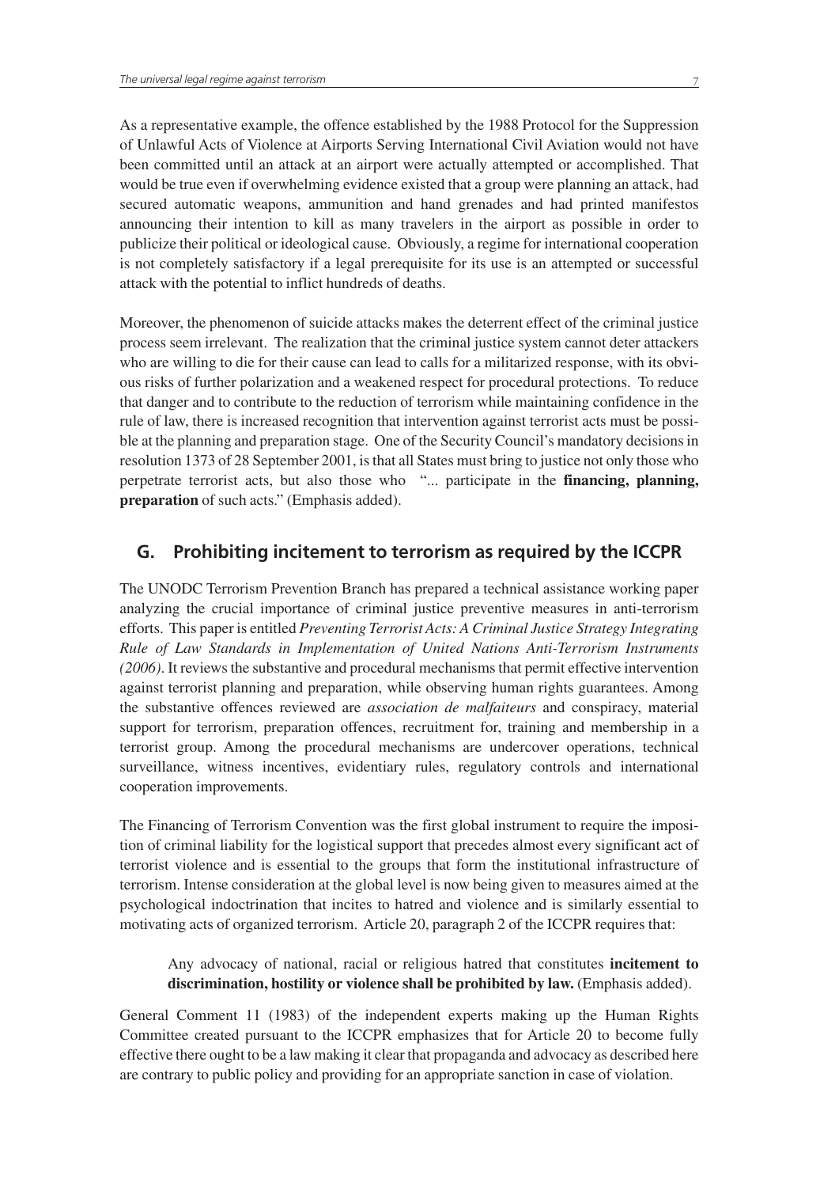As a representative example, the offence established by the 1988 Protocol for the Suppression of Unlawful Acts of Violence at Airports Serving International Civil Aviation would not have been committed until an attack at an airport were actually attempted or accomplished. That would be true even if overwhelming evidence existed that a group were planning an attack, had secured automatic weapons, ammunition and hand grenades and had printed manifestos announcing their intention to kill as many travelers in the airport as possible in order to publicize their political or ideological cause. Obviously, a regime for international cooperation is not completely satisfactory if a legal prerequisite for its use is an attempted or successful attack with the potential to inflict hundreds of deaths.

Moreover, the phenomenon of suicide attacks makes the deterrent effect of the criminal justice process seem irrelevant. The realization that the criminal justice system cannot deter attackers who are willing to die for their cause can lead to calls for a militarized response, with its obvious risks of further polarization and a weakened respect for procedural protections. To reduce that danger and to contribute to the reduction of terrorism while maintaining confidence in the rule of law, there is increased recognition that intervention against terrorist acts must be possible at the planning and preparation stage. One of the Security Council's mandatory decisions in resolution 1373 of 28 September 2001, is that all States must bring to justice not only those who perpetrate terrorist acts, but also those who "... participate in the **financing, planning, preparation** of such acts." (Emphasis added).

## G. Prohibiting incitement to terrorism as required by the ICCPR

The UNODC Terrorism Prevention Branch has prepared a technical assistance working paper analyzing the crucial importance of criminal justice preventive measures in anti-terrorism efforts. This paper is entitled *Preventing Terrorist Acts: A Criminal Justice Strategy Integrating Rule of Law Standards in Implementation of United Nations Anti-Terrorism Instruments (2006)*. It reviews the substantive and procedural mechanisms that permit effective intervention against terrorist planning and preparation, while observing human rights guarantees. Among the substantive offences reviewed are *association de malfaiteurs* and conspiracy, material support for terrorism, preparation offences, recruitment for, training and membership in a terrorist group. Among the procedural mechanisms are undercover operations, technical surveillance, witness incentives, evidentiary rules, regulatory controls and international cooperation improvements.

The Financing of Terrorism Convention was the first global instrument to require the imposition of criminal liability for the logistical support that precedes almost every significant act of terrorist violence and is essential to the groups that form the institutional infrastructure of terrorism. Intense consideration at the global level is now being given to measures aimed at the psychological indoctrination that incites to hatred and violence and is similarly essential to motivating acts of organized terrorism. Article 20, paragraph 2 of the ICCPR requires that:

> Any advocacy of national, racial or religious hatred that constitutes **incitement to discrimination, hostility or violence shall be prohibited by law.** (Emphasis added).

General Comment 11 (1983) of the independent experts making up the Human Rights Committee created pursuant to the ICCPR emphasizes that for Article 20 to become fully effective there ought to be a law making it clear that propaganda and advocacy as described here are contrary to public policy and providing for an appropriate sanction in case of violation.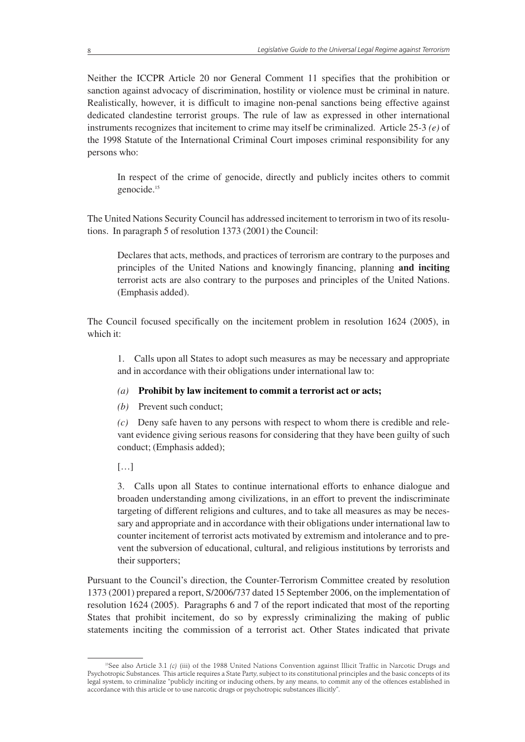Neither the ICCPR Article 20 nor General Comment 11 specifies that the prohibition or sanction against advocacy of discrimination, hostility or violence must be criminal in nature. Realistically, however, it is difficult to imagine non-penal sanctions being effective against dedicated clandestine terrorist groups. The rule of law as expressed in other international instruments recognizes that incitement to crime may itself be criminalized. Article 25-3 *(e)* of the 1998 Statute of the International Criminal Court imposes criminal responsibility for any persons who:

> In respect of the crime of genocide, directly and publicly incites others to commit genocide.[15]

The United Nations Security Council has addressed incitement to terrorism in two of its resolutions. In paragraph 5 of resolution 1373 (2001) the Council:

> Declares that acts, methods, and practices of terrorism are contrary to the purposes and principles of the United Nations and knowingly financing, planning **and inciting** terrorist acts are also contrary to the purposes and principles of the United Nations. (Emphasis added).

The Council focused specifically on the incitement problem in resolution 1624 (2005), in which it:

> 1. Calls upon all States to adopt such measures as may be necessary and appropriate and in accordance with their obligations under international law to:
>
> *(a)* **Prohibit by law incitement to commit a terrorist act or acts;**
>
> *(b)* Prevent such conduct;
>
> *(c)* Deny safe haven to any persons with respect to whom there is credible and relevant evidence giving serious reasons for considering that they have been guilty of such conduct; (Emphasis added);
>
> […]
>
> 3. Calls upon all States to continue international efforts to enhance dialogue and broaden understanding among civilizations, in an effort to prevent the indiscriminate targeting of different religions and cultures, and to take all measures as may be necessary and appropriate and in accordance with their obligations under international law to counter incitement of terrorist acts motivated by extremism and intolerance and to prevent the subversion of educational, cultural, and religious institutions by terrorists and their supporters;

Pursuant to the Council's direction, the Counter-Terrorism Committee created by resolution 1373 (2001) prepared a report, S/2006/737 dated 15 September 2006, on the implementation of resolution 1624 (2005). Paragraphs 6 and 7 of the report indicated that most of the reporting States that prohibit incitement, do so by expressly criminalizing the making of public statements inciting the commission of a terrorist act. Other States indicated that private

---

[15] See also Article 3.1 *(c)* (iii) of the 1988 United Nations Convention against Illicit Traffic in Narcotic Drugs and Psychotropic Substances. This article requires a State Party, subject to its constitutional principles and the basic concepts of its legal system, to criminalize "publicly inciting or inducing others, by any means, to commit any of the offences established in accordance with this article or to use narcotic drugs or psychotropic substances illicitly".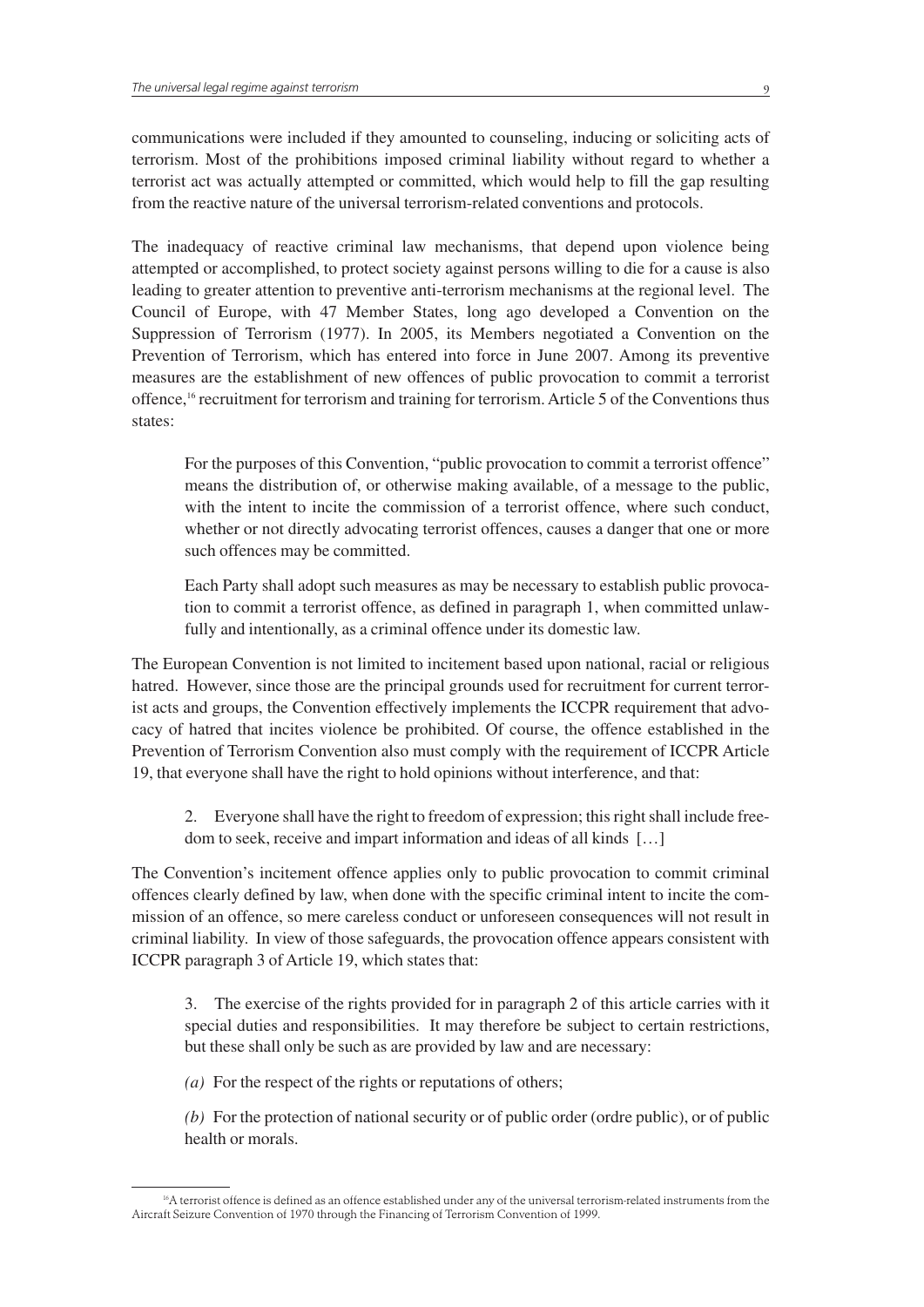communications were included if they amounted to counseling, inducing or soliciting acts of terrorism. Most of the prohibitions imposed criminal liability without regard to whether a terrorist act was actually attempted or committed, which would help to fill the gap resulting from the reactive nature of the universal terrorism-related conventions and protocols.

The inadequacy of reactive criminal law mechanisms, that depend upon violence being attempted or accomplished, to protect society against persons willing to die for a cause is also leading to greater attention to preventive anti-terrorism mechanisms at the regional level. The Council of Europe, with 47 Member States, long ago developed a Convention on the Suppression of Terrorism (1977). In 2005, its Members negotiated a Convention on the Prevention of Terrorism, which has entered into force in June 2007. Among its preventive measures are the establishment of new offences of public provocation to commit a terrorist offence,[16] recruitment for terrorism and training for terrorism. Article 5 of the Conventions thus states:

> For the purposes of this Convention, "public provocation to commit a terrorist offence" means the distribution of, or otherwise making available, of a message to the public, with the intent to incite the commission of a terrorist offence, where such conduct, whether or not directly advocating terrorist offences, causes a danger that one or more such offences may be committed.
>
> Each Party shall adopt such measures as may be necessary to establish public provocation to commit a terrorist offence, as defined in paragraph 1, when committed unlawfully and intentionally, as a criminal offence under its domestic law.

The European Convention is not limited to incitement based upon national, racial or religious hatred. However, since those are the principal grounds used for recruitment for current terrorist acts and groups, the Convention effectively implements the ICCPR requirement that advocacy of hatred that incites violence be prohibited. Of course, the offence established in the Prevention of Terrorism Convention also must comply with the requirement of ICCPR Article 19, that everyone shall have the right to hold opinions without interference, and that:

> 2. Everyone shall have the right to freedom of expression; this right shall include freedom to seek, receive and impart information and ideas of all kinds […]

The Convention's incitement offence applies only to public provocation to commit criminal offences clearly defined by law, when done with the specific criminal intent to incite the commission of an offence, so mere careless conduct or unforeseen consequences will not result in criminal liability. In view of those safeguards, the provocation offence appears consistent with ICCPR paragraph 3 of Article 19, which states that:

> 3. The exercise of the rights provided for in paragraph 2 of this article carries with it special duties and responsibilities. It may therefore be subject to certain restrictions, but these shall only be such as are provided by law and are necessary:
>
> *(a)* For the respect of the rights or reputations of others;
>
> *(b)* For the protection of national security or of public order (ordre public), or of public health or morals.

[16]A terrorist offence is defined as an offence established under any of the universal terrorism-related instruments from the Aircraft Seizure Convention of 1970 through the Financing of Terrorism Convention of 1999.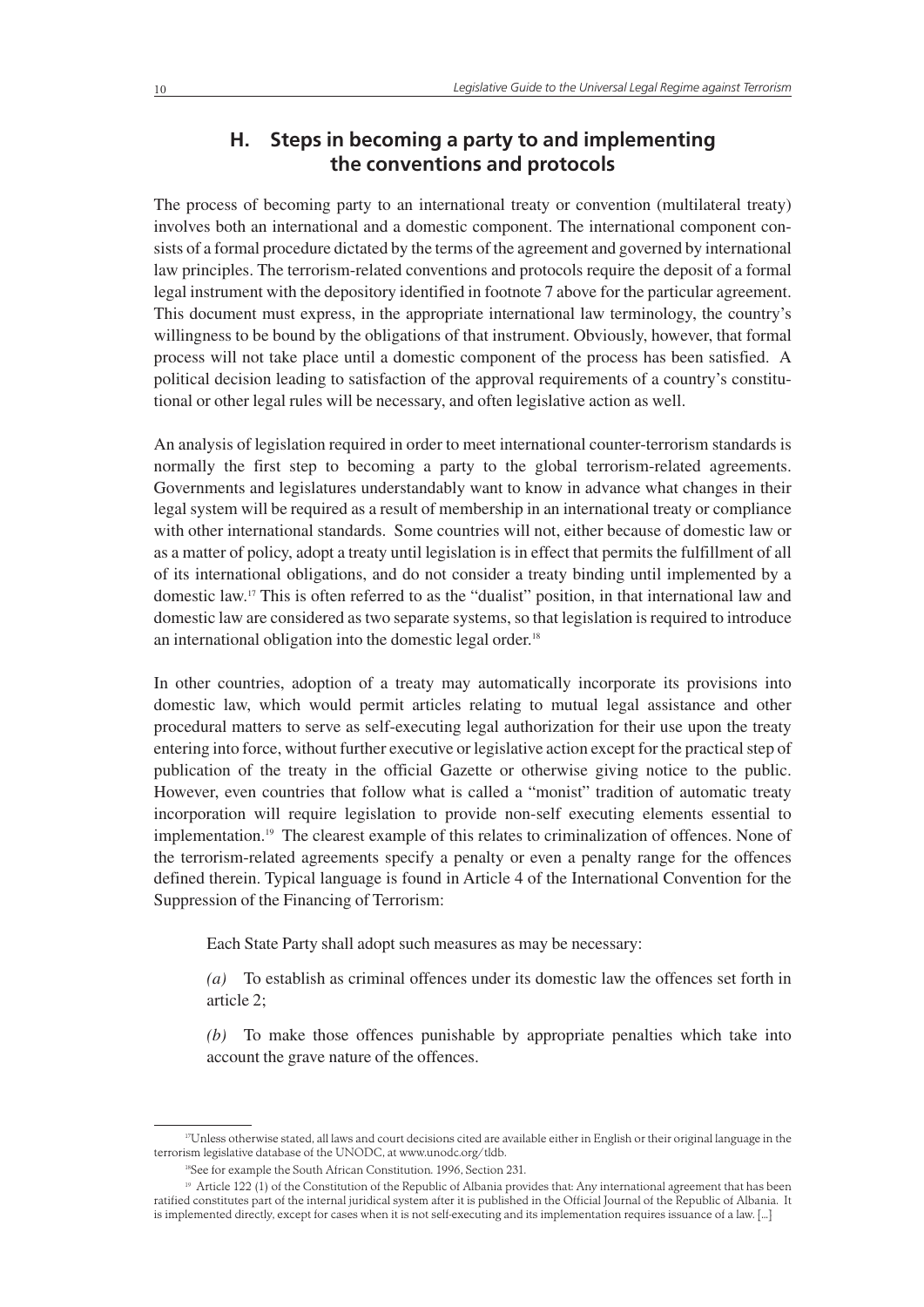## H. Steps in becoming a party to and implementing the conventions and protocols

The process of becoming party to an international treaty or convention (multilateral treaty) involves both an international and a domestic component. The international component consists of a formal procedure dictated by the terms of the agreement and governed by international law principles. The terrorism-related conventions and protocols require the deposit of a formal legal instrument with the depository identified in footnote 7 above for the particular agreement. This document must express, in the appropriate international law terminology, the country's willingness to be bound by the obligations of that instrument. Obviously, however, that formal process will not take place until a domestic component of the process has been satisfied. A political decision leading to satisfaction of the approval requirements of a country's constitutional or other legal rules will be necessary, and often legislative action as well.

An analysis of legislation required in order to meet international counter-terrorism standards is normally the first step to becoming a party to the global terrorism-related agreements. Governments and legislatures understandably want to know in advance what changes in their legal system will be required as a result of membership in an international treaty or compliance with other international standards. Some countries will not, either because of domestic law or as a matter of policy, adopt a treaty until legislation is in effect that permits the fulfillment of all of its international obligations, and do not consider a treaty binding until implemented by a domestic law.[17] This is often referred to as the "dualist" position, in that international law and domestic law are considered as two separate systems, so that legislation is required to introduce an international obligation into the domestic legal order.[18]

In other countries, adoption of a treaty may automatically incorporate its provisions into domestic law, which would permit articles relating to mutual legal assistance and other procedural matters to serve as self-executing legal authorization for their use upon the treaty entering into force, without further executive or legislative action except for the practical step of publication of the treaty in the official Gazette or otherwise giving notice to the public. However, even countries that follow what is called a "monist" tradition of automatic treaty incorporation will require legislation to provide non-self executing elements essential to implementation.[19] The clearest example of this relates to criminalization of offences. None of the terrorism-related agreements specify a penalty or even a penalty range for the offences defined therein. Typical language is found in Article 4 of the International Convention for the Suppression of the Financing of Terrorism:

> Each State Party shall adopt such measures as may be necessary:
>
> *(a)* To establish as criminal offences under its domestic law the offences set forth in article 2;
>
> *(b)* To make those offences punishable by appropriate penalties which take into account the grave nature of the offences.

---

[17] Unless otherwise stated, all laws and court decisions cited are available either in English or their original language in the terrorism legislative database of the UNODC, at www.unodc.org/tldb.

[18] See for example the South African Constitution. 1996, Section 231.

[19] Article 122 (1) of the Constitution of the Republic of Albania provides that: Any international agreement that has been ratified constitutes part of the internal juridical system after it is published in the Official Journal of the Republic of Albania. It is implemented directly, except for cases when it is not self-executing and its implementation requires issuance of a law. [...]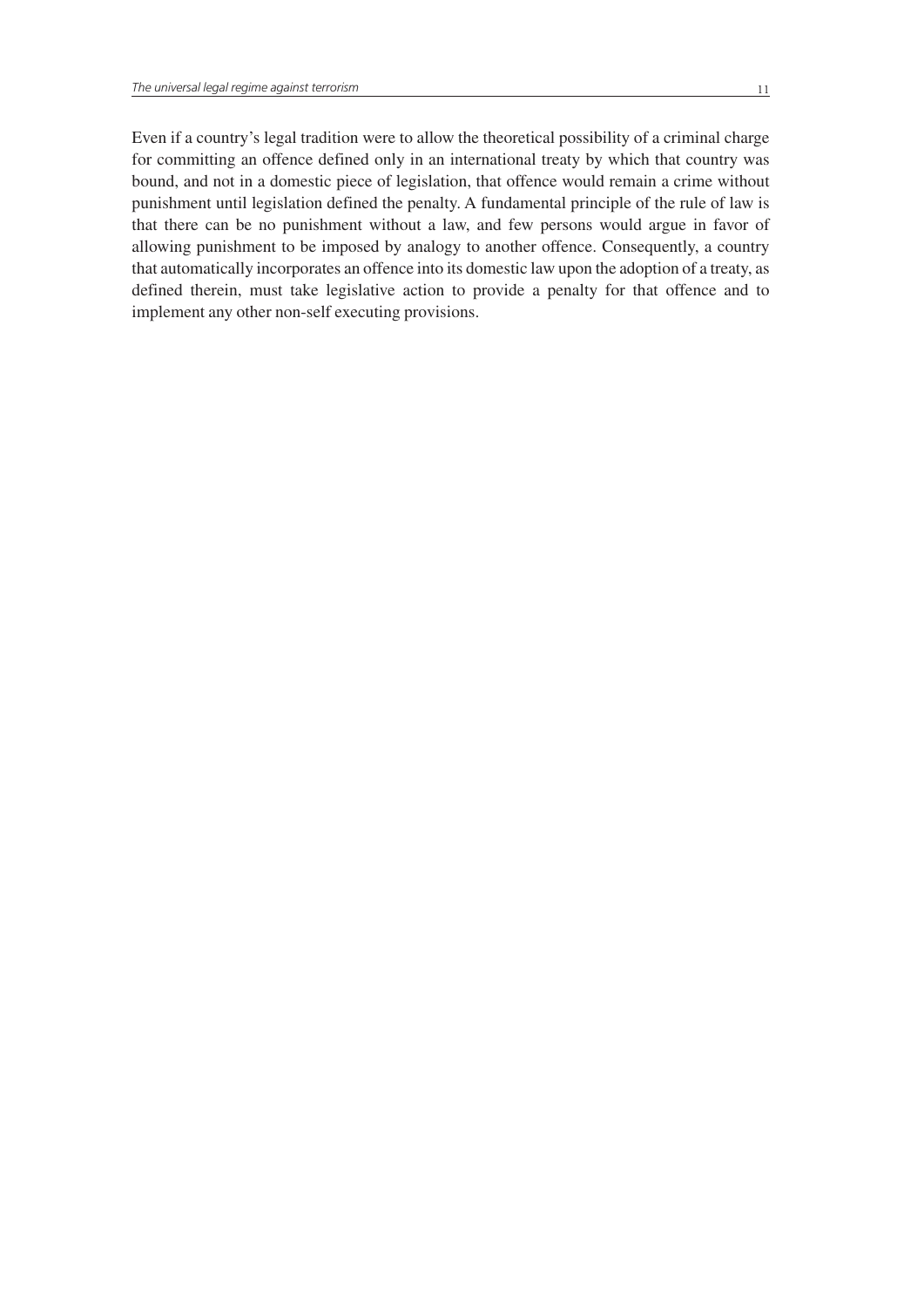Even if a country's legal tradition were to allow the theoretical possibility of a criminal charge for committing an offence defined only in an international treaty by which that country was bound, and not in a domestic piece of legislation, that offence would remain a crime without punishment until legislation defined the penalty. A fundamental principle of the rule of law is that there can be no punishment without a law, and few persons would argue in favor of allowing punishment to be imposed by analogy to another offence. Consequently, a country that automatically incorporates an offence into its domestic law upon the adoption of a treaty, as defined therein, must take legislative action to provide a penalty for that offence and to implement any other non-self executing provisions.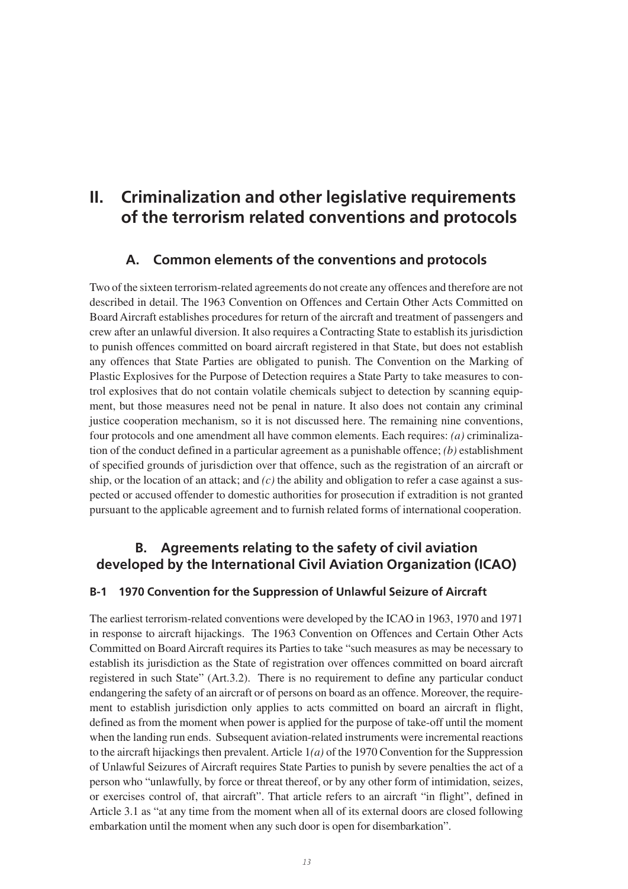# II. Criminalization and other legislative requirements of the terrorism related conventions and protocols

## A. Common elements of the conventions and protocols

Two of the sixteen terrorism-related agreements do not create any offences and therefore are not described in detail. The 1963 Convention on Offences and Certain Other Acts Committed on Board Aircraft establishes procedures for return of the aircraft and treatment of passengers and crew after an unlawful diversion. It also requires a Contracting State to establish its jurisdiction to punish offences committed on board aircraft registered in that State, but does not establish any offences that State Parties are obligated to punish. The Convention on the Marking of Plastic Explosives for the Purpose of Detection requires a State Party to take measures to control explosives that do not contain volatile chemicals subject to detection by scanning equipment, but those measures need not be penal in nature. It also does not contain any criminal justice cooperation mechanism, so it is not discussed here. The remaining nine conventions, four protocols and one amendment all have common elements. Each requires: *(a)* criminalization of the conduct defined in a particular agreement as a punishable offence; *(b)* establishment of specified grounds of jurisdiction over that offence, such as the registration of an aircraft or ship, or the location of an attack; and *(c)* the ability and obligation to refer a case against a suspected or accused offender to domestic authorities for prosecution if extradition is not granted pursuant to the applicable agreement and to furnish related forms of international cooperation.

## B. Agreements relating to the safety of civil aviation developed by the International Civil Aviation Organization (ICAO)

### B-1 1970 Convention for the Suppression of Unlawful Seizure of Aircraft

The earliest terrorism-related conventions were developed by the ICAO in 1963, 1970 and 1971 in response to aircraft hijackings. The 1963 Convention on Offences and Certain Other Acts Committed on Board Aircraft requires its Parties to take "such measures as may be necessary to establish its jurisdiction as the State of registration over offences committed on board aircraft registered in such State" (Art.3.2). There is no requirement to define any particular conduct endangering the safety of an aircraft or of persons on board as an offence. Moreover, the requirement to establish jurisdiction only applies to acts committed on board an aircraft in flight, defined as from the moment when power is applied for the purpose of take-off until the moment when the landing run ends. Subsequent aviation-related instruments were incremental reactions to the aircraft hijackings then prevalent. Article 1*(a)* of the 1970 Convention for the Suppression of Unlawful Seizures of Aircraft requires State Parties to punish by severe penalties the act of a person who "unlawfully, by force or threat thereof, or by any other form of intimidation, seizes, or exercises control of, that aircraft". That article refers to an aircraft "in flight", defined in Article 3.1 as "at any time from the moment when all of its external doors are closed following embarkation until the moment when any such door is open for disembarkation".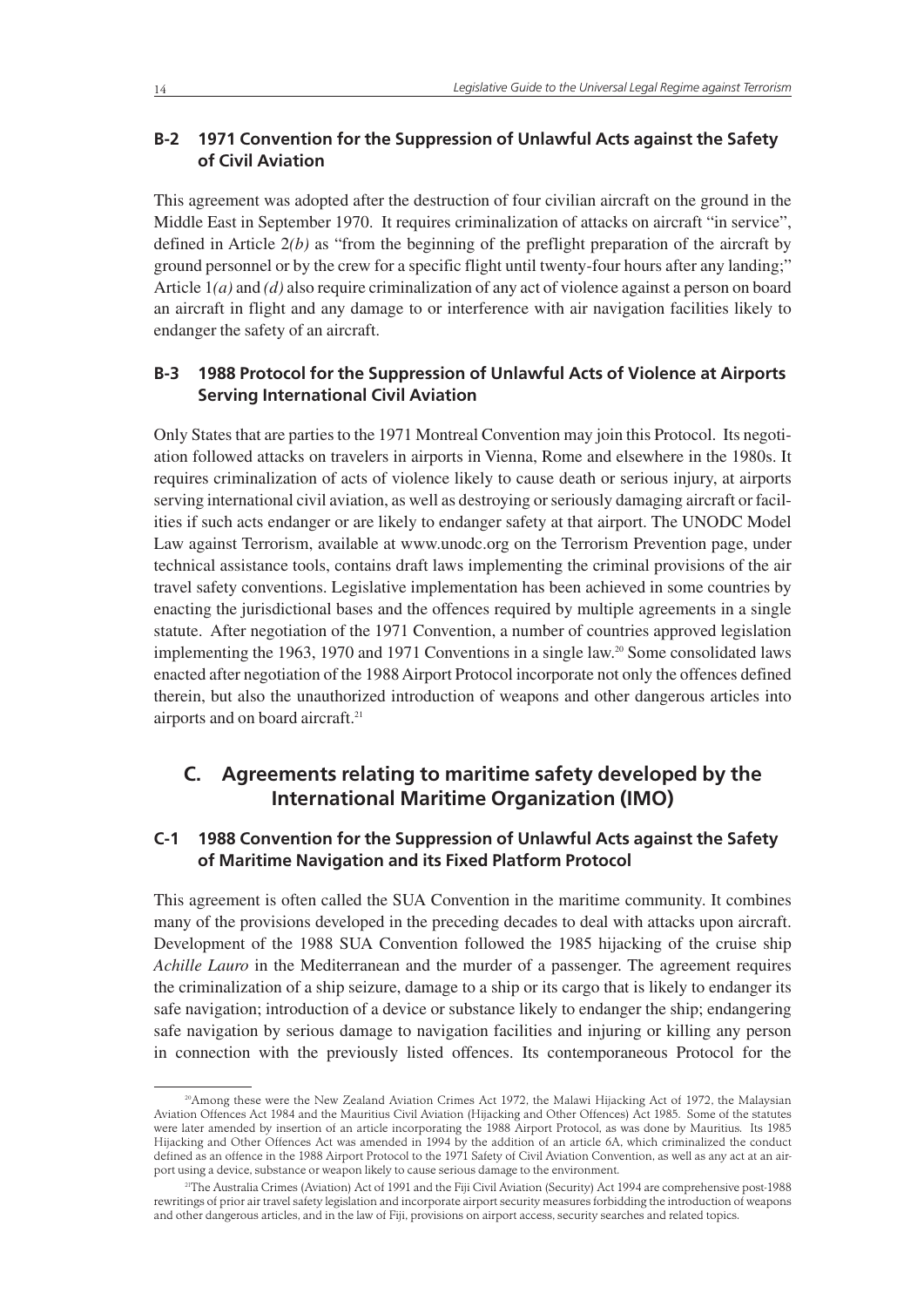### B-2 1971 Convention for the Suppression of Unlawful Acts against the Safety of Civil Aviation

This agreement was adopted after the destruction of four civilian aircraft on the ground in the Middle East in September 1970. It requires criminalization of attacks on aircraft "in service", defined in Article 2*(b)* as "from the beginning of the preflight preparation of the aircraft by ground personnel or by the crew for a specific flight until twenty-four hours after any landing;" Article 1*(a)* and *(d)* also require criminalization of any act of violence against a person on board an aircraft in flight and any damage to or interference with air navigation facilities likely to endanger the safety of an aircraft.

### B-3 1988 Protocol for the Suppression of Unlawful Acts of Violence at Airports Serving International Civil Aviation

Only States that are parties to the 1971 Montreal Convention may join this Protocol. Its negotiation followed attacks on travelers in airports in Vienna, Rome and elsewhere in the 1980s. It requires criminalization of acts of violence likely to cause death or serious injury, at airports serving international civil aviation, as well as destroying or seriously damaging aircraft or facilities if such acts endanger or are likely to endanger safety at that airport. The UNODC Model Law against Terrorism, available at www.unodc.org on the Terrorism Prevention page, under technical assistance tools, contains draft laws implementing the criminal provisions of the air travel safety conventions. Legislative implementation has been achieved in some countries by enacting the jurisdictional bases and the offences required by multiple agreements in a single statute. After negotiation of the 1971 Convention, a number of countries approved legislation implementing the 1963, 1970 and 1971 Conventions in a single law.[20] Some consolidated laws enacted after negotiation of the 1988 Airport Protocol incorporate not only the offences defined therein, but also the unauthorized introduction of weapons and other dangerous articles into airports and on board aircraft.[21]

## C. Agreements relating to maritime safety developed by the International Maritime Organization (IMO)

### C-1 1988 Convention for the Suppression of Unlawful Acts against the Safety of Maritime Navigation and its Fixed Platform Protocol

This agreement is often called the SUA Convention in the maritime community. It combines many of the provisions developed in the preceding decades to deal with attacks upon aircraft. Development of the 1988 SUA Convention followed the 1985 hijacking of the cruise ship *Achille Lauro* in the Mediterranean and the murder of a passenger. The agreement requires the criminalization of a ship seizure, damage to a ship or its cargo that is likely to endanger its safe navigation; introduction of a device or substance likely to endanger the ship; endangering safe navigation by serious damage to navigation facilities and injuring or killing any person in connection with the previously listed offences. Its contemporaneous Protocol for the

---

[20] Among these were the New Zealand Aviation Crimes Act 1972, the Malawi Hijacking Act of 1972, the Malaysian Aviation Offences Act 1984 and the Mauritius Civil Aviation (Hijacking and Other Offences) Act 1985. Some of the statutes were later amended by insertion of an article incorporating the 1988 Airport Protocol, as was done by Mauritius. Its 1985 Hijacking and Other Offences Act was amended in 1994 by the addition of an article 6A, which criminalized the conduct defined as an offence in the 1988 Airport Protocol to the 1971 Safety of Civil Aviation Convention, as well as any act at an airport using a device, substance or weapon likely to cause serious damage to the environment.

[21] The Australia Crimes (Aviation) Act of 1991 and the Fiji Civil Aviation (Security) Act 1994 are comprehensive post-1988 rewritings of prior air travel safety legislation and incorporate airport security measures forbidding the introduction of weapons and other dangerous articles, and in the law of Fiji, provisions on airport access, security searches and related topics.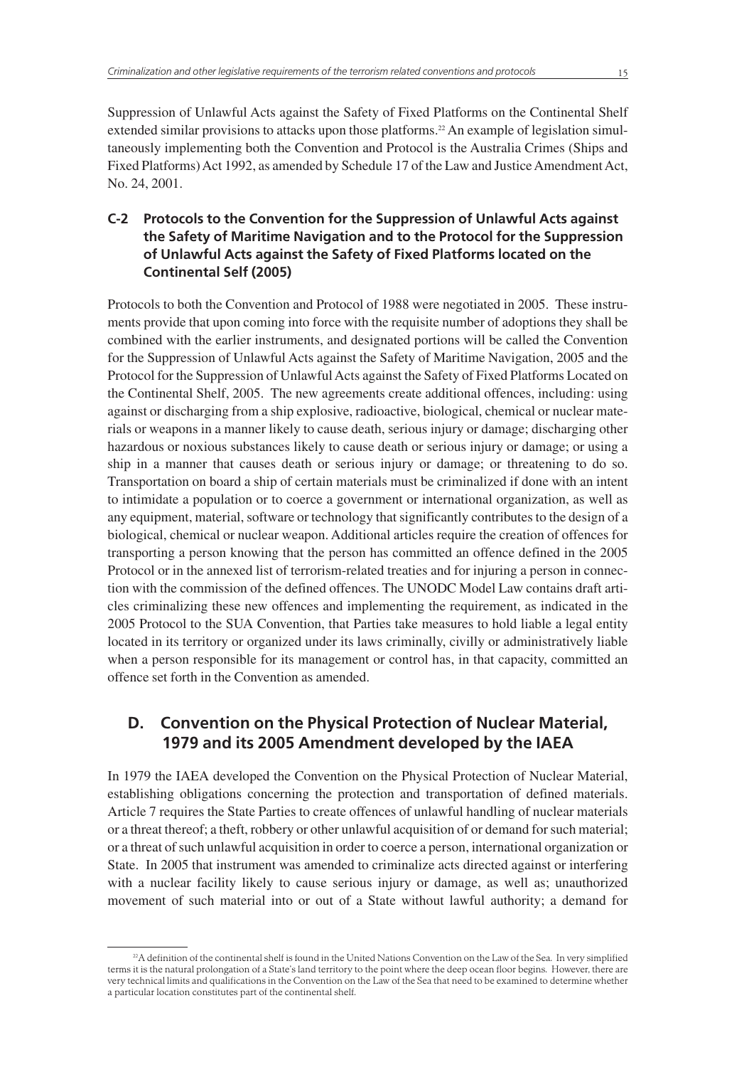Suppression of Unlawful Acts against the Safety of Fixed Platforms on the Continental Shelf extended similar provisions to attacks upon those platforms.[22] An example of legislation simultaneously implementing both the Convention and Protocol is the Australia Crimes (Ships and Fixed Platforms) Act 1992, as amended by Schedule 17 of the Law and Justice Amendment Act, No. 24, 2001.

### C-2 Protocols to the Convention for the Suppression of Unlawful Acts against the Safety of Maritime Navigation and to the Protocol for the Suppression of Unlawful Acts against the Safety of Fixed Platforms located on the Continental Self (2005)

Protocols to both the Convention and Protocol of 1988 were negotiated in 2005. These instruments provide that upon coming into force with the requisite number of adoptions they shall be combined with the earlier instruments, and designated portions will be called the Convention for the Suppression of Unlawful Acts against the Safety of Maritime Navigation, 2005 and the Protocol for the Suppression of Unlawful Acts against the Safety of Fixed Platforms Located on the Continental Shelf, 2005. The new agreements create additional offences, including: using against or discharging from a ship explosive, radioactive, biological, chemical or nuclear materials or weapons in a manner likely to cause death, serious injury or damage; discharging other hazardous or noxious substances likely to cause death or serious injury or damage; or using a ship in a manner that causes death or serious injury or damage; or threatening to do so. Transportation on board a ship of certain materials must be criminalized if done with an intent to intimidate a population or to coerce a government or international organization, as well as any equipment, material, software or technology that significantly contributes to the design of a biological, chemical or nuclear weapon. Additional articles require the creation of offences for transporting a person knowing that the person has committed an offence defined in the 2005 Protocol or in the annexed list of terrorism-related treaties and for injuring a person in connection with the commission of the defined offences. The UNODC Model Law contains draft articles criminalizing these new offences and implementing the requirement, as indicated in the 2005 Protocol to the SUA Convention, that Parties take measures to hold liable a legal entity located in its territory or organized under its laws criminally, civilly or administratively liable when a person responsible for its management or control has, in that capacity, committed an offence set forth in the Convention as amended.

## D. Convention on the Physical Protection of Nuclear Material, 1979 and its 2005 Amendment developed by the IAEA

In 1979 the IAEA developed the Convention on the Physical Protection of Nuclear Material, establishing obligations concerning the protection and transportation of defined materials. Article 7 requires the State Parties to create offences of unlawful handling of nuclear materials or a threat thereof; a theft, robbery or other unlawful acquisition of or demand for such material; or a threat of such unlawful acquisition in order to coerce a person, international organization or State. In 2005 that instrument was amended to criminalize acts directed against or interfering with a nuclear facility likely to cause serious injury or damage, as well as; unauthorized movement of such material into or out of a State without lawful authority; a demand for

[22] A definition of the continental shelf is found in the United Nations Convention on the Law of the Sea. In very simplified terms it is the natural prolongation of a State's land territory to the point where the deep ocean floor begins. However, there are very technical limits and qualifications in the Convention on the Law of the Sea that need to be examined to determine whether a particular location constitutes part of the continental shelf.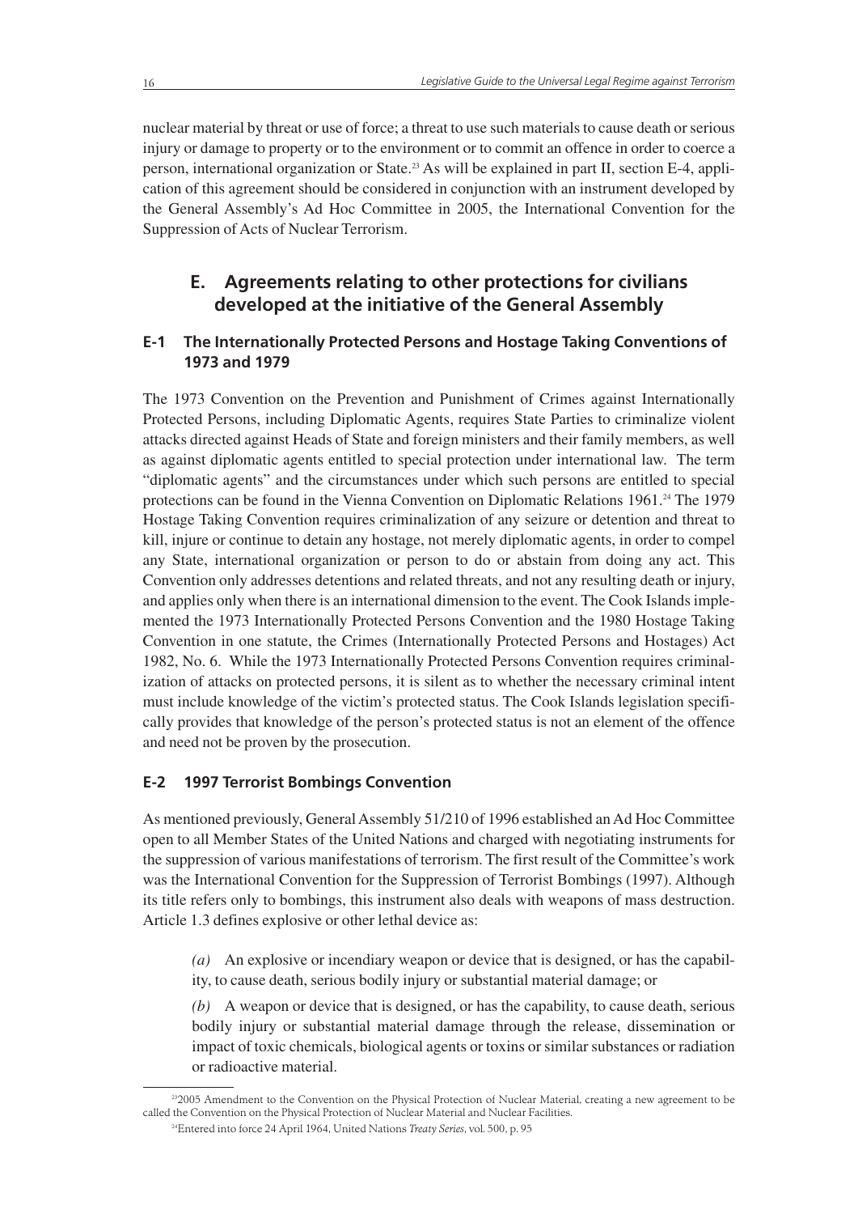nuclear material by threat or use of force; a threat to use such materials to cause death or serious injury or damage to property or to the environment or to commit an offence in order to coerce a person, international organization or State.[23] As will be explained in part II, section E-4, application of this agreement should be considered in conjunction with an instrument developed by the General Assembly's Ad Hoc Committee in 2005, the International Convention for the Suppression of Acts of Nuclear Terrorism.

## E. Agreements relating to other protections for civilians developed at the initiative of the General Assembly

### E-1 The Internationally Protected Persons and Hostage Taking Conventions of 1973 and 1979

The 1973 Convention on the Prevention and Punishment of Crimes against Internationally Protected Persons, including Diplomatic Agents, requires State Parties to criminalize violent attacks directed against Heads of State and foreign ministers and their family members, as well as against diplomatic agents entitled to special protection under international law. The term "diplomatic agents" and the circumstances under which such persons are entitled to special protections can be found in the Vienna Convention on Diplomatic Relations 1961.[24] The 1979 Hostage Taking Convention requires criminalization of any seizure or detention and threat to kill, injure or continue to detain any hostage, not merely diplomatic agents, in order to compel any State, international organization or person to do or abstain from doing any act. This Convention only addresses detentions and related threats, and not any resulting death or injury, and applies only when there is an international dimension to the event. The Cook Islands implemented the 1973 Internationally Protected Persons Convention and the 1980 Hostage Taking Convention in one statute, the Crimes (Internationally Protected Persons and Hostages) Act 1982, No. 6. While the 1973 Internationally Protected Persons Convention requires criminalization of attacks on protected persons, it is silent as to whether the necessary criminal intent must include knowledge of the victim's protected status. The Cook Islands legislation specifically provides that knowledge of the person's protected status is not an element of the offence and need not be proven by the prosecution.

### E-2 1997 Terrorist Bombings Convention

As mentioned previously, General Assembly 51/210 of 1996 established an Ad Hoc Committee open to all Member States of the United Nations and charged with negotiating instruments for the suppression of various manifestations of terrorism. The first result of the Committee's work was the International Convention for the Suppression of Terrorist Bombings (1997). Although its title refers only to bombings, this instrument also deals with weapons of mass destruction. Article 1.3 defines explosive or other lethal device as:

> *(a)* An explosive or incendiary weapon or device that is designed, or has the capability, to cause death, serious bodily injury or substantial material damage; or
>
> *(b)* A weapon or device that is designed, or has the capability, to cause death, serious bodily injury or substantial material damage through the release, dissemination or impact of toxic chemicals, biological agents or toxins or similar substances or radiation or radioactive material.

---

[23] 2005 Amendment to the Convention on the Physical Protection of Nuclear Material, creating a new agreement to be called the Convention on the Physical Protection of Nuclear Material and Nuclear Facilities.

[24] Entered into force 24 April 1964, United Nations *Treaty Series*, vol. 500, p. 95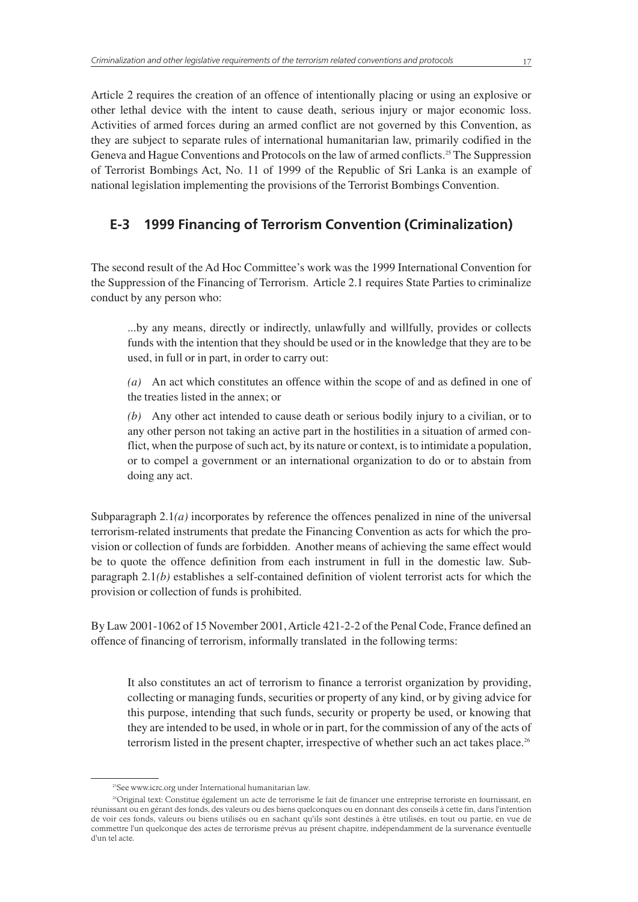Article 2 requires the creation of an offence of intentionally placing or using an explosive or other lethal device with the intent to cause death, serious injury or major economic loss. Activities of armed forces during an armed conflict are not governed by this Convention, as they are subject to separate rules of international humanitarian law, primarily codified in the Geneva and Hague Conventions and Protocols on the law of armed conflicts.[25] The Suppression of Terrorist Bombings Act, No. 11 of 1999 of the Republic of Sri Lanka is an example of national legislation implementing the provisions of the Terrorist Bombings Convention.

## E-3 1999 Financing of Terrorism Convention (Criminalization)

The second result of the Ad Hoc Committee's work was the 1999 International Convention for the Suppression of the Financing of Terrorism. Article 2.1 requires State Parties to criminalize conduct by any person who:

> ...by any means, directly or indirectly, unlawfully and willfully, provides or collects funds with the intention that they should be used or in the knowledge that they are to be used, in full or in part, in order to carry out:
>
> *(a)* An act which constitutes an offence within the scope of and as defined in one of the treaties listed in the annex; or
>
> *(b)* Any other act intended to cause death or serious bodily injury to a civilian, or to any other person not taking an active part in the hostilities in a situation of armed conflict, when the purpose of such act, by its nature or context, is to intimidate a population, or to compel a government or an international organization to do or to abstain from doing any act.

Subparagraph 2.1*(a)* incorporates by reference the offences penalized in nine of the universal terrorism-related instruments that predate the Financing Convention as acts for which the provision or collection of funds are forbidden. Another means of achieving the same effect would be to quote the offence definition from each instrument in full in the domestic law. Subparagraph 2.1*(b)* establishes a self-contained definition of violent terrorist acts for which the provision or collection of funds is prohibited.

By Law 2001-1062 of 15 November 2001, Article 421-2-2 of the Penal Code, France defined an offence of financing of terrorism, informally translated in the following terms:

> It also constitutes an act of terrorism to finance a terrorist organization by providing, collecting or managing funds, securities or property of any kind, or by giving advice for this purpose, intending that such funds, security or property be used, or knowing that they are intended to be used, in whole or in part, for the commission of any of the acts of terrorism listed in the present chapter, irrespective of whether such an act takes place.[26]

---

[25] See www.icrc.org under International humanitarian law.

[26] Original text: Constitue également un acte de terrorisme le fait de financer une entreprise terroriste en fournissant, en réunissant ou en gérant des fonds, des valeurs ou des biens quelconques ou en donnant des conseils à cette fin, dans l'intention de voir ces fonds, valeurs ou biens utilisés ou en sachant qu'ils sont destinés à être utilisés, en tout ou partie, en vue de commettre l'un quelconque des actes de terrorisme prévus au présent chapitre, indépendamment de la survenance éventuelle d'un tel acte.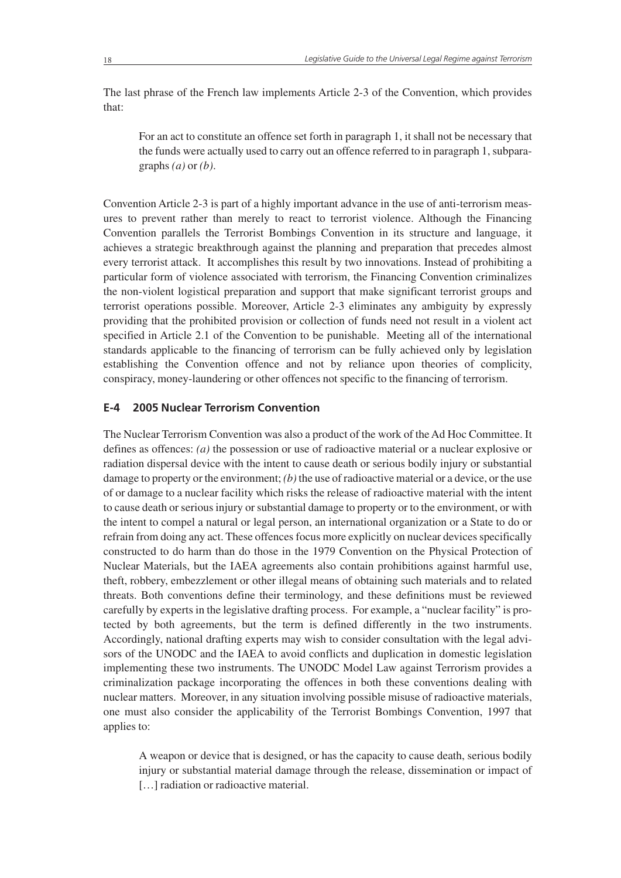The last phrase of the French law implements Article 2-3 of the Convention, which provides that:

> For an act to constitute an offence set forth in paragraph 1, it shall not be necessary that the funds were actually used to carry out an offence referred to in paragraph 1, subparagraphs *(a)* or *(b)*.

Convention Article 2-3 is part of a highly important advance in the use of anti-terrorism measures to prevent rather than merely to react to terrorist violence. Although the Financing Convention parallels the Terrorist Bombings Convention in its structure and language, it achieves a strategic breakthrough against the planning and preparation that precedes almost every terrorist attack. It accomplishes this result by two innovations. Instead of prohibiting a particular form of violence associated with terrorism, the Financing Convention criminalizes the non-violent logistical preparation and support that make significant terrorist groups and terrorist operations possible. Moreover, Article 2-3 eliminates any ambiguity by expressly providing that the prohibited provision or collection of funds need not result in a violent act specified in Article 2.1 of the Convention to be punishable. Meeting all of the international standards applicable to the financing of terrorism can be fully achieved only by legislation establishing the Convention offence and not by reliance upon theories of complicity, conspiracy, money-laundering or other offences not specific to the financing of terrorism.

### E-4 2005 Nuclear Terrorism Convention

The Nuclear Terrorism Convention was also a product of the work of the Ad Hoc Committee. It defines as offences: *(a)* the possession or use of radioactive material or a nuclear explosive or radiation dispersal device with the intent to cause death or serious bodily injury or substantial damage to property or the environment; *(b)* the use of radioactive material or a device, or the use of or damage to a nuclear facility which risks the release of radioactive material with the intent to cause death or serious injury or substantial damage to property or to the environment, or with the intent to compel a natural or legal person, an international organization or a State to do or refrain from doing any act. These offences focus more explicitly on nuclear devices specifically constructed to do harm than do those in the 1979 Convention on the Physical Protection of Nuclear Materials, but the IAEA agreements also contain prohibitions against harmful use, theft, robbery, embezzlement or other illegal means of obtaining such materials and to related threats. Both conventions define their terminology, and these definitions must be reviewed carefully by experts in the legislative drafting process. For example, a "nuclear facility" is protected by both agreements, but the term is defined differently in the two instruments. Accordingly, national drafting experts may wish to consider consultation with the legal advisors of the UNODC and the IAEA to avoid conflicts and duplication in domestic legislation implementing these two instruments. The UNODC Model Law against Terrorism provides a criminalization package incorporating the offences in both these conventions dealing with nuclear matters. Moreover, in any situation involving possible misuse of radioactive materials, one must also consider the applicability of the Terrorist Bombings Convention, 1997 that applies to:

> A weapon or device that is designed, or has the capacity to cause death, serious bodily injury or substantial material damage through the release, dissemination or impact of […] radiation or radioactive material.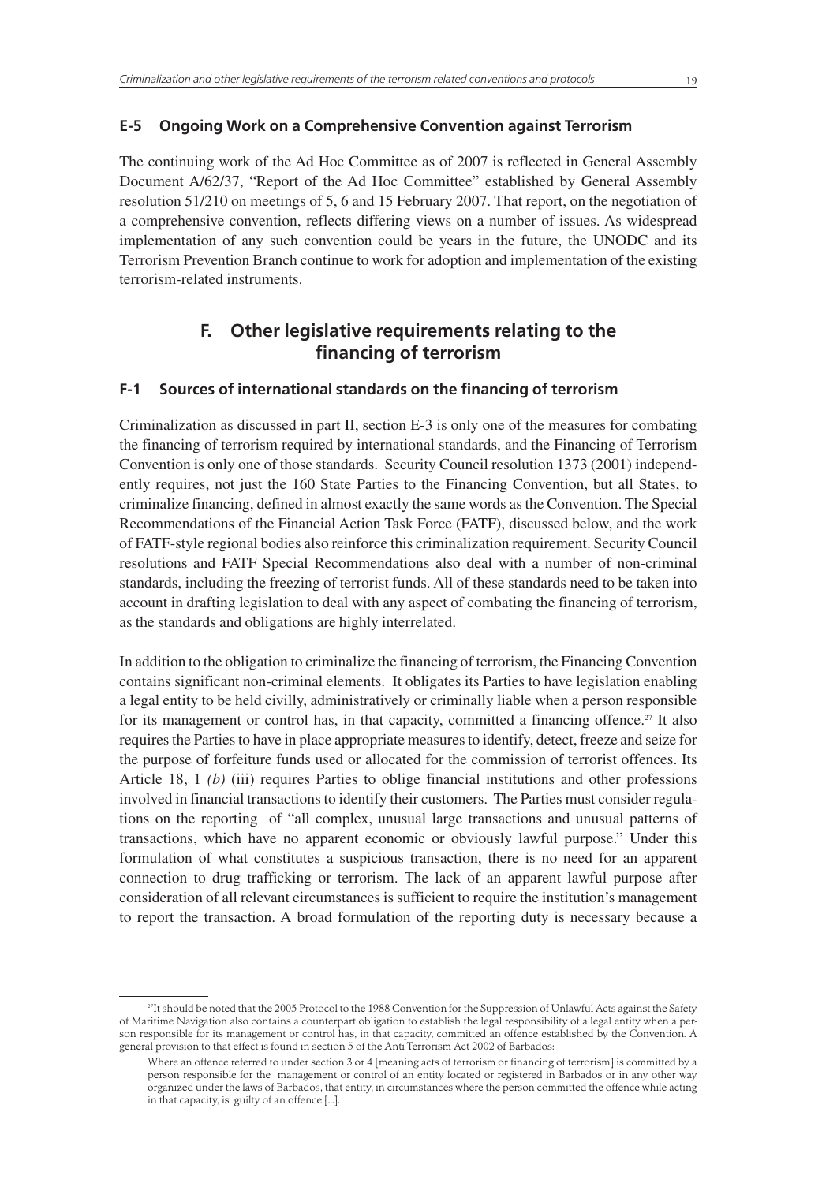### E-5 Ongoing Work on a Comprehensive Convention against Terrorism

The continuing work of the Ad Hoc Committee as of 2007 is reflected in General Assembly Document A/62/37, "Report of the Ad Hoc Committee" established by General Assembly resolution 51/210 on meetings of 5, 6 and 15 February 2007. That report, on the negotiation of a comprehensive convention, reflects differing views on a number of issues. As widespread implementation of any such convention could be years in the future, the UNODC and its Terrorism Prevention Branch continue to work for adoption and implementation of the existing terrorism-related instruments.

## F. Other legislative requirements relating to the financing of terrorism

### F-1 Sources of international standards on the financing of terrorism

Criminalization as discussed in part II, section E-3 is only one of the measures for combating the financing of terrorism required by international standards, and the Financing of Terrorism Convention is only one of those standards. Security Council resolution 1373 (2001) independently requires, not just the 160 State Parties to the Financing Convention, but all States, to criminalize financing, defined in almost exactly the same words as the Convention. The Special Recommendations of the Financial Action Task Force (FATF), discussed below, and the work of FATF-style regional bodies also reinforce this criminalization requirement. Security Council resolutions and FATF Special Recommendations also deal with a number of non-criminal standards, including the freezing of terrorist funds. All of these standards need to be taken into account in drafting legislation to deal with any aspect of combating the financing of terrorism, as the standards and obligations are highly interrelated.

In addition to the obligation to criminalize the financing of terrorism, the Financing Convention contains significant non-criminal elements. It obligates its Parties to have legislation enabling a legal entity to be held civilly, administratively or criminally liable when a person responsible for its management or control has, in that capacity, committed a financing offence.[27] It also requires the Parties to have in place appropriate measures to identify, detect, freeze and seize for the purpose of forfeiture funds used or allocated for the commission of terrorist offences. Its Article 18, 1 *(b)* (iii) requires Parties to oblige financial institutions and other professions involved in financial transactions to identify their customers. The Parties must consider regulations on the reporting of "all complex, unusual large transactions and unusual patterns of transactions, which have no apparent economic or obviously lawful purpose." Under this formulation of what constitutes a suspicious transaction, there is no need for an apparent connection to drug trafficking or terrorism. The lack of an apparent lawful purpose after consideration of all relevant circumstances is sufficient to require the institution's management to report the transaction. A broad formulation of the reporting duty is necessary because a

---

[27] It should be noted that the 2005 Protocol to the 1988 Convention for the Suppression of Unlawful Acts against the Safety of Maritime Navigation also contains a counterpart obligation to establish the legal responsibility of a legal entity when a person responsible for its management or control has, in that capacity, committed an offence established by the Convention. A general provision to that effect is found in section 5 of the Anti-Terrorism Act 2002 of Barbados:

> Where an offence referred to under section 3 or 4 [meaning acts of terrorism or financing of terrorism] is committed by a person responsible for the management or control of an entity located or registered in Barbados or in any other way organized under the laws of Barbados, that entity, in circumstances where the person committed the offence while acting in that capacity, is guilty of an offence [...].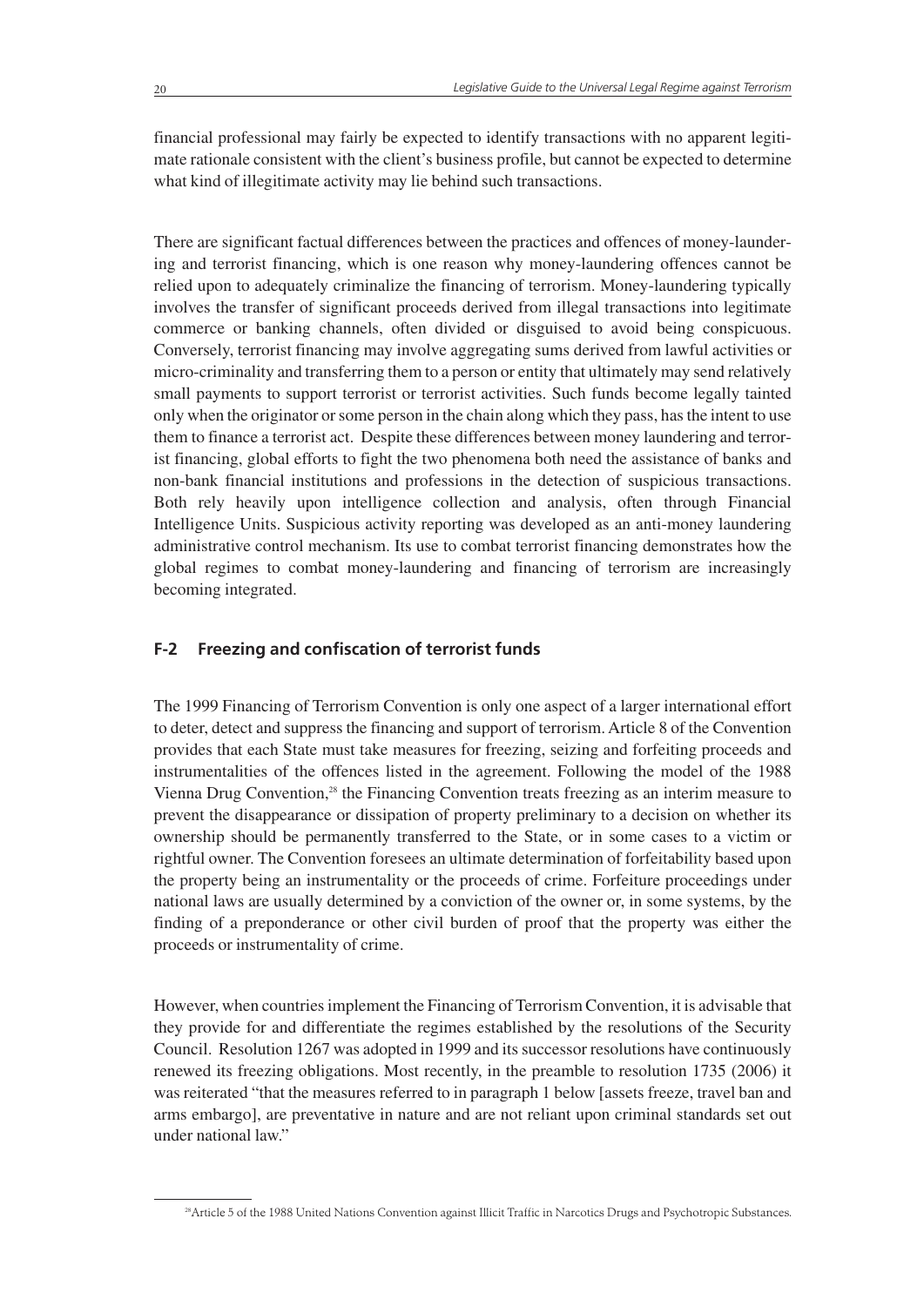financial professional may fairly be expected to identify transactions with no apparent legitimate rationale consistent with the client's business profile, but cannot be expected to determine what kind of illegitimate activity may lie behind such transactions.

There are significant factual differences between the practices and offences of money-laundering and terrorist financing, which is one reason why money-laundering offences cannot be relied upon to adequately criminalize the financing of terrorism. Money-laundering typically involves the transfer of significant proceeds derived from illegal transactions into legitimate commerce or banking channels, often divided or disguised to avoid being conspicuous. Conversely, terrorist financing may involve aggregating sums derived from lawful activities or micro-criminality and transferring them to a person or entity that ultimately may send relatively small payments to support terrorist or terrorist activities. Such funds become legally tainted only when the originator or some person in the chain along which they pass, has the intent to use them to finance a terrorist act. Despite these differences between money laundering and terrorist financing, global efforts to fight the two phenomena both need the assistance of banks and non-bank financial institutions and professions in the detection of suspicious transactions. Both rely heavily upon intelligence collection and analysis, often through Financial Intelligence Units. Suspicious activity reporting was developed as an anti-money laundering administrative control mechanism. Its use to combat terrorist financing demonstrates how the global regimes to combat money-laundering and financing of terrorism are increasingly becoming integrated.

## F-2 Freezing and confiscation of terrorist funds

The 1999 Financing of Terrorism Convention is only one aspect of a larger international effort to deter, detect and suppress the financing and support of terrorism. Article 8 of the Convention provides that each State must take measures for freezing, seizing and forfeiting proceeds and instrumentalities of the offences listed in the agreement. Following the model of the 1988 Vienna Drug Convention,[28] the Financing Convention treats freezing as an interim measure to prevent the disappearance or dissipation of property preliminary to a decision on whether its ownership should be permanently transferred to the State, or in some cases to a victim or rightful owner. The Convention foresees an ultimate determination of forfeitability based upon the property being an instrumentality or the proceeds of crime. Forfeiture proceedings under national laws are usually determined by a conviction of the owner or, in some systems, by the finding of a preponderance or other civil burden of proof that the property was either the proceeds or instrumentality of crime.

However, when countries implement the Financing of Terrorism Convention, it is advisable that they provide for and differentiate the regimes established by the resolutions of the Security Council. Resolution 1267 was adopted in 1999 and its successor resolutions have continuously renewed its freezing obligations. Most recently, in the preamble to resolution 1735 (2006) it was reiterated "that the measures referred to in paragraph 1 below [assets freeze, travel ban and arms embargo], are preventative in nature and are not reliant upon criminal standards set out under national law."

[28] Article 5 of the 1988 United Nations Convention against Illicit Traffic in Narcotics Drugs and Psychotropic Substances.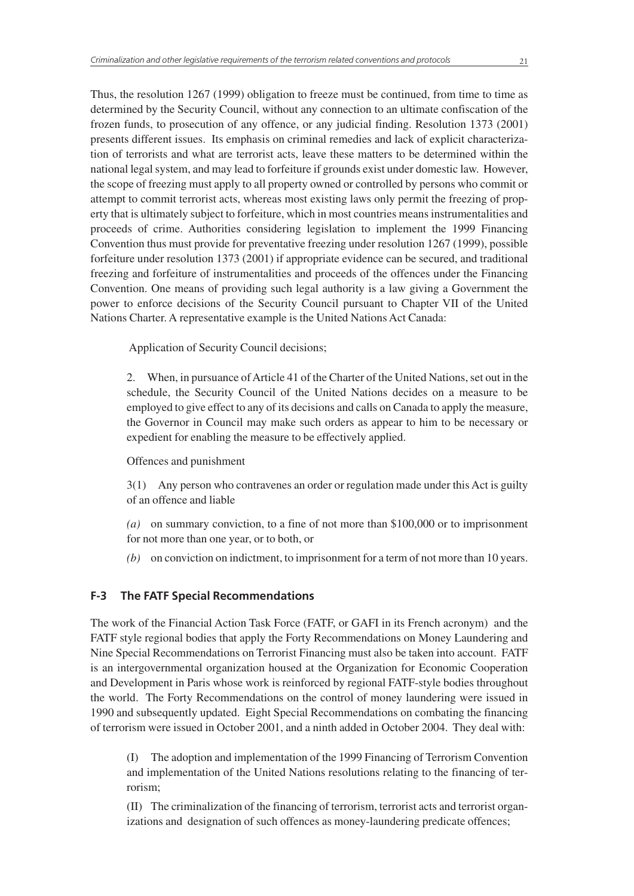Thus, the resolution 1267 (1999) obligation to freeze must be continued, from time to time as determined by the Security Council, without any connection to an ultimate confiscation of the frozen funds, to prosecution of any offence, or any judicial finding. Resolution 1373 (2001) presents different issues. Its emphasis on criminal remedies and lack of explicit characterization of terrorists and what are terrorist acts, leave these matters to be determined within the national legal system, and may lead to forfeiture if grounds exist under domestic law. However, the scope of freezing must apply to all property owned or controlled by persons who commit or attempt to commit terrorist acts, whereas most existing laws only permit the freezing of property that is ultimately subject to forfeiture, which in most countries means instrumentalities and proceeds of crime. Authorities considering legislation to implement the 1999 Financing Convention thus must provide for preventative freezing under resolution 1267 (1999), possible forfeiture under resolution 1373 (2001) if appropriate evidence can be secured, and traditional freezing and forfeiture of instrumentalities and proceeds of the offences under the Financing Convention. One means of providing such legal authority is a law giving a Government the power to enforce decisions of the Security Council pursuant to Chapter VII of the United Nations Charter. A representative example is the United Nations Act Canada:

> Application of Security Council decisions;
>
> 2. When, in pursuance of Article 41 of the Charter of the United Nations, set out in the schedule, the Security Council of the United Nations decides on a measure to be employed to give effect to any of its decisions and calls on Canada to apply the measure, the Governor in Council may make such orders as appear to him to be necessary or expedient for enabling the measure to be effectively applied.
>
> Offences and punishment
>
> 3(1) Any person who contravenes an order or regulation made under this Act is guilty of an offence and liable
>
> *(a)* on summary conviction, to a fine of not more than $100,000 or to imprisonment for not more than one year, or to both, or
>
> *(b)* on conviction on indictment, to imprisonment for a term of not more than 10 years.

## F-3 The FATF Special Recommendations

The work of the Financial Action Task Force (FATF, or GAFI in its French acronym) and the FATF style regional bodies that apply the Forty Recommendations on Money Laundering and Nine Special Recommendations on Terrorist Financing must also be taken into account. FATF is an intergovernmental organization housed at the Organization for Economic Cooperation and Development in Paris whose work is reinforced by regional FATF-style bodies throughout the world. The Forty Recommendations on the control of money laundering were issued in 1990 and subsequently updated. Eight Special Recommendations on combating the financing of terrorism were issued in October 2001, and a ninth added in October 2004. They deal with:

> (I) The adoption and implementation of the 1999 Financing of Terrorism Convention and implementation of the United Nations resolutions relating to the financing of terrorism;
>
> (II) The criminalization of the financing of terrorism, terrorist acts and terrorist organizations and designation of such offences as money-laundering predicate offences;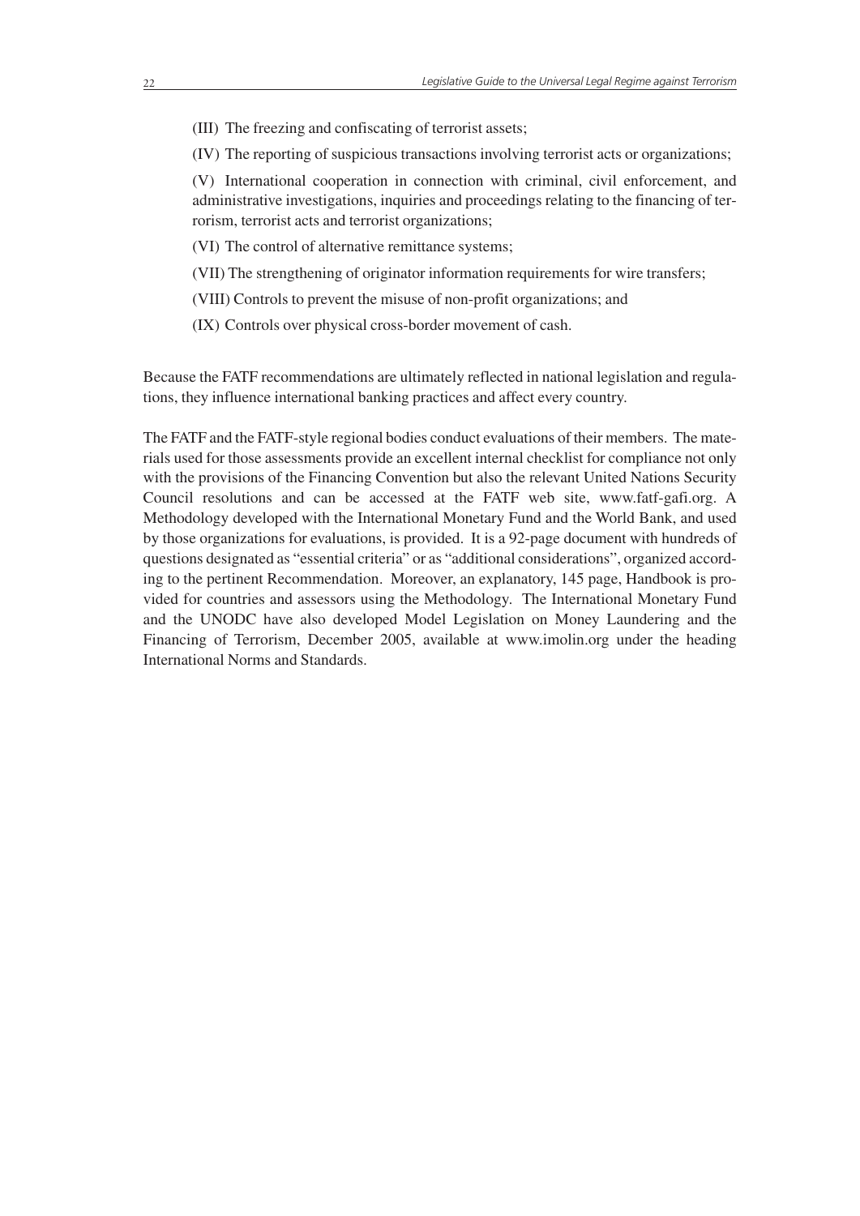(III) The freezing and confiscating of terrorist assets;

(IV) The reporting of suspicious transactions involving terrorist acts or organizations;

(V) International cooperation in connection with criminal, civil enforcement, and administrative investigations, inquiries and proceedings relating to the financing of terrorism, terrorist acts and terrorist organizations;

(VI) The control of alternative remittance systems;

(VII) The strengthening of originator information requirements for wire transfers;

(VIII) Controls to prevent the misuse of non-profit organizations; and

(IX) Controls over physical cross-border movement of cash.

Because the FATF recommendations are ultimately reflected in national legislation and regulations, they influence international banking practices and affect every country.

The FATF and the FATF-style regional bodies conduct evaluations of their members. The materials used for those assessments provide an excellent internal checklist for compliance not only with the provisions of the Financing Convention but also the relevant United Nations Security Council resolutions and can be accessed at the FATF web site, www.fatf-gafi.org. A Methodology developed with the International Monetary Fund and the World Bank, and used by those organizations for evaluations, is provided. It is a 92-page document with hundreds of questions designated as "essential criteria" or as "additional considerations", organized according to the pertinent Recommendation. Moreover, an explanatory, 145 page, Handbook is provided for countries and assessors using the Methodology. The International Monetary Fund and the UNODC have also developed Model Legislation on Money Laundering and the Financing of Terrorism, December 2005, available at www.imolin.org under the heading International Norms and Standards.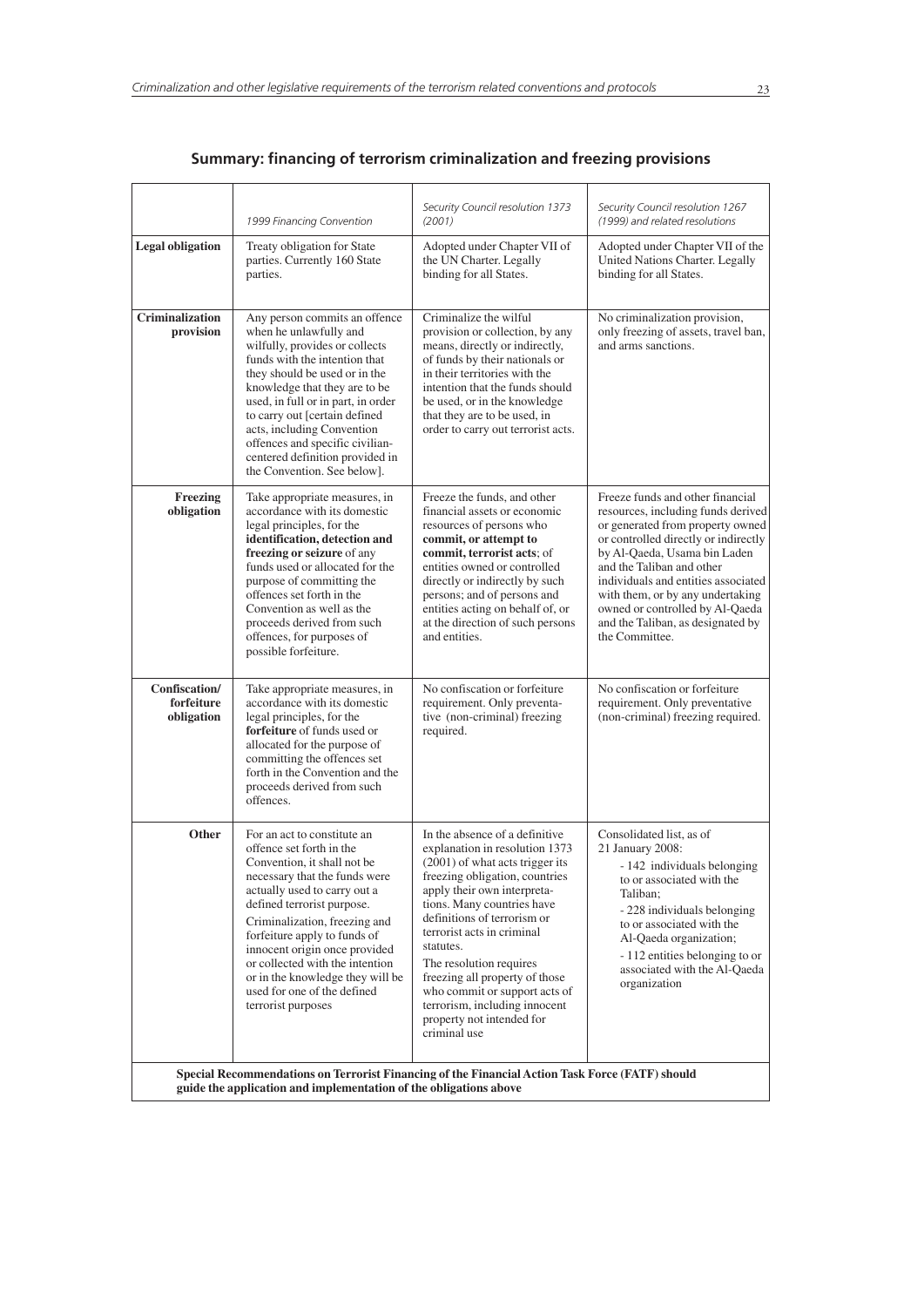## Summary: financing of terrorism criminalization and freezing provisions

| | *1999 Financing Convention* | *Security Council resolution 1373 (2001)* | *Security Council resolution 1267 (1999) and related resolutions* |
|---|---|---|---|
| **Legal obligation** | Treaty obligation for State parties. Currently 160 State parties. | Adopted under Chapter VII of the UN Charter. Legally binding for all States. | Adopted under Chapter VII of the United Nations Charter. Legally binding for all States. |
| **Criminalization provision** | Any person commits an offence when he unlawfully and wilfully, provides or collects funds with the intention that they should be used or in the knowledge that they are to be used, in full or in part, in order to carry out [certain defined acts, including Convention offences and specific civilian-centered definition provided in the Convention. See below]. | Criminalize the wilful provision or collection, by any means, directly or indirectly, of funds by their nationals or in their territories with the intention that the funds should be used, or in the knowledge that they are to be used, in order to carry out terrorist acts. | No criminalization provision, only freezing of assets, travel ban, and arms sanctions. |
| **Freezing obligation** | Take appropriate measures, in accordance with its domestic legal principles, for the **identification, detection and freezing or seizure** of any funds used or allocated for the purpose of committing the offences set forth in the Convention as well as the proceeds derived from such offences, for purposes of possible forfeiture. | Freeze the funds, and other financial assets or economic resources of persons who **commit, or attempt to commit, terrorist acts**; of entities owned or controlled directly or indirectly by such persons; and of persons and entities acting on behalf of, or at the direction of such persons and entities. | Freeze funds and other financial resources, including funds derived or generated from property owned or controlled directly or indirectly by Al-Qaeda, Usama bin Laden and the Taliban and other individuals and entities associated with them, or by any undertaking owned or controlled by Al-Qaeda and the Taliban, as designated by the Committee. |
| **Confiscation/ forfeiture obligation** | Take appropriate measures, in accordance with its domestic legal principles, for the **forfeiture** of funds used or allocated for the purpose of committing the offences set forth in the Convention and the proceeds derived from such offences. | No confiscation or forfeiture requirement. Only preventative (non-criminal) freezing required. | No confiscation or forfeiture requirement. Only preventative (non-criminal) freezing required. |
| **Other** | For an act to constitute an offence set forth in the Convention, it shall not be necessary that the funds were actually used to carry out a defined terrorist purpose. Criminalization, freezing and forfeiture apply to funds of innocent origin once provided or collected with the intention or in the knowledge they will be used for one of the defined terrorist purposes | In the absence of a definitive explanation in resolution 1373 (2001) of what acts trigger its freezing obligation, countries apply their own interpretations. Many countries have definitions of terrorism or terrorist acts in criminal statutes. The resolution requires freezing all property of those who commit or support acts of terrorism, including innocent property not intended for criminal use | Consolidated list, as of 21 January 2008: - 142 individuals belonging to or associated with the Taliban; - 228 individuals belonging to or associated with the Al-Qaeda organization; - 112 entities belonging to or associated with the Al-Qaeda organization |
| **Special Recommendations on Terrorist Financing of the Financial Action Task Force (FATF) should guide the application and implementation of the obligations above** | | | |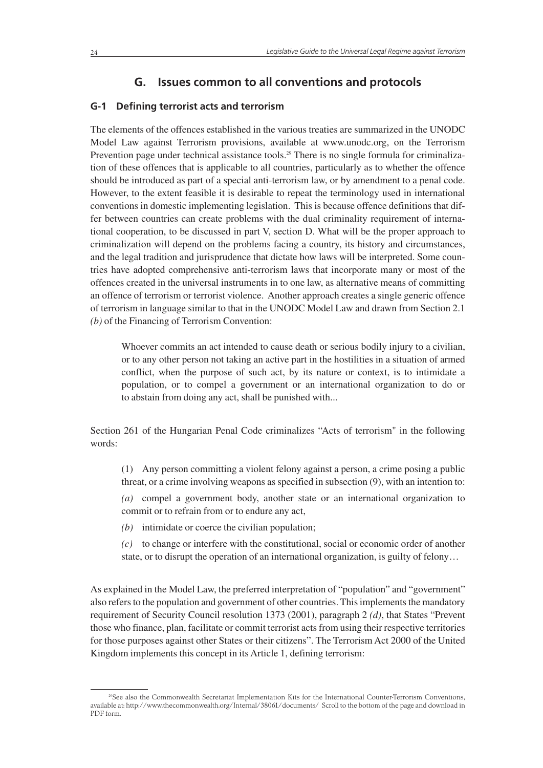## G. Issues common to all conventions and protocols

### G-1 Defining terrorist acts and terrorism

The elements of the offences established in the various treaties are summarized in the UNODC Model Law against Terrorism provisions, available at www.unodc.org, on the Terrorism Prevention page under technical assistance tools.[29] There is no single formula for criminalization of these offences that is applicable to all countries, particularly as to whether the offence should be introduced as part of a special anti-terrorism law, or by amendment to a penal code. However, to the extent feasible it is desirable to repeat the terminology used in international conventions in domestic implementing legislation. This is because offence definitions that differ between countries can create problems with the dual criminality requirement of international cooperation, to be discussed in part V, section D. What will be the proper approach to criminalization will depend on the problems facing a country, its history and circumstances, and the legal tradition and jurisprudence that dictate how laws will be interpreted. Some countries have adopted comprehensive anti-terrorism laws that incorporate many or most of the offences created in the universal instruments in to one law, as alternative means of committing an offence of terrorism or terrorist violence. Another approach creates a single generic offence of terrorism in language similar to that in the UNODC Model Law and drawn from Section 2.1 *(b)* of the Financing of Terrorism Convention:

> Whoever commits an act intended to cause death or serious bodily injury to a civilian, or to any other person not taking an active part in the hostilities in a situation of armed conflict, when the purpose of such act, by its nature or context, is to intimidate a population, or to compel a government or an international organization to do or to abstain from doing any act, shall be punished with...

Section 261 of the Hungarian Penal Code criminalizes "Acts of terrorism" in the following words:

> (1) Any person committing a violent felony against a person, a crime posing a public threat, or a crime involving weapons as specified in subsection (9), with an intention to:
>
> *(a)* compel a government body, another state or an international organization to commit or to refrain from or to endure any act,
>
> *(b)* intimidate or coerce the civilian population;
>
> *(c)* to change or interfere with the constitutional, social or economic order of another state, or to disrupt the operation of an international organization, is guilty of felony…

As explained in the Model Law, the preferred interpretation of "population" and "government" also refers to the population and government of other countries. This implements the mandatory requirement of Security Council resolution 1373 (2001), paragraph 2 *(d)*, that States "Prevent those who finance, plan, facilitate or commit terrorist acts from using their respective territories for those purposes against other States or their citizens". The Terrorism Act 2000 of the United Kingdom implements this concept in its Article 1, defining terrorism:

---

[29] See also the Commonwealth Secretariat Implementation Kits for the International Counter-Terrorism Conventions, available at: http://www.thecommonwealth.org/Internal/38061/documents/ Scroll to the bottom of the page and download in PDF form.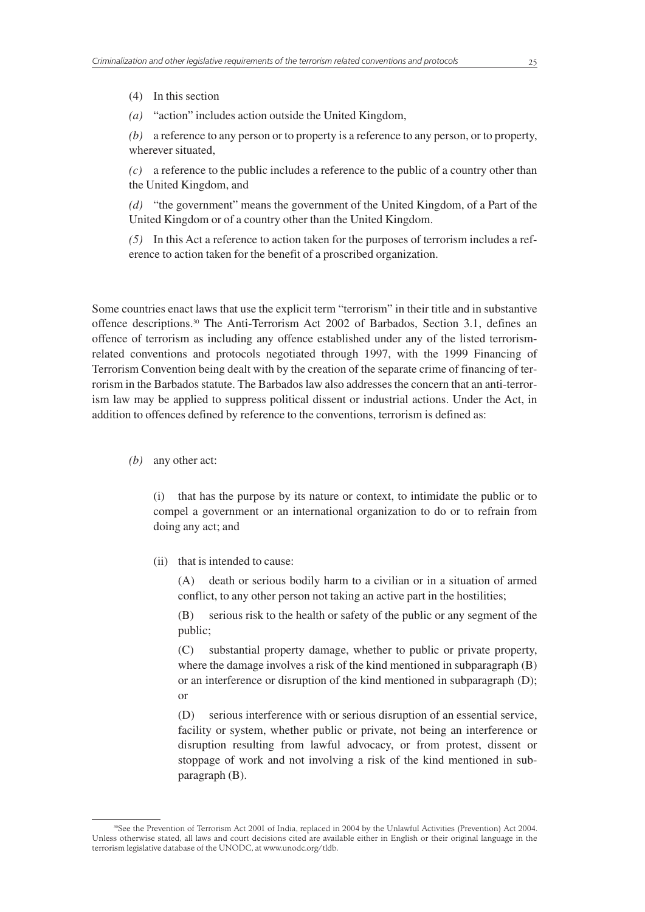(4) In this section

*(a)* "action" includes action outside the United Kingdom,

*(b)* a reference to any person or to property is a reference to any person, or to property, wherever situated,

*(c)* a reference to the public includes a reference to the public of a country other than the United Kingdom, and

*(d)* "the government" means the government of the United Kingdom, of a Part of the United Kingdom or of a country other than the United Kingdom.

*(5)* In this Act a reference to action taken for the purposes of terrorism includes a reference to action taken for the benefit of a proscribed organization.

Some countries enact laws that use the explicit term "terrorism" in their title and in substantive offence descriptions.[30] The Anti-Terrorism Act 2002 of Barbados, Section 3.1, defines an offence of terrorism as including any offence established under any of the listed terrorism-related conventions and protocols negotiated through 1997, with the 1999 Financing of Terrorism Convention being dealt with by the creation of the separate crime of financing of terrorism in the Barbados statute. The Barbados law also addresses the concern that an anti-terrorism law may be applied to suppress political dissent or industrial actions. Under the Act, in addition to offences defined by reference to the conventions, terrorism is defined as:

*(b)* any other act:

(i) that has the purpose by its nature or context, to intimidate the public or to compel a government or an international organization to do or to refrain from doing any act; and

(ii) that is intended to cause:

(A) death or serious bodily harm to a civilian or in a situation of armed conflict, to any other person not taking an active part in the hostilities;

(B) serious risk to the health or safety of the public or any segment of the public;

(C) substantial property damage, whether to public or private property, where the damage involves a risk of the kind mentioned in subparagraph (B) or an interference or disruption of the kind mentioned in subparagraph (D); or

(D) serious interference with or serious disruption of an essential service, facility or system, whether public or private, not being an interference or disruption resulting from lawful advocacy, or from protest, dissent or stoppage of work and not involving a risk of the kind mentioned in subparagraph (B).

[30] See the Prevention of Terrorism Act 2001 of India, replaced in 2004 by the Unlawful Activities (Prevention) Act 2004. Unless otherwise stated, all laws and court decisions cited are available either in English or their original language in the terrorism legislative database of the UNODC, at www.unodc.org/tldb.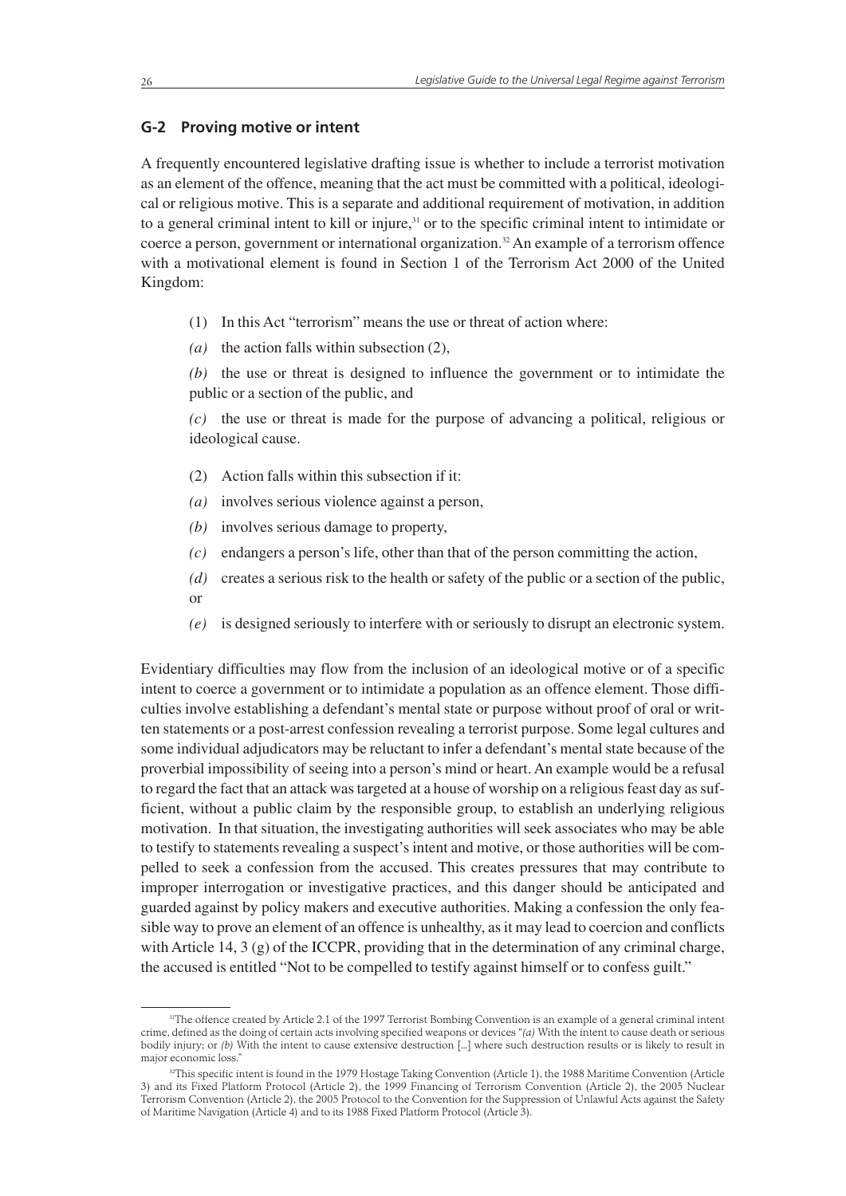## G-2 Proving motive or intent

A frequently encountered legislative drafting issue is whether to include a terrorist motivation as an element of the offence, meaning that the act must be committed with a political, ideological or religious motive. This is a separate and additional requirement of motivation, in addition to a general criminal intent to kill or injure,[31] or to the specific criminal intent to intimidate or coerce a person, government or international organization.[32] An example of a terrorism offence with a motivational element is found in Section 1 of the Terrorism Act 2000 of the United Kingdom:

> (1) In this Act "terrorism" means the use or threat of action where:
>
> *(a)* the action falls within subsection (2),
>
> *(b)* the use or threat is designed to influence the government or to intimidate the public or a section of the public, and
>
> *(c)* the use or threat is made for the purpose of advancing a political, religious or ideological cause.
>
> (2) Action falls within this subsection if it:
>
> *(a)* involves serious violence against a person,
>
> *(b)* involves serious damage to property,
>
> *(c)* endangers a person's life, other than that of the person committing the action,
>
> *(d)* creates a serious risk to the health or safety of the public or a section of the public, or
>
> *(e)* is designed seriously to interfere with or seriously to disrupt an electronic system.

Evidentiary difficulties may flow from the inclusion of an ideological motive or of a specific intent to coerce a government or to intimidate a population as an offence element. Those difficulties involve establishing a defendant's mental state or purpose without proof of oral or written statements or a post-arrest confession revealing a terrorist purpose. Some legal cultures and some individual adjudicators may be reluctant to infer a defendant's mental state because of the proverbial impossibility of seeing into a person's mind or heart. An example would be a refusal to regard the fact that an attack was targeted at a house of worship on a religious feast day as sufficient, without a public claim by the responsible group, to establish an underlying religious motivation. In that situation, the investigating authorities will seek associates who may be able to testify to statements revealing a suspect's intent and motive, or those authorities will be compelled to seek a confession from the accused. This creates pressures that may contribute to improper interrogation or investigative practices, and this danger should be anticipated and guarded against by policy makers and executive authorities. Making a confession the only feasible way to prove an element of an offence is unhealthy, as it may lead to coercion and conflicts with Article 14, 3 (g) of the ICCPR, providing that in the determination of any criminal charge, the accused is entitled "Not to be compelled to testify against himself or to confess guilt."

---

[31] The offence created by Article 2.1 of the 1997 Terrorist Bombing Convention is an example of a general criminal intent crime, defined as the doing of certain acts involving specified weapons or devices "*(a)* With the intent to cause death or serious bodily injury; or *(b)* With the intent to cause extensive destruction [...] where such destruction results or is likely to result in major economic loss."

[32] This specific intent is found in the 1979 Hostage Taking Convention (Article 1), the 1988 Maritime Convention (Article 3) and its Fixed Platform Protocol (Article 2), the 1999 Financing of Terrorism Convention (Article 2), the 2005 Nuclear Terrorism Convention (Article 2), the 2005 Protocol to the Convention for the Suppression of Unlawful Acts against the Safety of Maritime Navigation (Article 4) and to its 1988 Fixed Platform Protocol (Article 3).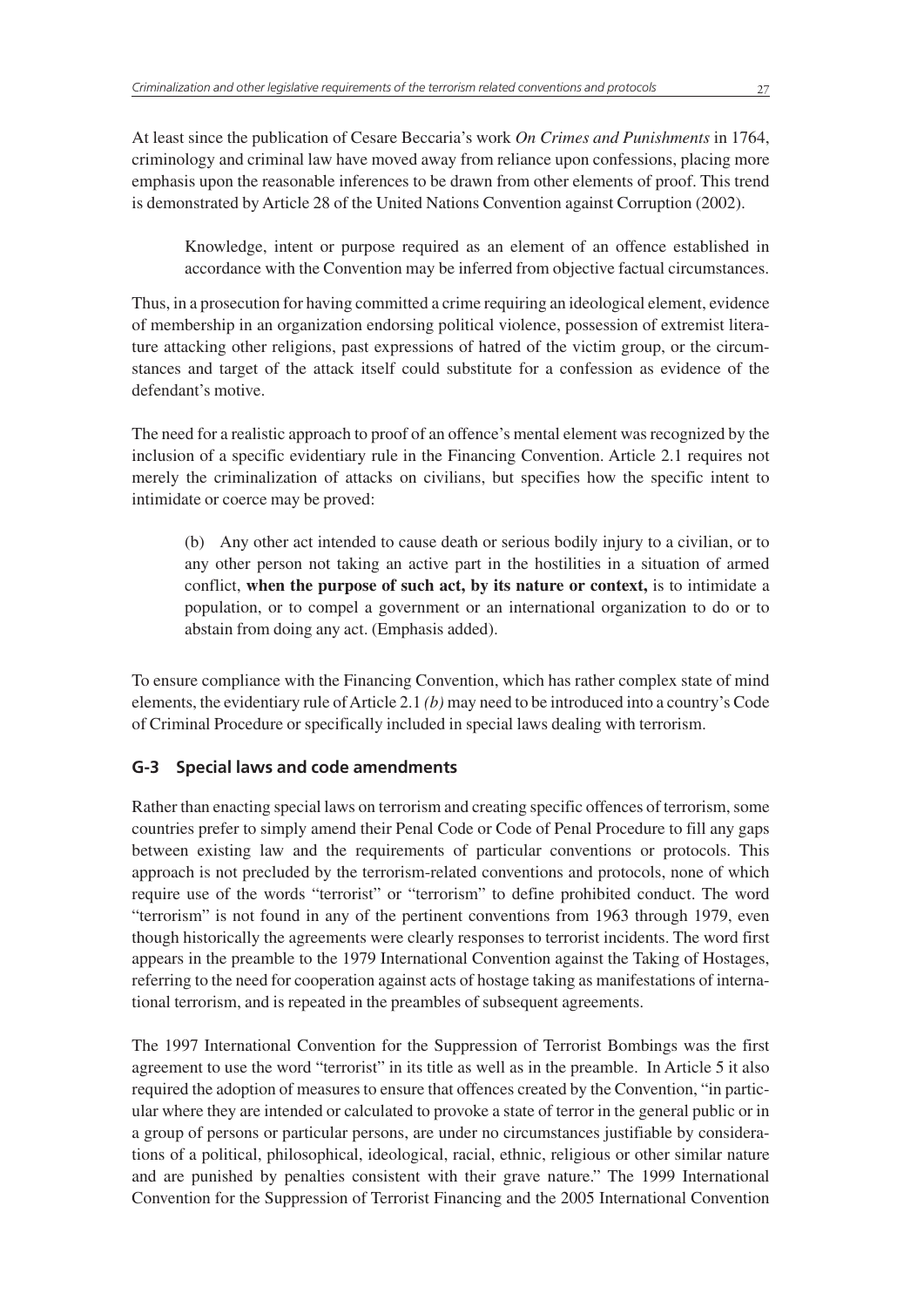At least since the publication of Cesare Beccaria's work *On Crimes and Punishments* in 1764, criminology and criminal law have moved away from reliance upon confessions, placing more emphasis upon the reasonable inferences to be drawn from other elements of proof. This trend is demonstrated by Article 28 of the United Nations Convention against Corruption (2002).

> Knowledge, intent or purpose required as an element of an offence established in accordance with the Convention may be inferred from objective factual circumstances.

Thus, in a prosecution for having committed a crime requiring an ideological element, evidence of membership in an organization endorsing political violence, possession of extremist literature attacking other religions, past expressions of hatred of the victim group, or the circumstances and target of the attack itself could substitute for a confession as evidence of the defendant's motive.

The need for a realistic approach to proof of an offence's mental element was recognized by the inclusion of a specific evidentiary rule in the Financing Convention. Article 2.1 requires not merely the criminalization of attacks on civilians, but specifies how the specific intent to intimidate or coerce may be proved:

> (b) Any other act intended to cause death or serious bodily injury to a civilian, or to any other person not taking an active part in the hostilities in a situation of armed conflict, **when the purpose of such act, by its nature or context,** is to intimidate a population, or to compel a government or an international organization to do or to abstain from doing any act. (Emphasis added).

To ensure compliance with the Financing Convention, which has rather complex state of mind elements, the evidentiary rule of Article 2.1 *(b)* may need to be introduced into a country's Code of Criminal Procedure or specifically included in special laws dealing with terrorism.

## G-3 Special laws and code amendments

Rather than enacting special laws on terrorism and creating specific offences of terrorism, some countries prefer to simply amend their Penal Code or Code of Penal Procedure to fill any gaps between existing law and the requirements of particular conventions or protocols. This approach is not precluded by the terrorism-related conventions and protocols, none of which require use of the words "terrorist" or "terrorism" to define prohibited conduct. The word "terrorism" is not found in any of the pertinent conventions from 1963 through 1979, even though historically the agreements were clearly responses to terrorist incidents. The word first appears in the preamble to the 1979 International Convention against the Taking of Hostages, referring to the need for cooperation against acts of hostage taking as manifestations of international terrorism, and is repeated in the preambles of subsequent agreements.

The 1997 International Convention for the Suppression of Terrorist Bombings was the first agreement to use the word "terrorist" in its title as well as in the preamble. In Article 5 it also required the adoption of measures to ensure that offences created by the Convention, "in particular where they are intended or calculated to provoke a state of terror in the general public or in a group of persons or particular persons, are under no circumstances justifiable by considerations of a political, philosophical, ideological, racial, ethnic, religious or other similar nature and are punished by penalties consistent with their grave nature." The 1999 International Convention for the Suppression of Terrorist Financing and the 2005 International Convention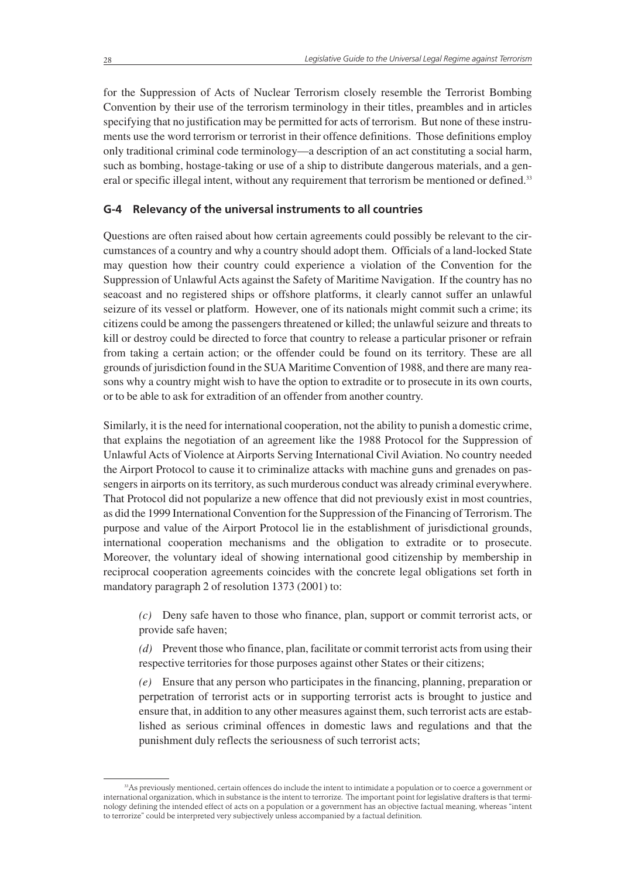for the Suppression of Acts of Nuclear Terrorism closely resemble the Terrorist Bombing Convention by their use of the terrorism terminology in their titles, preambles and in articles specifying that no justification may be permitted for acts of terrorism. But none of these instruments use the word terrorism or terrorist in their offence definitions. Those definitions employ only traditional criminal code terminology—a description of an act constituting a social harm, such as bombing, hostage-taking or use of a ship to distribute dangerous materials, and a general or specific illegal intent, without any requirement that terrorism be mentioned or defined.[33]

### G-4 Relevancy of the universal instruments to all countries

Questions are often raised about how certain agreements could possibly be relevant to the circumstances of a country and why a country should adopt them. Officials of a land-locked State may question how their country could experience a violation of the Convention for the Suppression of Unlawful Acts against the Safety of Maritime Navigation. If the country has no seacoast and no registered ships or offshore platforms, it clearly cannot suffer an unlawful seizure of its vessel or platform. However, one of its nationals might commit such a crime; its citizens could be among the passengers threatened or killed; the unlawful seizure and threats to kill or destroy could be directed to force that country to release a particular prisoner or refrain from taking a certain action; or the offender could be found on its territory. These are all grounds of jurisdiction found in the SUA Maritime Convention of 1988, and there are many reasons why a country might wish to have the option to extradite or to prosecute in its own courts, or to be able to ask for extradition of an offender from another country.

Similarly, it is the need for international cooperation, not the ability to punish a domestic crime, that explains the negotiation of an agreement like the 1988 Protocol for the Suppression of Unlawful Acts of Violence at Airports Serving International Civil Aviation. No country needed the Airport Protocol to cause it to criminalize attacks with machine guns and grenades on passengers in airports on its territory, as such murderous conduct was already criminal everywhere. That Protocol did not popularize a new offence that did not previously exist in most countries, as did the 1999 International Convention for the Suppression of the Financing of Terrorism. The purpose and value of the Airport Protocol lie in the establishment of jurisdictional grounds, international cooperation mechanisms and the obligation to extradite or to prosecute. Moreover, the voluntary ideal of showing international good citizenship by membership in reciprocal cooperation agreements coincides with the concrete legal obligations set forth in mandatory paragraph 2 of resolution 1373 (2001) to:

> *(c)* Deny safe haven to those who finance, plan, support or commit terrorist acts, or provide safe haven;
>
> *(d)* Prevent those who finance, plan, facilitate or commit terrorist acts from using their respective territories for those purposes against other States or their citizens;
>
> *(e)* Ensure that any person who participates in the financing, planning, preparation or perpetration of terrorist acts or in supporting terrorist acts is brought to justice and ensure that, in addition to any other measures against them, such terrorist acts are established as serious criminal offences in domestic laws and regulations and that the punishment duly reflects the seriousness of such terrorist acts;

[33]As previously mentioned, certain offences do include the intent to intimidate a population or to coerce a government or international organization, which in substance is the intent to terrorize. The important point for legislative drafters is that terminology defining the intended effect of acts on a population or a government has an objective factual meaning, whereas "intent to terrorize" could be interpreted very subjectively unless accompanied by a factual definition.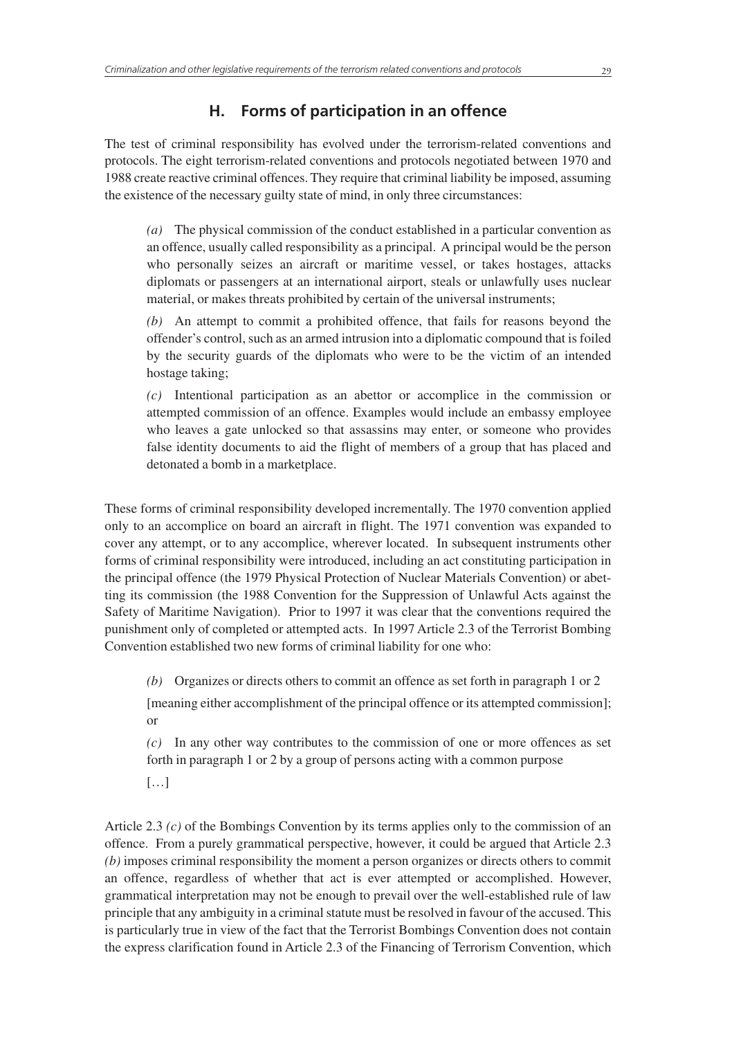## H. Forms of participation in an offence

The test of criminal responsibility has evolved under the terrorism-related conventions and protocols. The eight terrorism-related conventions and protocols negotiated between 1970 and 1988 create reactive criminal offences. They require that criminal liability be imposed, assuming the existence of the necessary guilty state of mind, in only three circumstances:

> *(a)* The physical commission of the conduct established in a particular convention as an offence, usually called responsibility as a principal. A principal would be the person who personally seizes an aircraft or maritime vessel, or takes hostages, attacks diplomats or passengers at an international airport, steals or unlawfully uses nuclear material, or makes threats prohibited by certain of the universal instruments;
>
> *(b)* An attempt to commit a prohibited offence, that fails for reasons beyond the offender's control, such as an armed intrusion into a diplomatic compound that is foiled by the security guards of the diplomats who were to be the victim of an intended hostage taking;
>
> *(c)* Intentional participation as an abettor or accomplice in the commission or attempted commission of an offence. Examples would include an embassy employee who leaves a gate unlocked so that assassins may enter, or someone who provides false identity documents to aid the flight of members of a group that has placed and detonated a bomb in a marketplace.

These forms of criminal responsibility developed incrementally. The 1970 convention applied only to an accomplice on board an aircraft in flight. The 1971 convention was expanded to cover any attempt, or to any accomplice, wherever located. In subsequent instruments other forms of criminal responsibility were introduced, including an act constituting participation in the principal offence (the 1979 Physical Protection of Nuclear Materials Convention) or abetting its commission (the 1988 Convention for the Suppression of Unlawful Acts against the Safety of Maritime Navigation). Prior to 1997 it was clear that the conventions required the punishment only of completed or attempted acts. In 1997 Article 2.3 of the Terrorist Bombing Convention established two new forms of criminal liability for one who:

> *(b)* Organizes or directs others to commit an offence as set forth in paragraph 1 or 2
>
> [meaning either accomplishment of the principal offence or its attempted commission]; or
>
> *(c)* In any other way contributes to the commission of one or more offences as set forth in paragraph 1 or 2 by a group of persons acting with a common purpose
>
> […]

Article 2.3 *(c)* of the Bombings Convention by its terms applies only to the commission of an offence. From a purely grammatical perspective, however, it could be argued that Article 2.3 *(b)* imposes criminal responsibility the moment a person organizes or directs others to commit an offence, regardless of whether that act is ever attempted or accomplished. However, grammatical interpretation may not be enough to prevail over the well-established rule of law principle that any ambiguity in a criminal statute must be resolved in favour of the accused. This is particularly true in view of the fact that the Terrorist Bombings Convention does not contain the express clarification found in Article 2.3 of the Financing of Terrorism Convention, which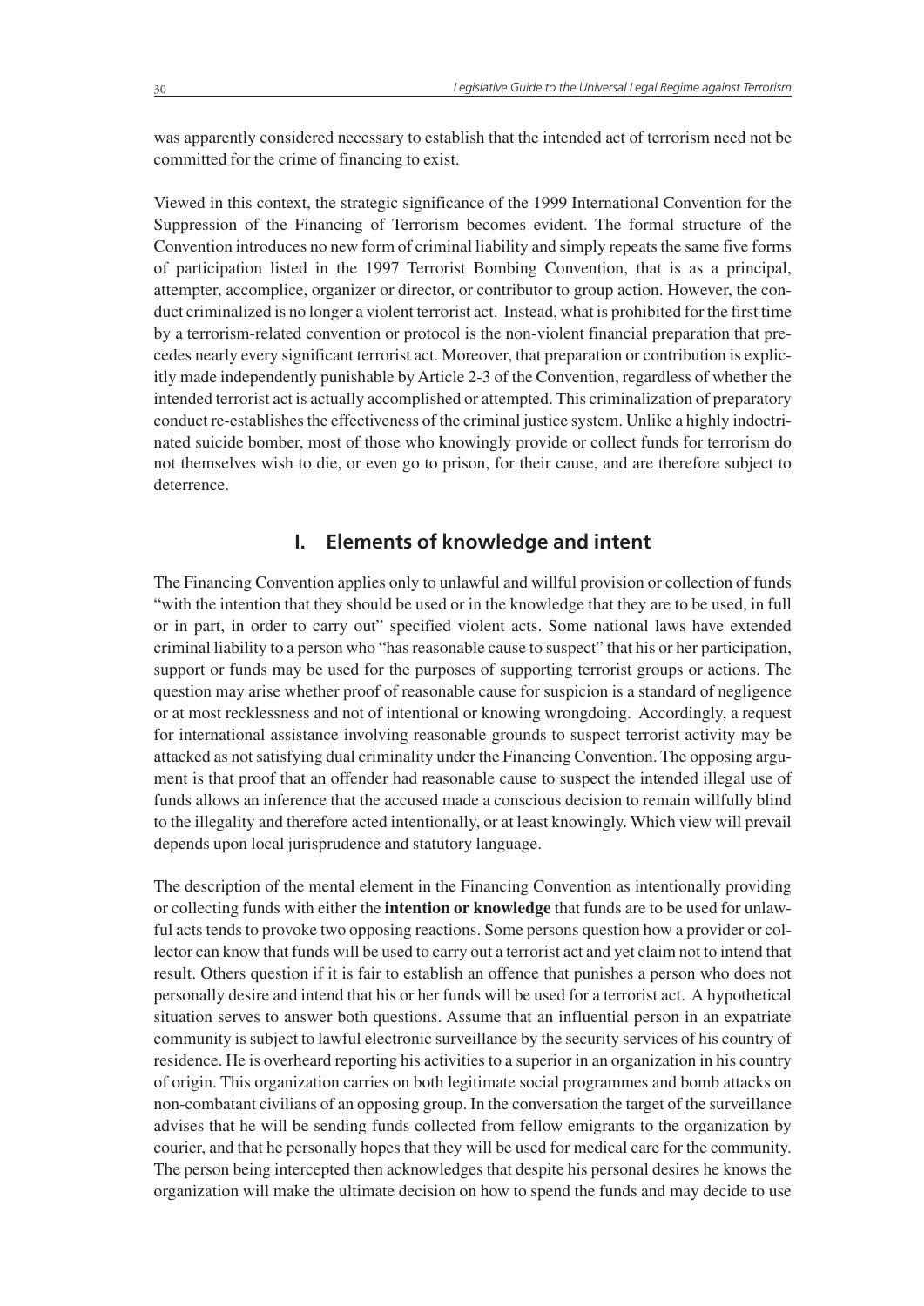was apparently considered necessary to establish that the intended act of terrorism need not be committed for the crime of financing to exist.

Viewed in this context, the strategic significance of the 1999 International Convention for the Suppression of the Financing of Terrorism becomes evident. The formal structure of the Convention introduces no new form of criminal liability and simply repeats the same five forms of participation listed in the 1997 Terrorist Bombing Convention, that is as a principal, attempter, accomplice, organizer or director, or contributor to group action. However, the conduct criminalized is no longer a violent terrorist act. Instead, what is prohibited for the first time by a terrorism-related convention or protocol is the non-violent financial preparation that precedes nearly every significant terrorist act. Moreover, that preparation or contribution is explicitly made independently punishable by Article 2-3 of the Convention, regardless of whether the intended terrorist act is actually accomplished or attempted. This criminalization of preparatory conduct re-establishes the effectiveness of the criminal justice system. Unlike a highly indoctrinated suicide bomber, most of those who knowingly provide or collect funds for terrorism do not themselves wish to die, or even go to prison, for their cause, and are therefore subject to deterrence.

## I. Elements of knowledge and intent

The Financing Convention applies only to unlawful and willful provision or collection of funds "with the intention that they should be used or in the knowledge that they are to be used, in full or in part, in order to carry out" specified violent acts. Some national laws have extended criminal liability to a person who "has reasonable cause to suspect" that his or her participation, support or funds may be used for the purposes of supporting terrorist groups or actions. The question may arise whether proof of reasonable cause for suspicion is a standard of negligence or at most recklessness and not of intentional or knowing wrongdoing. Accordingly, a request for international assistance involving reasonable grounds to suspect terrorist activity may be attacked as not satisfying dual criminality under the Financing Convention. The opposing argument is that proof that an offender had reasonable cause to suspect the intended illegal use of funds allows an inference that the accused made a conscious decision to remain willfully blind to the illegality and therefore acted intentionally, or at least knowingly. Which view will prevail depends upon local jurisprudence and statutory language.

The description of the mental element in the Financing Convention as intentionally providing or collecting funds with either the **intention or knowledge** that funds are to be used for unlawful acts tends to provoke two opposing reactions. Some persons question how a provider or collector can know that funds will be used to carry out a terrorist act and yet claim not to intend that result. Others question if it is fair to establish an offence that punishes a person who does not personally desire and intend that his or her funds will be used for a terrorist act. A hypothetical situation serves to answer both questions. Assume that an influential person in an expatriate community is subject to lawful electronic surveillance by the security services of his country of residence. He is overheard reporting his activities to a superior in an organization in his country of origin. This organization carries on both legitimate social programmes and bomb attacks on non-combatant civilians of an opposing group. In the conversation the target of the surveillance advises that he will be sending funds collected from fellow emigrants to the organization by courier, and that he personally hopes that they will be used for medical care for the community. The person being intercepted then acknowledges that despite his personal desires he knows the organization will make the ultimate decision on how to spend the funds and may decide to use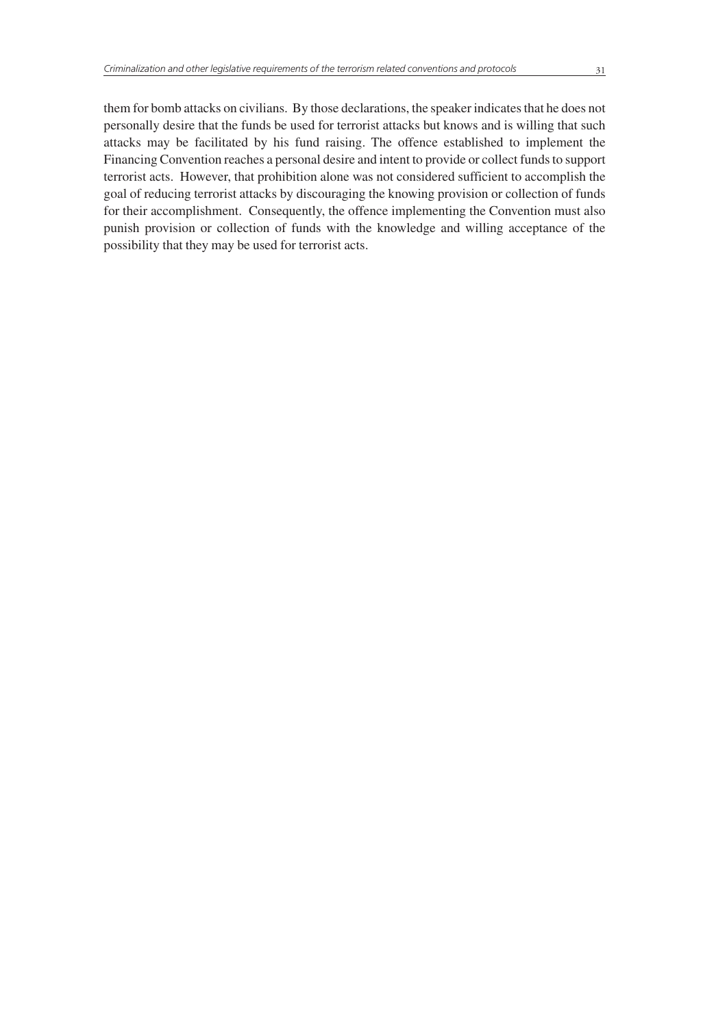them for bomb attacks on civilians. By those declarations, the speaker indicates that he does not personally desire that the funds be used for terrorist attacks but knows and is willing that such attacks may be facilitated by his fund raising. The offence established to implement the Financing Convention reaches a personal desire and intent to provide or collect funds to support terrorist acts. However, that prohibition alone was not considered sufficient to accomplish the goal of reducing terrorist attacks by discouraging the knowing provision or collection of funds for their accomplishment. Consequently, the offence implementing the Convention must also punish provision or collection of funds with the knowledge and willing acceptance of the possibility that they may be used for terrorist acts.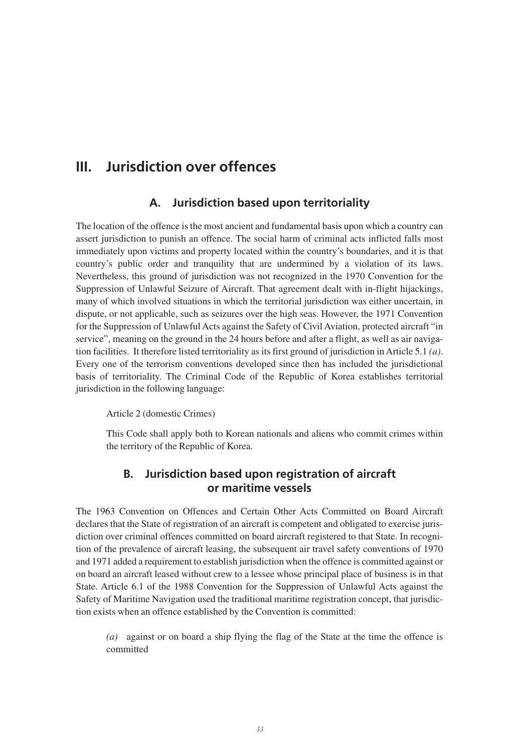# III. Jurisdiction over offences

## A. Jurisdiction based upon territoriality

The location of the offence is the most ancient and fundamental basis upon which a country can assert jurisdiction to punish an offence. The social harm of criminal acts inflicted falls most immediately upon victims and property located within the country's boundaries, and it is that country's public order and tranquility that are undermined by a violation of its laws. Nevertheless, this ground of jurisdiction was not recognized in the 1970 Convention for the Suppression of Unlawful Seizure of Aircraft. That agreement dealt with in-flight hijackings, many of which involved situations in which the territorial jurisdiction was either uncertain, in dispute, or not applicable, such as seizures over the high seas. However, the 1971 Convention for the Suppression of Unlawful Acts against the Safety of Civil Aviation, protected aircraft "in service", meaning on the ground in the 24 hours before and after a flight, as well as air navigation facilities. It therefore listed territoriality as its first ground of jurisdiction in Article 5.1 *(a)*. Every one of the terrorism conventions developed since then has included the jurisdictional basis of territoriality. The Criminal Code of the Republic of Korea establishes territorial jurisdiction in the following language:

> Article 2 (domestic Crimes)
>
> This Code shall apply both to Korean nationals and aliens who commit crimes within the territory of the Republic of Korea.

## B. Jurisdiction based upon registration of aircraft or maritime vessels

The 1963 Convention on Offences and Certain Other Acts Committed on Board Aircraft declares that the State of registration of an aircraft is competent and obligated to exercise jurisdiction over criminal offences committed on board aircraft registered to that State. In recognition of the prevalence of aircraft leasing, the subsequent air travel safety conventions of 1970 and 1971 added a requirement to establish jurisdiction when the offence is committed against or on board an aircraft leased without crew to a lessee whose principal place of business is in that State. Article 6.1 of the 1988 Convention for the Suppression of Unlawful Acts against the Safety of Maritime Navigation used the traditional maritime registration concept, that jurisdiction exists when an offence established by the Convention is committed:

> *(a)* against or on board a ship flying the flag of the State at the time the offence is committed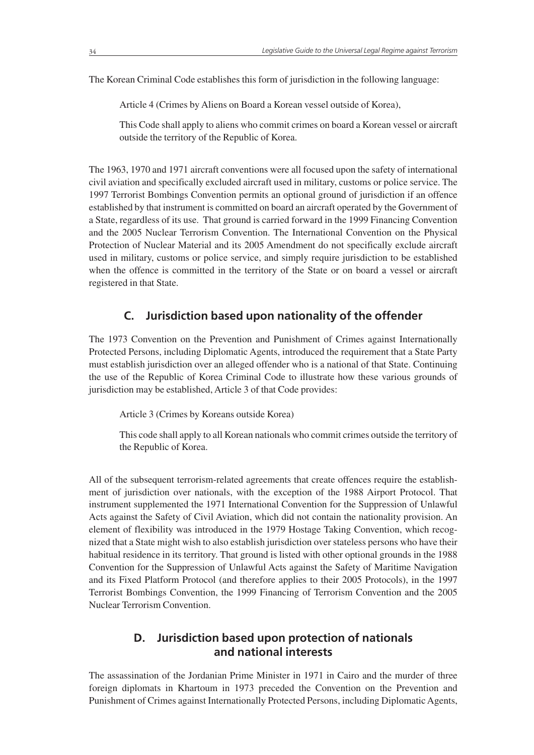The Korean Criminal Code establishes this form of jurisdiction in the following language:

> Article 4 (Crimes by Aliens on Board a Korean vessel outside of Korea),
>
> This Code shall apply to aliens who commit crimes on board a Korean vessel or aircraft outside the territory of the Republic of Korea.

The 1963, 1970 and 1971 aircraft conventions were all focused upon the safety of international civil aviation and specifically excluded aircraft used in military, customs or police service. The 1997 Terrorist Bombings Convention permits an optional ground of jurisdiction if an offence established by that instrument is committed on board an aircraft operated by the Government of a State, regardless of its use. That ground is carried forward in the 1999 Financing Convention and the 2005 Nuclear Terrorism Convention. The International Convention on the Physical Protection of Nuclear Material and its 2005 Amendment do not specifically exclude aircraft used in military, customs or police service, and simply require jurisdiction to be established when the offence is committed in the territory of the State or on board a vessel or aircraft registered in that State.

## C. Jurisdiction based upon nationality of the offender

The 1973 Convention on the Prevention and Punishment of Crimes against Internationally Protected Persons, including Diplomatic Agents, introduced the requirement that a State Party must establish jurisdiction over an alleged offender who is a national of that State. Continuing the use of the Republic of Korea Criminal Code to illustrate how these various grounds of jurisdiction may be established, Article 3 of that Code provides:

> Article 3 (Crimes by Koreans outside Korea)
>
> This code shall apply to all Korean nationals who commit crimes outside the territory of the Republic of Korea.

All of the subsequent terrorism-related agreements that create offences require the establishment of jurisdiction over nationals, with the exception of the 1988 Airport Protocol. That instrument supplemented the 1971 International Convention for the Suppression of Unlawful Acts against the Safety of Civil Aviation, which did not contain the nationality provision. An element of flexibility was introduced in the 1979 Hostage Taking Convention, which recognized that a State might wish to also establish jurisdiction over stateless persons who have their habitual residence in its territory. That ground is listed with other optional grounds in the 1988 Convention for the Suppression of Unlawful Acts against the Safety of Maritime Navigation and its Fixed Platform Protocol (and therefore applies to their 2005 Protocols), in the 1997 Terrorist Bombings Convention, the 1999 Financing of Terrorism Convention and the 2005 Nuclear Terrorism Convention.

## D. Jurisdiction based upon protection of nationals and national interests

The assassination of the Jordanian Prime Minister in 1971 in Cairo and the murder of three foreign diplomats in Khartoum in 1973 preceded the Convention on the Prevention and Punishment of Crimes against Internationally Protected Persons, including Diplomatic Agents,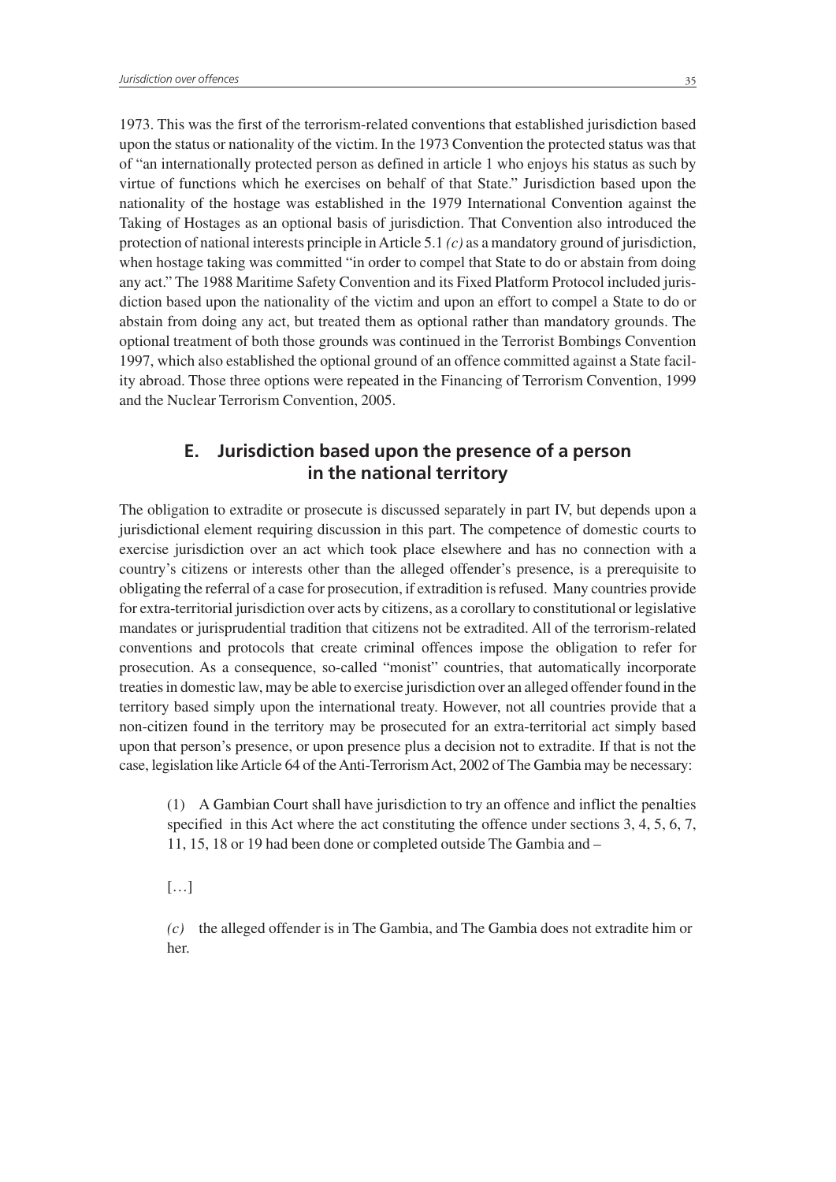1973. This was the first of the terrorism-related conventions that established jurisdiction based upon the status or nationality of the victim. In the 1973 Convention the protected status was that of "an internationally protected person as defined in article 1 who enjoys his status as such by virtue of functions which he exercises on behalf of that State." Jurisdiction based upon the nationality of the hostage was established in the 1979 International Convention against the Taking of Hostages as an optional basis of jurisdiction. That Convention also introduced the protection of national interests principle in Article 5.1 *(c)* as a mandatory ground of jurisdiction, when hostage taking was committed "in order to compel that State to do or abstain from doing any act." The 1988 Maritime Safety Convention and its Fixed Platform Protocol included jurisdiction based upon the nationality of the victim and upon an effort to compel a State to do or abstain from doing any act, but treated them as optional rather than mandatory grounds. The optional treatment of both those grounds was continued in the Terrorist Bombings Convention 1997, which also established the optional ground of an offence committed against a State facility abroad. Those three options were repeated in the Financing of Terrorism Convention, 1999 and the Nuclear Terrorism Convention, 2005.

## E. Jurisdiction based upon the presence of a person in the national territory

The obligation to extradite or prosecute is discussed separately in part IV, but depends upon a jurisdictional element requiring discussion in this part. The competence of domestic courts to exercise jurisdiction over an act which took place elsewhere and has no connection with a country's citizens or interests other than the alleged offender's presence, is a prerequisite to obligating the referral of a case for prosecution, if extradition is refused. Many countries provide for extra-territorial jurisdiction over acts by citizens, as a corollary to constitutional or legislative mandates or jurisprudential tradition that citizens not be extradited. All of the terrorism-related conventions and protocols that create criminal offences impose the obligation to refer for prosecution. As a consequence, so-called "monist" countries, that automatically incorporate treaties in domestic law, may be able to exercise jurisdiction over an alleged offender found in the territory based simply upon the international treaty. However, not all countries provide that a non-citizen found in the territory may be prosecuted for an extra-territorial act simply based upon that person's presence, or upon presence plus a decision not to extradite. If that is not the case, legislation like Article 64 of the Anti-Terrorism Act, 2002 of The Gambia may be necessary:

> (1) A Gambian Court shall have jurisdiction to try an offence and inflict the penalties specified in this Act where the act constituting the offence under sections 3, 4, 5, 6, 7, 11, 15, 18 or 19 had been done or completed outside The Gambia and –
>
> […]
>
> *(c)* the alleged offender is in The Gambia, and The Gambia does not extradite him or her.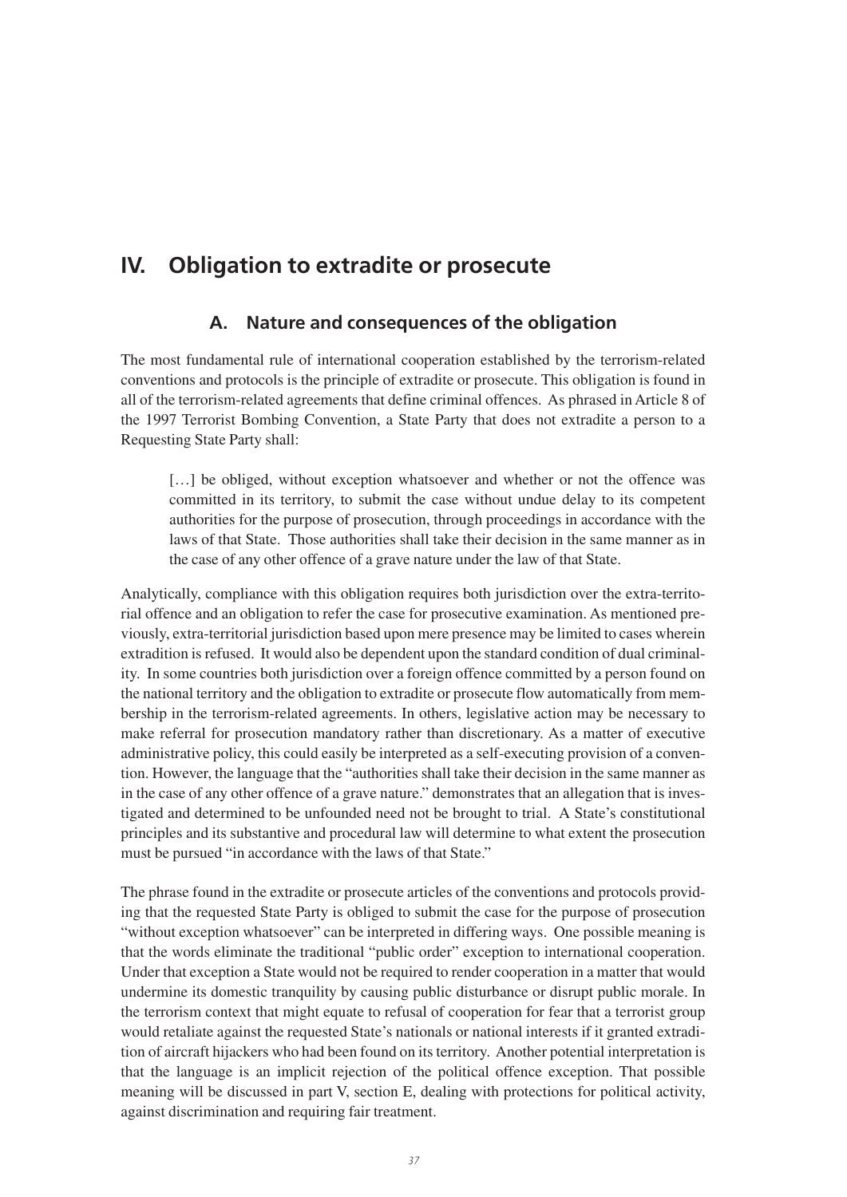# IV. Obligation to extradite or prosecute

## A. Nature and consequences of the obligation

The most fundamental rule of international cooperation established by the terrorism-related conventions and protocols is the principle of extradite or prosecute. This obligation is found in all of the terrorism-related agreements that define criminal offences. As phrased in Article 8 of the 1997 Terrorist Bombing Convention, a State Party that does not extradite a person to a Requesting State Party shall:

> […] be obliged, without exception whatsoever and whether or not the offence was committed in its territory, to submit the case without undue delay to its competent authorities for the purpose of prosecution, through proceedings in accordance with the laws of that State. Those authorities shall take their decision in the same manner as in the case of any other offence of a grave nature under the law of that State.

Analytically, compliance with this obligation requires both jurisdiction over the extra-territorial offence and an obligation to refer the case for prosecutive examination. As mentioned previously, extra-territorial jurisdiction based upon mere presence may be limited to cases wherein extradition is refused. It would also be dependent upon the standard condition of dual criminality. In some countries both jurisdiction over a foreign offence committed by a person found on the national territory and the obligation to extradite or prosecute flow automatically from membership in the terrorism-related agreements. In others, legislative action may be necessary to make referral for prosecution mandatory rather than discretionary. As a matter of executive administrative policy, this could easily be interpreted as a self-executing provision of a convention. However, the language that the "authorities shall take their decision in the same manner as in the case of any other offence of a grave nature." demonstrates that an allegation that is investigated and determined to be unfounded need not be brought to trial. A State's constitutional principles and its substantive and procedural law will determine to what extent the prosecution must be pursued "in accordance with the laws of that State."

The phrase found in the extradite or prosecute articles of the conventions and protocols providing that the requested State Party is obliged to submit the case for the purpose of prosecution "without exception whatsoever" can be interpreted in differing ways. One possible meaning is that the words eliminate the traditional "public order" exception to international cooperation. Under that exception a State would not be required to render cooperation in a matter that would undermine its domestic tranquility by causing public disturbance or disrupt public morale. In the terrorism context that might equate to refusal of cooperation for fear that a terrorist group would retaliate against the requested State's nationals or national interests if it granted extradition of aircraft hijackers who had been found on its territory. Another potential interpretation is that the language is an implicit rejection of the political offence exception. That possible meaning will be discussed in part V, section E, dealing with protections for political activity, against discrimination and requiring fair treatment.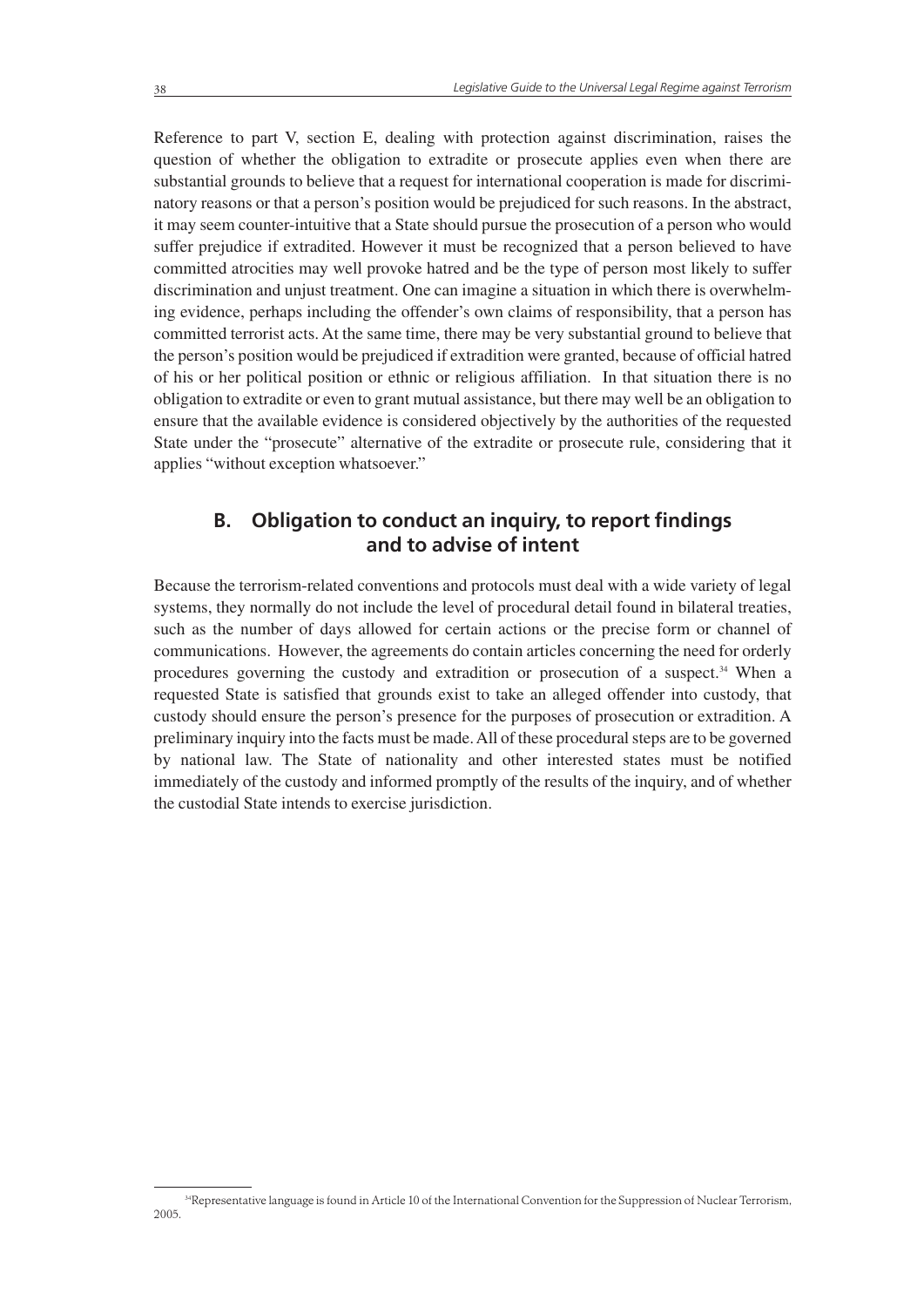Reference to part V, section E, dealing with protection against discrimination, raises the question of whether the obligation to extradite or prosecute applies even when there are substantial grounds to believe that a request for international cooperation is made for discriminatory reasons or that a person's position would be prejudiced for such reasons. In the abstract, it may seem counter-intuitive that a State should pursue the prosecution of a person who would suffer prejudice if extradited. However it must be recognized that a person believed to have committed atrocities may well provoke hatred and be the type of person most likely to suffer discrimination and unjust treatment. One can imagine a situation in which there is overwhelming evidence, perhaps including the offender's own claims of responsibility, that a person has committed terrorist acts. At the same time, there may be very substantial ground to believe that the person's position would be prejudiced if extradition were granted, because of official hatred of his or her political position or ethnic or religious affiliation. In that situation there is no obligation to extradite or even to grant mutual assistance, but there may well be an obligation to ensure that the available evidence is considered objectively by the authorities of the requested State under the "prosecute" alternative of the extradite or prosecute rule, considering that it applies "without exception whatsoever."

## B. Obligation to conduct an inquiry, to report findings and to advise of intent

Because the terrorism-related conventions and protocols must deal with a wide variety of legal systems, they normally do not include the level of procedural detail found in bilateral treaties, such as the number of days allowed for certain actions or the precise form or channel of communications. However, the agreements do contain articles concerning the need for orderly procedures governing the custody and extradition or prosecution of a suspect.[34] When a requested State is satisfied that grounds exist to take an alleged offender into custody, that custody should ensure the person's presence for the purposes of prosecution or extradition. A preliminary inquiry into the facts must be made. All of these procedural steps are to be governed by national law. The State of nationality and other interested states must be notified immediately of the custody and informed promptly of the results of the inquiry, and of whether the custodial State intends to exercise jurisdiction.

[34] Representative language is found in Article 10 of the International Convention for the Suppression of Nuclear Terrorism, 2005.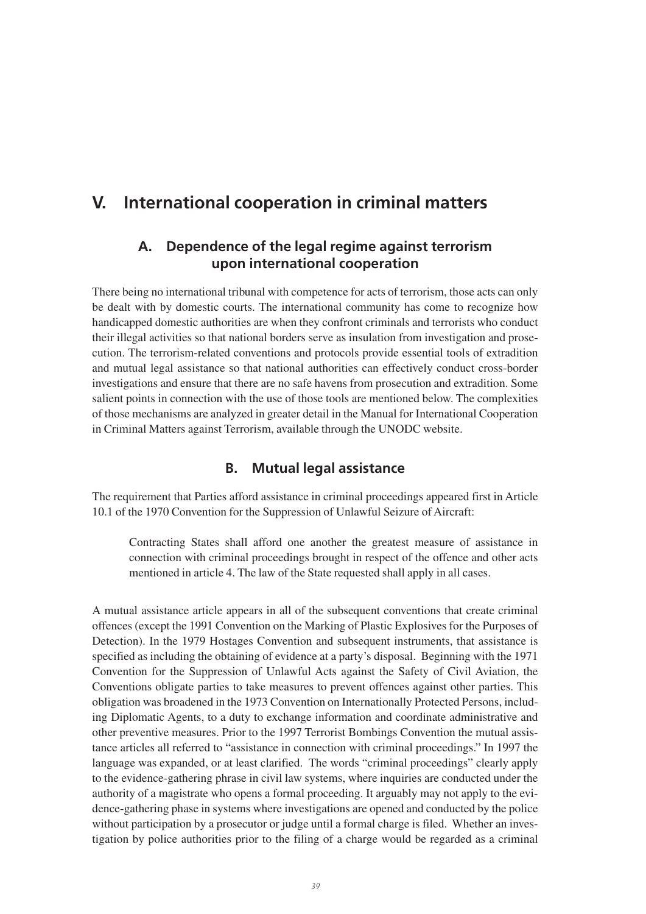# V. International cooperation in criminal matters

## A. Dependence of the legal regime against terrorism upon international cooperation

There being no international tribunal with competence for acts of terrorism, those acts can only be dealt with by domestic courts. The international community has come to recognize how handicapped domestic authorities are when they confront criminals and terrorists who conduct their illegal activities so that national borders serve as insulation from investigation and prosecution. The terrorism-related conventions and protocols provide essential tools of extradition and mutual legal assistance so that national authorities can effectively conduct cross-border investigations and ensure that there are no safe havens from prosecution and extradition. Some salient points in connection with the use of those tools are mentioned below. The complexities of those mechanisms are analyzed in greater detail in the Manual for International Cooperation in Criminal Matters against Terrorism, available through the UNODC website.

## B. Mutual legal assistance

The requirement that Parties afford assistance in criminal proceedings appeared first in Article 10.1 of the 1970 Convention for the Suppression of Unlawful Seizure of Aircraft:

> Contracting States shall afford one another the greatest measure of assistance in connection with criminal proceedings brought in respect of the offence and other acts mentioned in article 4. The law of the State requested shall apply in all cases.

A mutual assistance article appears in all of the subsequent conventions that create criminal offences (except the 1991 Convention on the Marking of Plastic Explosives for the Purposes of Detection). In the 1979 Hostages Convention and subsequent instruments, that assistance is specified as including the obtaining of evidence at a party's disposal. Beginning with the 1971 Convention for the Suppression of Unlawful Acts against the Safety of Civil Aviation, the Conventions obligate parties to take measures to prevent offences against other parties. This obligation was broadened in the 1973 Convention on Internationally Protected Persons, including Diplomatic Agents, to a duty to exchange information and coordinate administrative and other preventive measures. Prior to the 1997 Terrorist Bombings Convention the mutual assistance articles all referred to "assistance in connection with criminal proceedings." In 1997 the language was expanded, or at least clarified. The words "criminal proceedings" clearly apply to the evidence-gathering phrase in civil law systems, where inquiries are conducted under the authority of a magistrate who opens a formal proceeding. It arguably may not apply to the evidence-gathering phase in systems where investigations are opened and conducted by the police without participation by a prosecutor or judge until a formal charge is filed. Whether an investigation by police authorities prior to the filing of a charge would be regarded as a criminal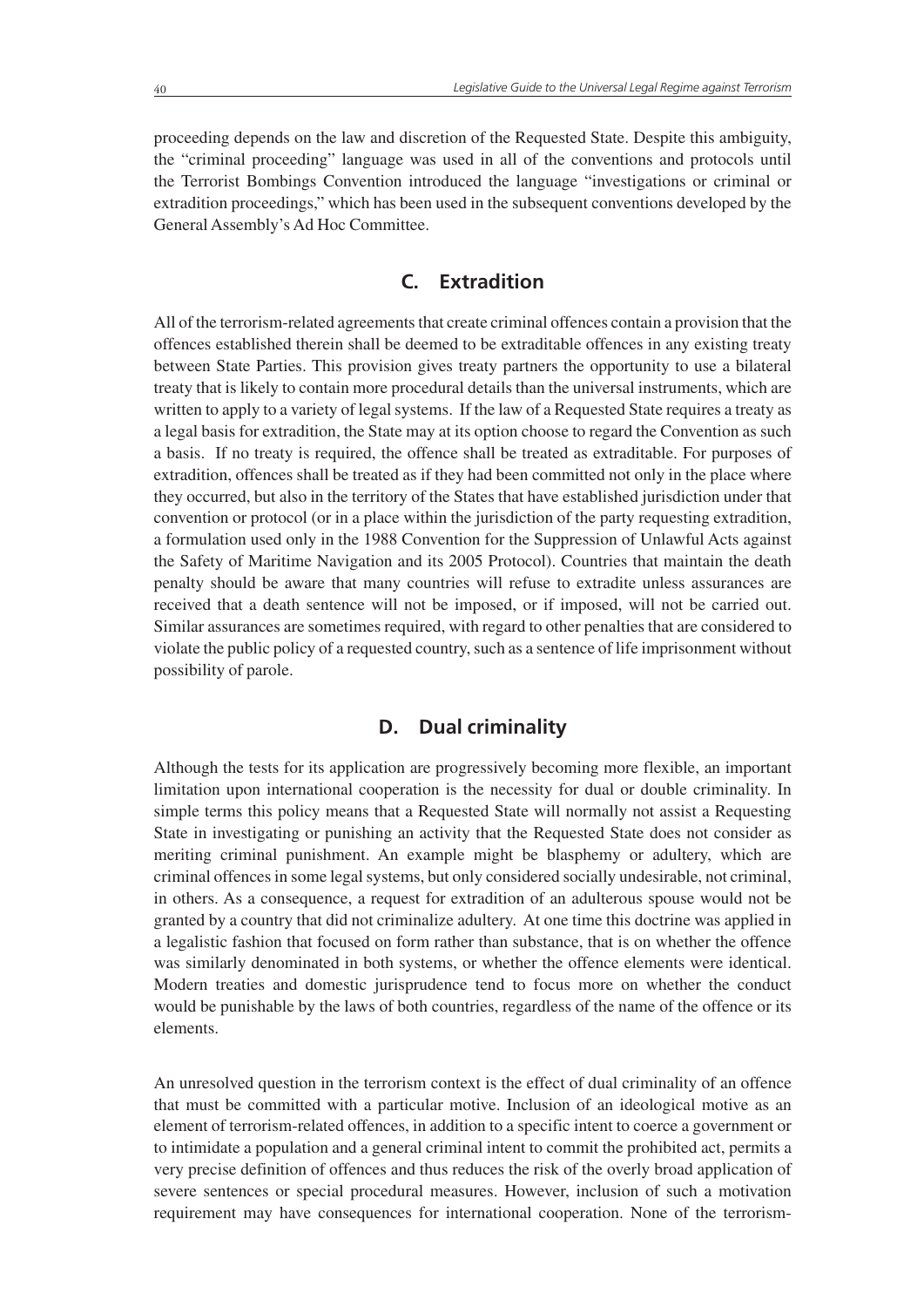proceeding depends on the law and discretion of the Requested State. Despite this ambiguity, the "criminal proceeding" language was used in all of the conventions and protocols until the Terrorist Bombings Convention introduced the language "investigations or criminal or extradition proceedings," which has been used in the subsequent conventions developed by the General Assembly's Ad Hoc Committee.

## C. Extradition

All of the terrorism-related agreements that create criminal offences contain a provision that the offences established therein shall be deemed to be extraditable offences in any existing treaty between State Parties. This provision gives treaty partners the opportunity to use a bilateral treaty that is likely to contain more procedural details than the universal instruments, which are written to apply to a variety of legal systems. If the law of a Requested State requires a treaty as a legal basis for extradition, the State may at its option choose to regard the Convention as such a basis. If no treaty is required, the offence shall be treated as extraditable. For purposes of extradition, offences shall be treated as if they had been committed not only in the place where they occurred, but also in the territory of the States that have established jurisdiction under that convention or protocol (or in a place within the jurisdiction of the party requesting extradition, a formulation used only in the 1988 Convention for the Suppression of Unlawful Acts against the Safety of Maritime Navigation and its 2005 Protocol). Countries that maintain the death penalty should be aware that many countries will refuse to extradite unless assurances are received that a death sentence will not be imposed, or if imposed, will not be carried out. Similar assurances are sometimes required, with regard to other penalties that are considered to violate the public policy of a requested country, such as a sentence of life imprisonment without possibility of parole.

## D. Dual criminality

Although the tests for its application are progressively becoming more flexible, an important limitation upon international cooperation is the necessity for dual or double criminality. In simple terms this policy means that a Requested State will normally not assist a Requesting State in investigating or punishing an activity that the Requested State does not consider as meriting criminal punishment. An example might be blasphemy or adultery, which are criminal offences in some legal systems, but only considered socially undesirable, not criminal, in others. As a consequence, a request for extradition of an adulterous spouse would not be granted by a country that did not criminalize adultery. At one time this doctrine was applied in a legalistic fashion that focused on form rather than substance, that is on whether the offence was similarly denominated in both systems, or whether the offence elements were identical. Modern treaties and domestic jurisprudence tend to focus more on whether the conduct would be punishable by the laws of both countries, regardless of the name of the offence or its elements.

An unresolved question in the terrorism context is the effect of dual criminality of an offence that must be committed with a particular motive. Inclusion of an ideological motive as an element of terrorism-related offences, in addition to a specific intent to coerce a government or to intimidate a population and a general criminal intent to commit the prohibited act, permits a very precise definition of offences and thus reduces the risk of the overly broad application of severe sentences or special procedural measures. However, inclusion of such a motivation requirement may have consequences for international cooperation. None of the terrorism-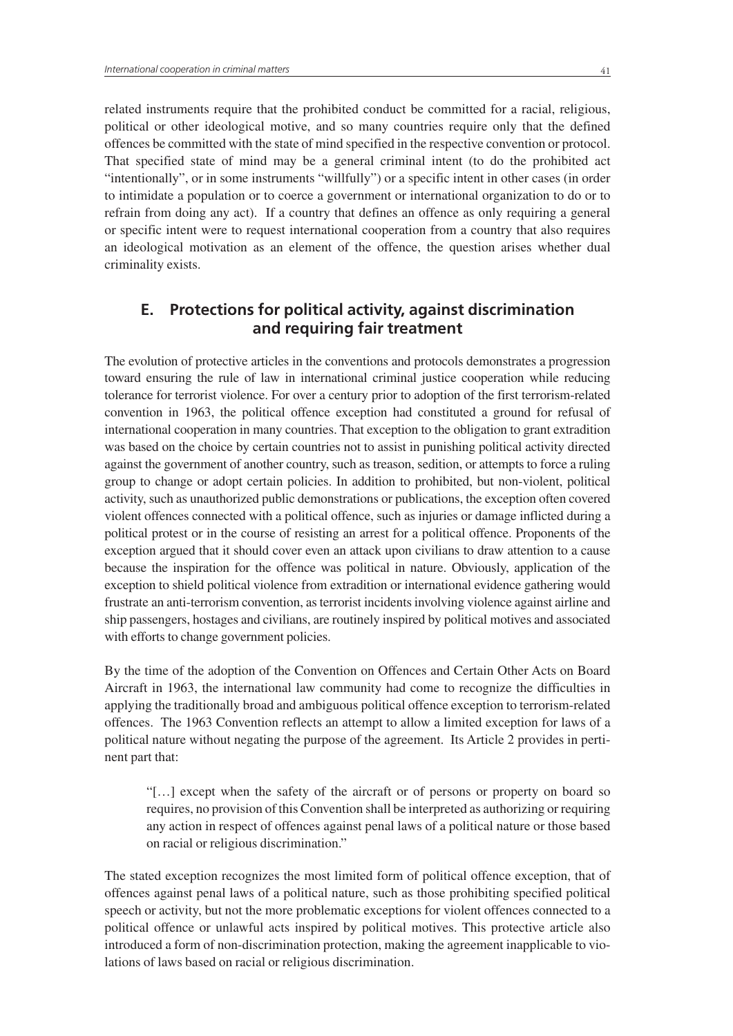related instruments require that the prohibited conduct be committed for a racial, religious, political or other ideological motive, and so many countries require only that the defined offences be committed with the state of mind specified in the respective convention or protocol. That specified state of mind may be a general criminal intent (to do the prohibited act "intentionally", or in some instruments "willfully") or a specific intent in other cases (in order to intimidate a population or to coerce a government or international organization to do or to refrain from doing any act). If a country that defines an offence as only requiring a general or specific intent were to request international cooperation from a country that also requires an ideological motivation as an element of the offence, the question arises whether dual criminality exists.

## E. Protections for political activity, against discrimination and requiring fair treatment

The evolution of protective articles in the conventions and protocols demonstrates a progression toward ensuring the rule of law in international criminal justice cooperation while reducing tolerance for terrorist violence. For over a century prior to adoption of the first terrorism-related convention in 1963, the political offence exception had constituted a ground for refusal of international cooperation in many countries. That exception to the obligation to grant extradition was based on the choice by certain countries not to assist in punishing political activity directed against the government of another country, such as treason, sedition, or attempts to force a ruling group to change or adopt certain policies. In addition to prohibited, but non-violent, political activity, such as unauthorized public demonstrations or publications, the exception often covered violent offences connected with a political offence, such as injuries or damage inflicted during a political protest or in the course of resisting an arrest for a political offence. Proponents of the exception argued that it should cover even an attack upon civilians to draw attention to a cause because the inspiration for the offence was political in nature. Obviously, application of the exception to shield political violence from extradition or international evidence gathering would frustrate an anti-terrorism convention, as terrorist incidents involving violence against airline and ship passengers, hostages and civilians, are routinely inspired by political motives and associated with efforts to change government policies.

By the time of the adoption of the Convention on Offences and Certain Other Acts on Board Aircraft in 1963, the international law community had come to recognize the difficulties in applying the traditionally broad and ambiguous political offence exception to terrorism-related offences. The 1963 Convention reflects an attempt to allow a limited exception for laws of a political nature without negating the purpose of the agreement. Its Article 2 provides in pertinent part that:

> "[…] except when the safety of the aircraft or of persons or property on board so requires, no provision of this Convention shall be interpreted as authorizing or requiring any action in respect of offences against penal laws of a political nature or those based on racial or religious discrimination."

The stated exception recognizes the most limited form of political offence exception, that of offences against penal laws of a political nature, such as those prohibiting specified political speech or activity, but not the more problematic exceptions for violent offences connected to a political offence or unlawful acts inspired by political motives. This protective article also introduced a form of non-discrimination protection, making the agreement inapplicable to violations of laws based on racial or religious discrimination.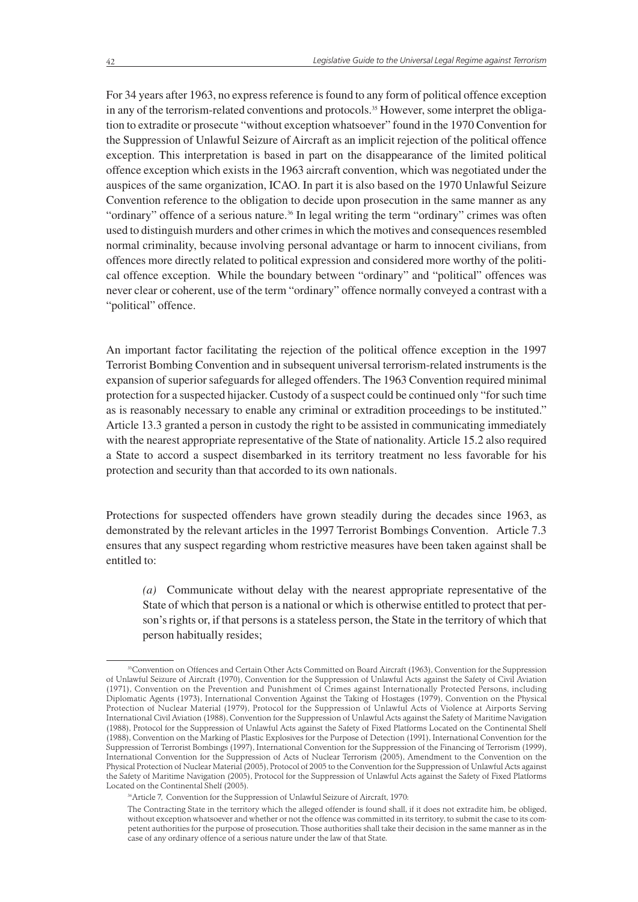For 34 years after 1963, no express reference is found to any form of political offence exception in any of the terrorism-related conventions and protocols.[35] However, some interpret the obligation to extradite or prosecute "without exception whatsoever" found in the 1970 Convention for the Suppression of Unlawful Seizure of Aircraft as an implicit rejection of the political offence exception. This interpretation is based in part on the disappearance of the limited political offence exception which exists in the 1963 aircraft convention, which was negotiated under the auspices of the same organization, ICAO. In part it is also based on the 1970 Unlawful Seizure Convention reference to the obligation to decide upon prosecution in the same manner as any "ordinary" offence of a serious nature.[36] In legal writing the term "ordinary" crimes was often used to distinguish murders and other crimes in which the motives and consequences resembled normal criminality, because involving personal advantage or harm to innocent civilians, from offences more directly related to political expression and considered more worthy of the political offence exception. While the boundary between "ordinary" and "political" offences was never clear or coherent, use of the term "ordinary" offence normally conveyed a contrast with a "political" offence.

An important factor facilitating the rejection of the political offence exception in the 1997 Terrorist Bombing Convention and in subsequent universal terrorism-related instruments is the expansion of superior safeguards for alleged offenders. The 1963 Convention required minimal protection for a suspected hijacker. Custody of a suspect could be continued only "for such time as is reasonably necessary to enable any criminal or extradition proceedings to be instituted." Article 13.3 granted a person in custody the right to be assisted in communicating immediately with the nearest appropriate representative of the State of nationality. Article 15.2 also required a State to accord a suspect disembarked in its territory treatment no less favorable for his protection and security than that accorded to its own nationals.

Protections for suspected offenders have grown steadily during the decades since 1963, as demonstrated by the relevant articles in the 1997 Terrorist Bombings Convention. Article 7.3 ensures that any suspect regarding whom restrictive measures have been taken against shall be entitled to:

> *(a)* Communicate without delay with the nearest appropriate representative of the State of which that person is a national or which is otherwise entitled to protect that person's rights or, if that persons is a stateless person, the State in the territory of which that person habitually resides;

---

[35] Convention on Offences and Certain Other Acts Committed on Board Aircraft (1963), Convention for the Suppression of Unlawful Seizure of Aircraft (1970), Convention for the Suppression of Unlawful Acts against the Safety of Civil Aviation (1971), Convention on the Prevention and Punishment of Crimes against Internationally Protected Persons, including Diplomatic Agents (1973), International Convention Against the Taking of Hostages (1979), Convention on the Physical Protection of Nuclear Material (1979), Protocol for the Suppression of Unlawful Acts of Violence at Airports Serving International Civil Aviation (1988), Convention for the Suppression of Unlawful Acts against the Safety of Maritime Navigation (1988), Protocol for the Suppression of Unlawful Acts against the Safety of Fixed Platforms Located on the Continental Shelf (1988), Convention on the Marking of Plastic Explosives for the Purpose of Detection (1991), International Convention for the Suppression of Terrorist Bombings (1997), International Convention for the Suppression of the Financing of Terrorism (1999), International Convention for the Suppression of Acts of Nuclear Terrorism (2005), Amendment to the Convention on the Physical Protection of Nuclear Material (2005), Protocol of 2005 to the Convention for the Suppression of Unlawful Acts against the Safety of Maritime Navigation (2005), Protocol for the Suppression of Unlawful Acts against the Safety of Fixed Platforms Located on the Continental Shelf (2005).

[36] Article 7, Convention for the Suppression of Unlawful Seizure of Aircraft, 1970:

The Contracting State in the territory which the alleged offender is found shall, if it does not extradite him, be obliged, without exception whatsoever and whether or not the offence was committed in its territory, to submit the case to its competent authorities for the purpose of prosecution. Those authorities shall take their decision in the same manner as in the case of any ordinary offence of a serious nature under the law of that State.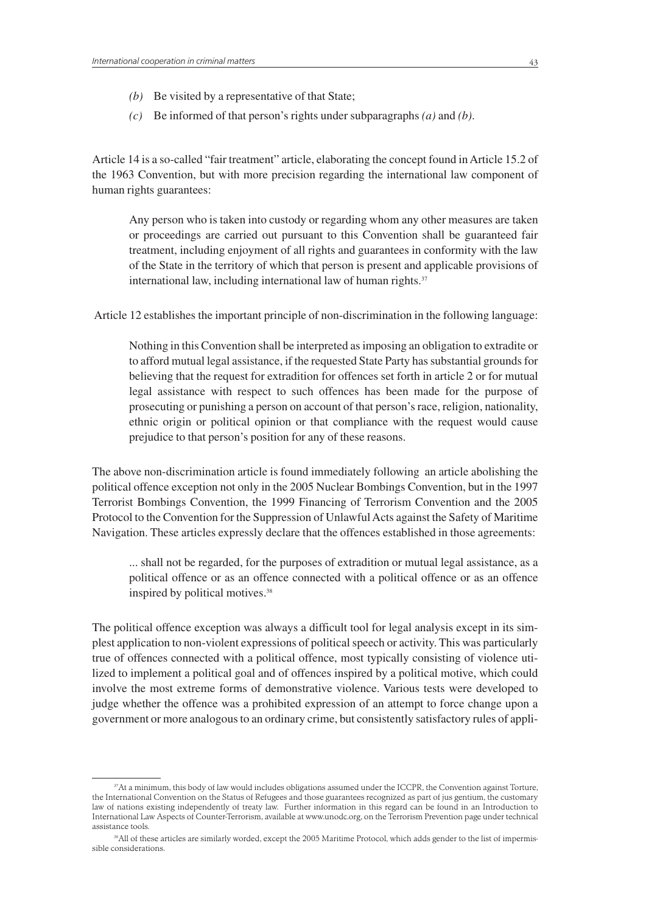*(b)* Be visited by a representative of that State;

*(c)* Be informed of that person's rights under subparagraphs *(a)* and *(b)*.

Article 14 is a so-called "fair treatment" article, elaborating the concept found in Article 15.2 of the 1963 Convention, but with more precision regarding the international law component of human rights guarantees:

> Any person who is taken into custody or regarding whom any other measures are taken or proceedings are carried out pursuant to this Convention shall be guaranteed fair treatment, including enjoyment of all rights and guarantees in conformity with the law of the State in the territory of which that person is present and applicable provisions of international law, including international law of human rights.[37]

Article 12 establishes the important principle of non-discrimination in the following language:

> Nothing in this Convention shall be interpreted as imposing an obligation to extradite or to afford mutual legal assistance, if the requested State Party has substantial grounds for believing that the request for extradition for offences set forth in article 2 or for mutual legal assistance with respect to such offences has been made for the purpose of prosecuting or punishing a person on account of that person's race, religion, nationality, ethnic origin or political opinion or that compliance with the request would cause prejudice to that person's position for any of these reasons.

The above non-discrimination article is found immediately following an article abolishing the political offence exception not only in the 2005 Nuclear Bombings Convention, but in the 1997 Terrorist Bombings Convention, the 1999 Financing of Terrorism Convention and the 2005 Protocol to the Convention for the Suppression of Unlawful Acts against the Safety of Maritime Navigation. These articles expressly declare that the offences established in those agreements:

> ... shall not be regarded, for the purposes of extradition or mutual legal assistance, as a political offence or as an offence connected with a political offence or as an offence inspired by political motives.[38]

The political offence exception was always a difficult tool for legal analysis except in its simplest application to non-violent expressions of political speech or activity. This was particularly true of offences connected with a political offence, most typically consisting of violence utilized to implement a political goal and of offences inspired by a political motive, which could involve the most extreme forms of demonstrative violence. Various tests were developed to judge whether the offence was a prohibited expression of an attempt to force change upon a government or more analogous to an ordinary crime, but consistently satisfactory rules of appli-

---

[37]At a minimum, this body of law would includes obligations assumed under the ICCPR, the Convention against Torture, the International Convention on the Status of Refugees and those guarantees recognized as part of jus gentium, the customary law of nations existing independently of treaty law. Further information in this regard can be found in an Introduction to International Law Aspects of Counter-Terrorism, available at www.unodc.org, on the Terrorism Prevention page under technical assistance tools.

[38]All of these articles are similarly worded, except the 2005 Maritime Protocol, which adds gender to the list of impermissible considerations.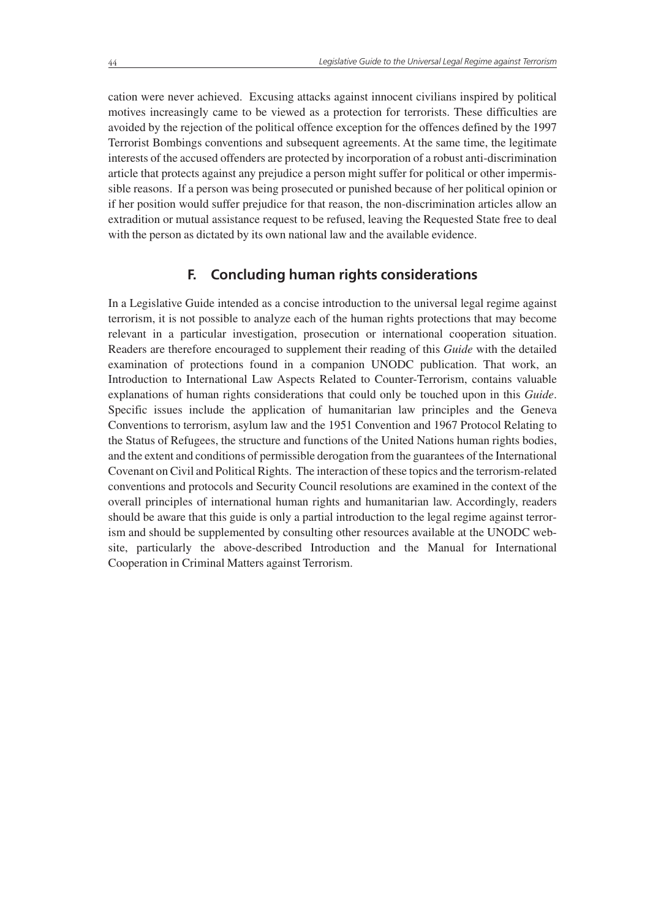cation were never achieved. Excusing attacks against innocent civilians inspired by political motives increasingly came to be viewed as a protection for terrorists. These difficulties are avoided by the rejection of the political offence exception for the offences defined by the 1997 Terrorist Bombings conventions and subsequent agreements. At the same time, the legitimate interests of the accused offenders are protected by incorporation of a robust anti-discrimination article that protects against any prejudice a person might suffer for political or other impermissible reasons. If a person was being prosecuted or punished because of her political opinion or if her position would suffer prejudice for that reason, the non-discrimination articles allow an extradition or mutual assistance request to be refused, leaving the Requested State free to deal with the person as dictated by its own national law and the available evidence.

## F. Concluding human rights considerations

In a Legislative Guide intended as a concise introduction to the universal legal regime against terrorism, it is not possible to analyze each of the human rights protections that may become relevant in a particular investigation, prosecution or international cooperation situation. Readers are therefore encouraged to supplement their reading of this *Guide* with the detailed examination of protections found in a companion UNODC publication. That work, an Introduction to International Law Aspects Related to Counter-Terrorism, contains valuable explanations of human rights considerations that could only be touched upon in this *Guide*. Specific issues include the application of humanitarian law principles and the Geneva Conventions to terrorism, asylum law and the 1951 Convention and 1967 Protocol Relating to the Status of Refugees, the structure and functions of the United Nations human rights bodies, and the extent and conditions of permissible derogation from the guarantees of the International Covenant on Civil and Political Rights. The interaction of these topics and the terrorism-related conventions and protocols and Security Council resolutions are examined in the context of the overall principles of international human rights and humanitarian law. Accordingly, readers should be aware that this guide is only a partial introduction to the legal regime against terrorism and should be supplemented by consulting other resources available at the UNODC website, particularly the above-described Introduction and the Manual for International Cooperation in Criminal Matters against Terrorism.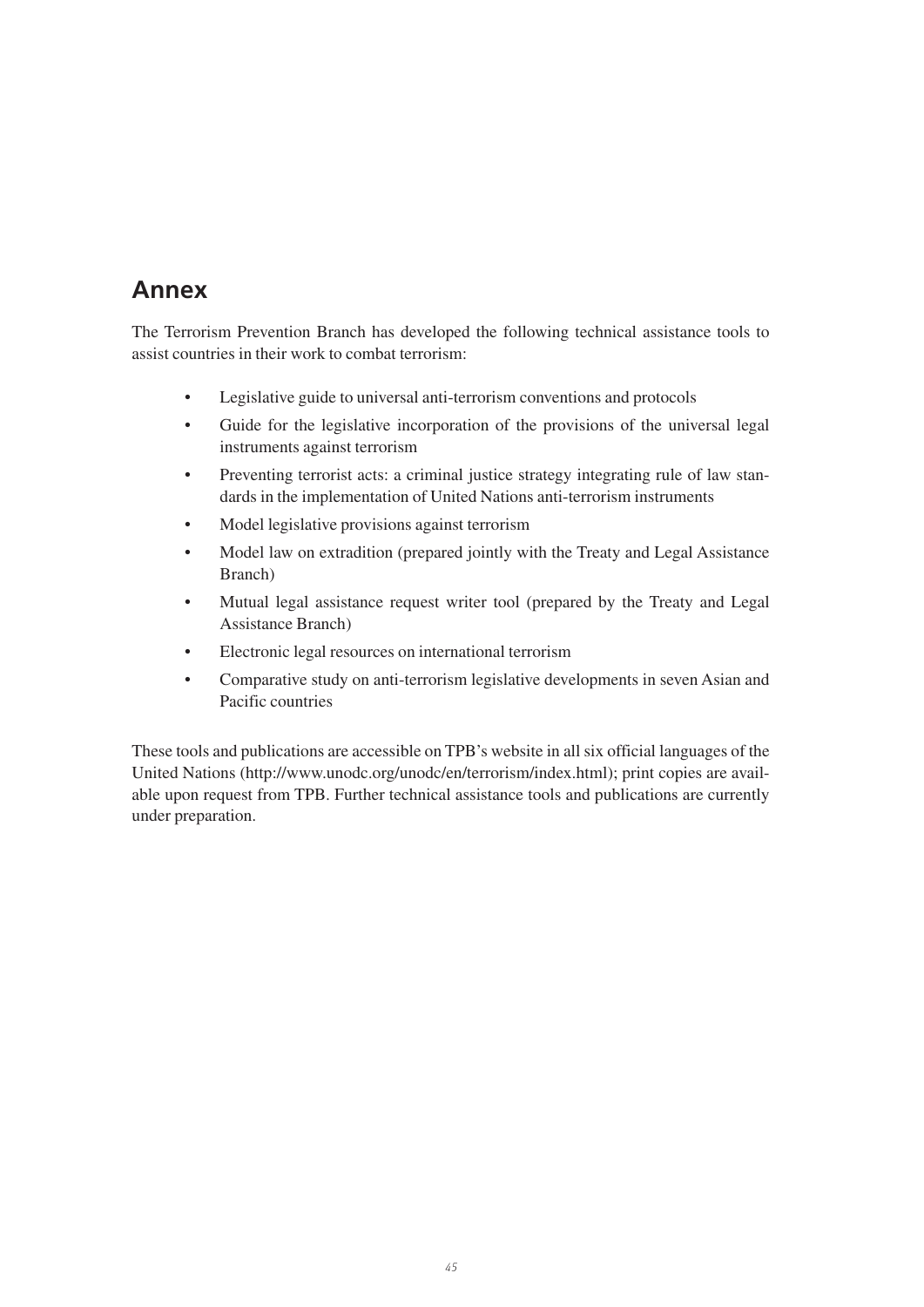## Annex

The Terrorism Prevention Branch has developed the following technical assistance tools to assist countries in their work to combat terrorism:

- Legislative guide to universal anti-terrorism conventions and protocols
- Guide for the legislative incorporation of the provisions of the universal legal instruments against terrorism
- Preventing terrorist acts: a criminal justice strategy integrating rule of law standards in the implementation of United Nations anti-terrorism instruments
- Model legislative provisions against terrorism
- Model law on extradition (prepared jointly with the Treaty and Legal Assistance Branch)
- Mutual legal assistance request writer tool (prepared by the Treaty and Legal Assistance Branch)
- Electronic legal resources on international terrorism
- Comparative study on anti-terrorism legislative developments in seven Asian and Pacific countries

These tools and publications are accessible on TPB's website in all six official languages of the United Nations (http://www.unodc.org/unodc/en/terrorism/index.html); print copies are available upon request from TPB. Further technical assistance tools and publications are currently under preparation.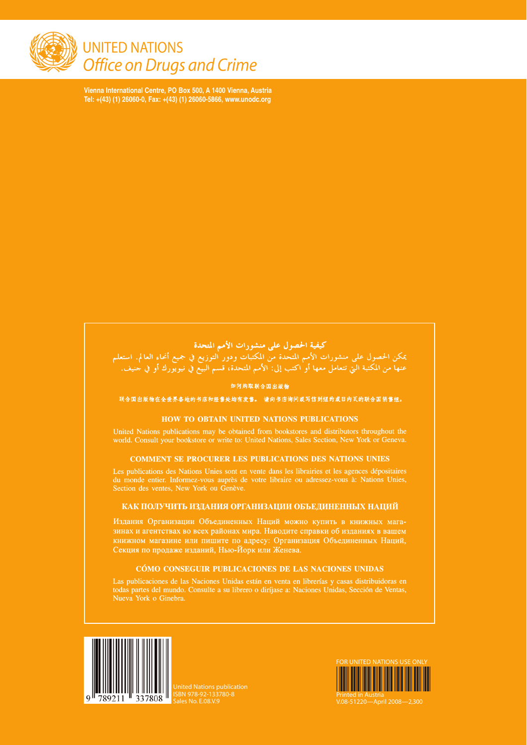UNITED NATIONS
*Office on Drugs and Crime*

**Vienna International Centre, PO Box 500, A 1400 Vienna, Austria**
**Tel: +(43) (1) 26060-0, Fax: +(43) (1) 26060-5866, www.unodc.org**

**كيفية الحصول على منشورات الأمم المتحدة**

يمكن الحصول على منشورات الأمم المتحدة من المكتبات ودور التوزيع في جميع أنحاء العالم. استعلم عنها من المكتبة التي تتعامل معها أو اكتب إلى: الأمم المتحدة، قسم البيع في نيويورك أو في جنيف.

**如何购取联合国出版物**

联合国出版物在全世界各地的书店和经售处均有发售。请向书店询问或写信到纽约或日内瓦的联合国销售组。

**HOW TO OBTAIN UNITED NATIONS PUBLICATIONS**

United Nations publications may be obtained from bookstores and distributors throughout the world. Consult your bookstore or write to: United Nations, Sales Section, New York or Geneva.

**COMMENT SE PROCURER LES PUBLICATIONS DES NATIONS UNIES**

Les publications des Nations Unies sont en vente dans les librairies et les agences dépositaires du monde entier. Informez-vous auprès de votre libraire ou adressez-vous à: Nations Unies, Section des ventes, New York ou Genève.

**КАК ПОЛУЧИТЬ ИЗДАНИЯ ОРГАНИЗАЦИИ ОБЪЕДИНЕННЫХ НАЦИЙ**

Издания Организации Объединенных Наций можно купить в книжных магазинах и агентствах во всех районах мира. Наводите справки об изданиях в вашем книжном магазине или пишите по адресу: Организация Объединенных Наций, Секция по продаже изданий, Нью-Йорк или Женева.

**CÓMO CONSEGUIR PUBLICACIONES DE LAS NACIONES UNIDAS**

Las publicaciones de las Naciones Unidas están en venta en librerías y casas distribuidoras en todas partes del mundo. Consulte a su librero o diríjase a: Naciones Unidas, Sección de Ventas, Nueva York o Ginebra.

9 789211 337808

United Nations publication
ISBN 978-92-133780-8
Sales No. E.08.V.9

FOR UNITED NATIONS USE ONLY
Printed in Austria
V.08-51220—April 2008—2,300